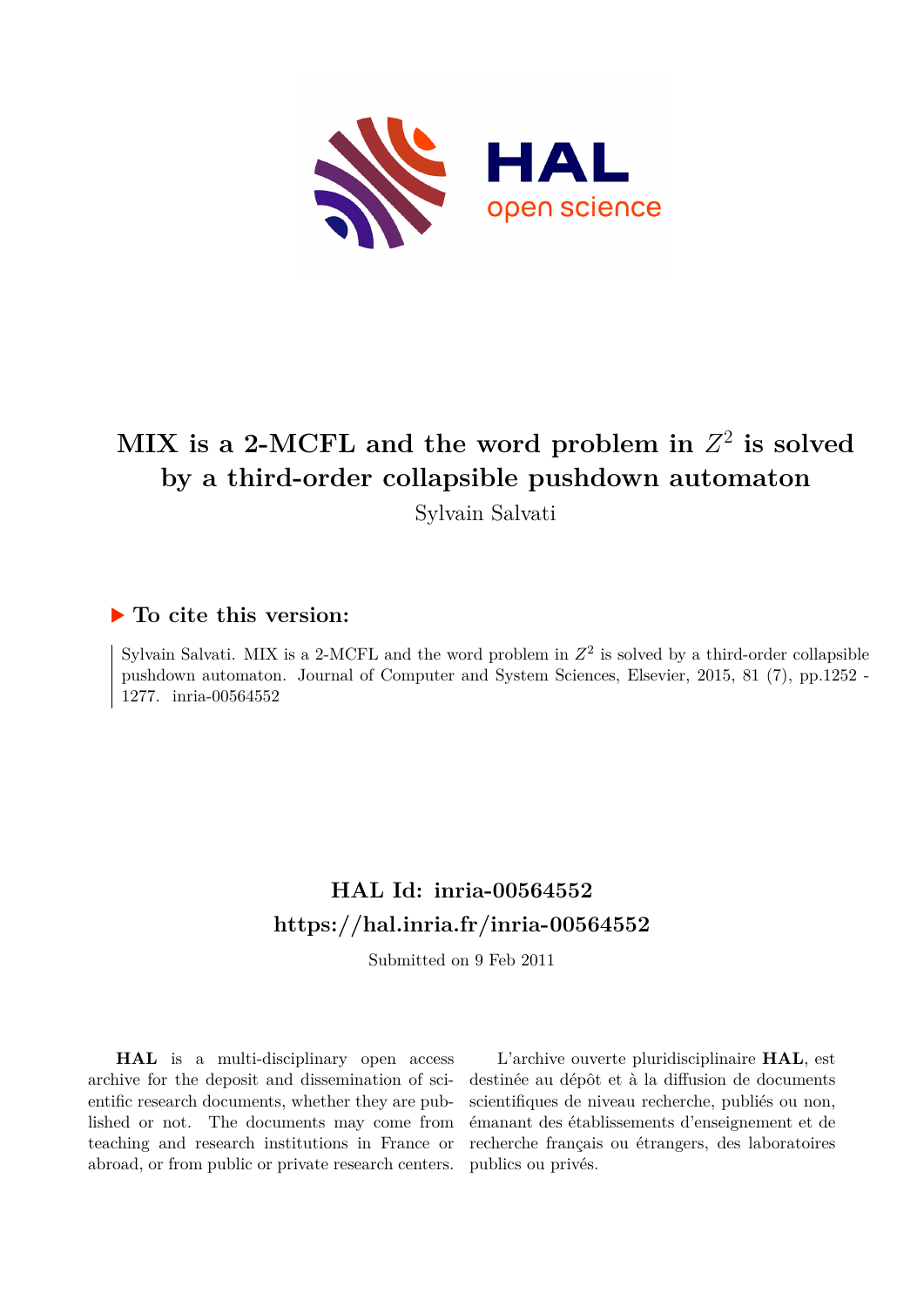# MIX is a 2-MCFL and the word problem in $Z^2$ is solved by a third-order collapsible pushdown automaton

Sylvain Salvati

### ▶ To cite this version:

Sylvain Salvati. MIX is a 2-MCFL and the word problem in $Z^2$ is solved by a third-order collapsible pushdown automaton. Journal of Computer and System Sciences, Elsevier, 2015, 81 (7), pp.1252 - 1277. inria-00564552

## HAL Id: inria-00564552
## https://hal.inria.fr/inria-00564552

Submitted on 9 Feb 2011

**HAL** is a multi-disciplinary open access archive for the deposit and dissemination of scientific research documents, whether they are published or not. The documents may come from teaching and research institutions in France or abroad, or from public or private research centers.

L'archive ouverte pluridisciplinaire **HAL**, est destinée au dépôt et à la diffusion de documents scientifiques de niveau recherche, publiés ou non, émanant des établissements d'enseignement et de recherche français ou étrangers, des laboratoires publics ou privés.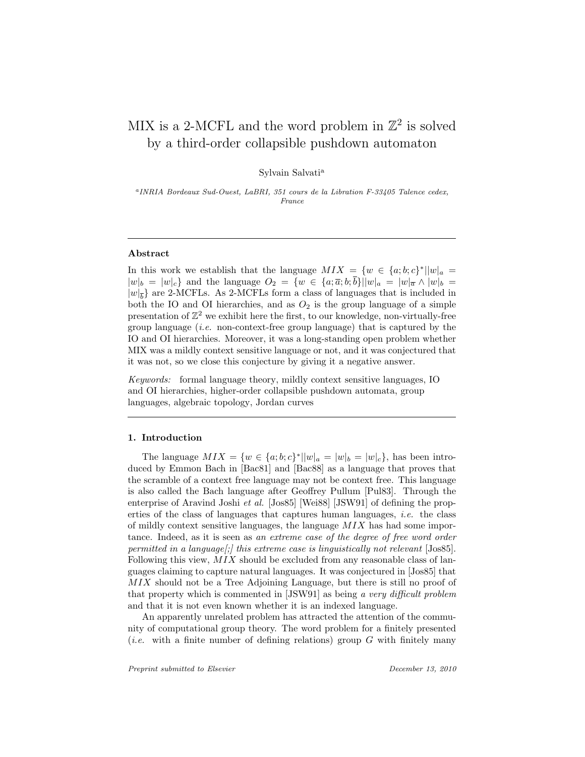# MIX is a 2-MCFL and the word problem in $\mathbb{Z}^2$ is solved by a third-order collapsible pushdown automaton

Sylvain Salvati[a]

[a] *INRIA Bordeaux Sud-Ouest, LaBRI, 351 cours de la Libration F-33405 Talence cedex, France*

---

### Abstract

In this work we establish that the language $MIX = \{w \in \{a; b; c\}^* || w|_a = |w|_b = |w|_c\}$ and the language $O_2 = \{w \in \{a; \overline{a}; b; \overline{b}\} || w|_a = |w|_{\overline{a}} \wedge |w|_b = |w|_{\overline{b}}\}$ are 2-MCFLs. As 2-MCFLs form a class of languages that is included in both the IO and OI hierarchies, and as $O_2$ is the group language of a simple presentation of $\mathbb{Z}^2$ we exhibit here the first, to our knowledge, non-virtually-free group language (*i.e.* non-context-free group language) that is captured by the IO and OI hierarchies. Moreover, it was a long-standing open problem whether MIX was a mildly context sensitive language or not, and it was conjectured that it was not, so we close this conjecture by giving it a negative answer.

*Keywords:* formal language theory, mildly context sensitive languages, IO and OI hierarchies, higher-order collapsible pushdown automata, group languages, algebraic topology, Jordan curves

---

## 1. Introduction

The language $MIX = \{w \in \{a; b; c\}^* || w|_a = |w|_b = |w|_c\}$, has been introduced by Emmon Bach in [Bac81] and [Bac88] as a language that proves that the scramble of a context free language may not be context free. This language is also called the Bach language after Geoffrey Pullum [Pul83]. Through the enterprise of Aravind Joshi *et al.* [Jos85] [Wei88] [JSW91] of defining the properties of the class of languages that captures human languages, *i.e.* the class of mildly context sensitive languages, the language $MIX$ has had some importance. Indeed, as it is seen as *an extreme case of the degree of free word order permitted in a language[;] this extreme case is linguistically not relevant* [Jos85]. Following this view, $MIX$ should be excluded from any reasonable class of languages claiming to capture natural languages. It was conjectured in [Jos85] that $MIX$ should not be a Tree Adjoining Language, but there is still no proof of that property which is commented in [JSW91] as being *a very difficult problem* and that it is not even known whether it is an indexed language.

An apparently unrelated problem has attracted the attention of the community of computational group theory. The word problem for a finitely presented (*i.e.* with a finite number of defining relations) group $G$ with finitely many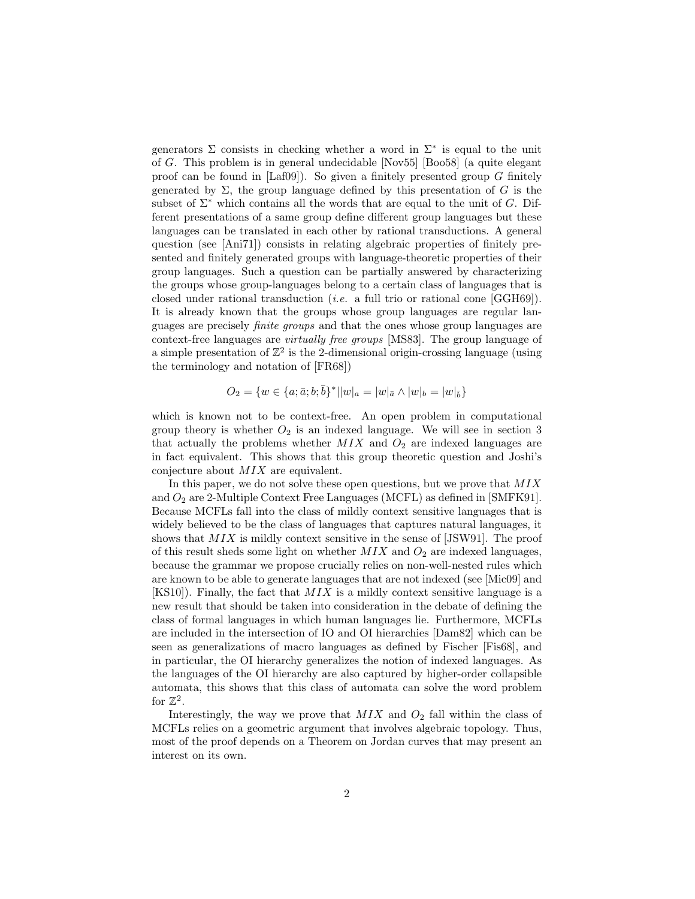generators $\Sigma$ consists in checking whether a word in $\Sigma^*$ is equal to the unit of $G$. This problem is in general undecidable [Nov55] [Boo58] (a quite elegant proof can be found in [Laf09]). So given a finitely presented group $G$ finitely generated by $\Sigma$, the group language defined by this presentation of $G$ is the subset of $\Sigma^*$ which contains all the words that are equal to the unit of $G$. Different presentations of a same group define different group languages but these languages can be translated in each other by rational transductions. A general question (see [Ani71]) consists in relating algebraic properties of finitely presented and finitely generated groups with language-theoretic properties of their group languages. Such a question can be partially answered by characterizing the groups whose group-languages belong to a certain class of languages that is closed under rational transduction (*i.e.* a full trio or rational cone [GGH69]). It is already known that the groups whose group languages are regular languages are precisely *finite groups* and that the ones whose group languages are context-free languages are *virtually free groups* [MS83]. The group language of a simple presentation of $\mathbb{Z}^2$ is the 2-dimensional origin-crossing language (using the terminology and notation of [FR68])

$$O_2 = \{w \in \{a; \bar{a}; b; \bar{b}\}^* \| |w|_a = |w|_{\bar{a}} \wedge |w|_b = |w|_{\bar{b}}\}$$

which is known not to be context-free. An open problem in computational group theory is whether $O_2$ is an indexed language. We will see in section 3 that actually the problems whether $MIX$ and $O_2$ are indexed languages are in fact equivalent. This shows that this group theoretic question and Joshi's conjecture about $MIX$ are equivalent.

In this paper, we do not solve these open questions, but we prove that $MIX$ and $O_2$ are 2-Multiple Context Free Languages (MCFL) as defined in [SMFK91]. Because MCFLs fall into the class of mildly context sensitive languages that is widely believed to be the class of languages that captures natural languages, it shows that $MIX$ is mildly context sensitive in the sense of [JSW91]. The proof of this result sheds some light on whether $MIX$ and $O_2$ are indexed languages, because the grammar we propose crucially relies on non-well-nested rules which are known to be able to generate languages that are not indexed (see [Mic09] and [KS10]). Finally, the fact that $MIX$ is a mildly context sensitive language is a new result that should be taken into consideration in the debate of defining the class of formal languages in which human languages lie. Furthermore, MCFLs are included in the intersection of IO and OI hierarchies [Dam82] which can be seen as generalizations of macro languages as defined by Fischer [Fis68], and in particular, the OI hierarchy generalizes the notion of indexed languages. As the languages of the OI hierarchy are also captured by higher-order collapsible automata, this shows that this class of automata can solve the word problem for $\mathbb{Z}^2$.

Interestingly, the way we prove that $MIX$ and $O_2$ fall within the class of MCFLs relies on a geometric argument that involves algebraic topology. Thus, most of the proof depends on a Theorem on Jordan curves that may present an interest on its own.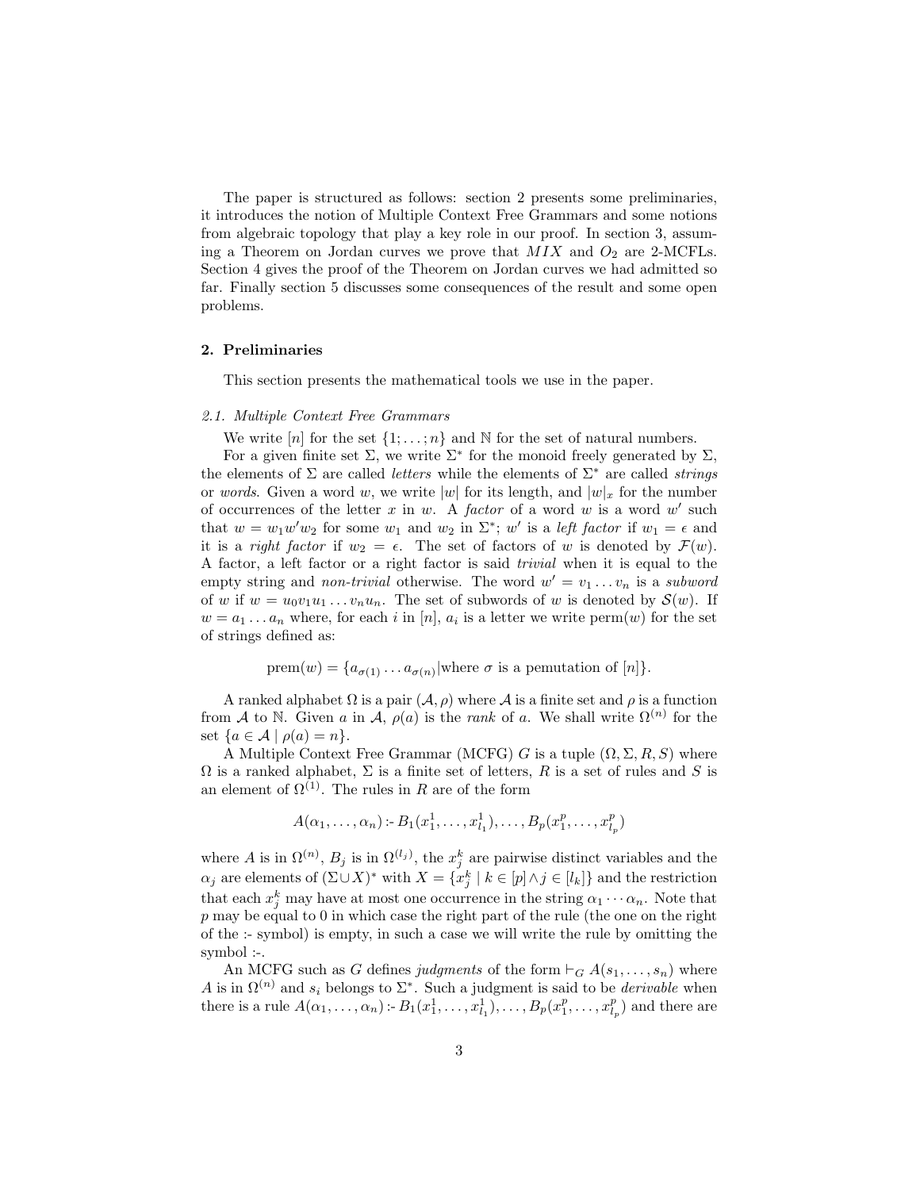The paper is structured as follows: section 2 presents some preliminaries, it introduces the notion of Multiple Context Free Grammars and some notions from algebraic topology that play a key role in our proof. In section 3, assuming a Theorem on Jordan curves we prove that $MIX$ and $O_2$ are 2-MCFLs. Section 4 gives the proof of the Theorem on Jordan curves we had admitted so far. Finally section 5 discusses some consequences of the result and some open problems.

## 2. Preliminaries

This section presents the mathematical tools we use in the paper.

### *2.1. Multiple Context Free Grammars*

We write $[n]$ for the set $\{1; \ldots ; n\}$ and $\mathbb{N}$ for the set of natural numbers.

For a given finite set $\Sigma$, we write $\Sigma^*$ for the monoid freely generated by $\Sigma$, the elements of $\Sigma$ are called *letters* while the elements of $\Sigma^*$ are called *strings* or *words*. Given a word $w$, we write $|w|$ for its length, and $|w|_x$ for the number of occurrences of the letter $x$ in $w$. A *factor* of a word $w$ is a word $w'$ such that $w = w_1 w' w_2$ for some $w_1$ and $w_2$ in $\Sigma^*$; $w'$ is a *left factor* if $w_1 = \epsilon$ and it is a *right factor* if $w_2 = \epsilon$. The set of factors of $w$ is denoted by $\mathcal{F}(w)$. A factor, a left factor or a right factor is said *trivial* when it is equal to the empty string and *non-trivial* otherwise. The word $w' = v_1 \ldots v_n$ is a *subword* of $w$ if $w = u_0 v_1 u_1 \ldots v_n u_n$. The set of subwords of $w$ is denoted by $\mathcal{S}(w)$. If $w = a_1 \ldots a_n$ where, for each $i$ in $[n]$, $a_i$ is a letter we write perm$(w)$ for the set of strings defined as:

$$\text{prem}(w) = \{a_{\sigma(1)} \ldots a_{\sigma(n)} | \text{where } \sigma \text{ is a pemutation of } [n]\}.$$

A ranked alphabet $\Omega$ is a pair $(\mathcal{A}, \rho)$ where $\mathcal{A}$ is a finite set and $\rho$ is a function from $\mathcal{A}$ to $\mathbb{N}$. Given $a$ in $\mathcal{A}$, $\rho(a)$ is the *rank* of $a$. We shall write $\Omega^{(n)}$ for the set $\{a \in \mathcal{A} \mid \rho(a) = n\}$.

A Multiple Context Free Grammar (MCFG) $G$ is a tuple $(\Omega, \Sigma, R, S)$ where $\Omega$ is a ranked alphabet, $\Sigma$ is a finite set of letters, $R$ is a set of rules and $S$ is an element of $\Omega^{(1)}$. The rules in $R$ are of the form

$$A(\alpha_1, \ldots, \alpha_n) \coloneq B_1(x_1^1, \ldots, x_{l_1}^1), \ldots, B_p(x_1^p, \ldots, x_{l_p}^p)$$

where $A$ is in $\Omega^{(n)}$, $B_j$ is in $\Omega^{(l_j)}$, the $x_j^k$ are pairwise distinct variables and the $\alpha_j$ are elements of $(\Sigma \cup X)^*$ with $X = \{x_j^k \mid k \in [p] \wedge j \in [l_k]\}$ and the restriction that each $x_j^k$ may have at most one occurrence in the string $\alpha_1 \cdots \alpha_n$. Note that $p$ may be equal to 0 in which case the right part of the rule (the one on the right of the :- symbol) is empty, in such a case we will write the rule by omitting the symbol :-.

An MCFG such as $G$ defines *judgments* of the form $\vdash_G A(s_1, \ldots, s_n)$ where $A$ is in $\Omega^{(n)}$ and $s_i$ belongs to $\Sigma^*$. Such a judgment is said to be *derivable* when there is a rule $A(\alpha_1, \ldots, \alpha_n) \coloneq B_1(x_1^1, \ldots, x_{l_1}^1), \ldots, B_p(x_1^p, \ldots, x_{l_p}^p)$ and there are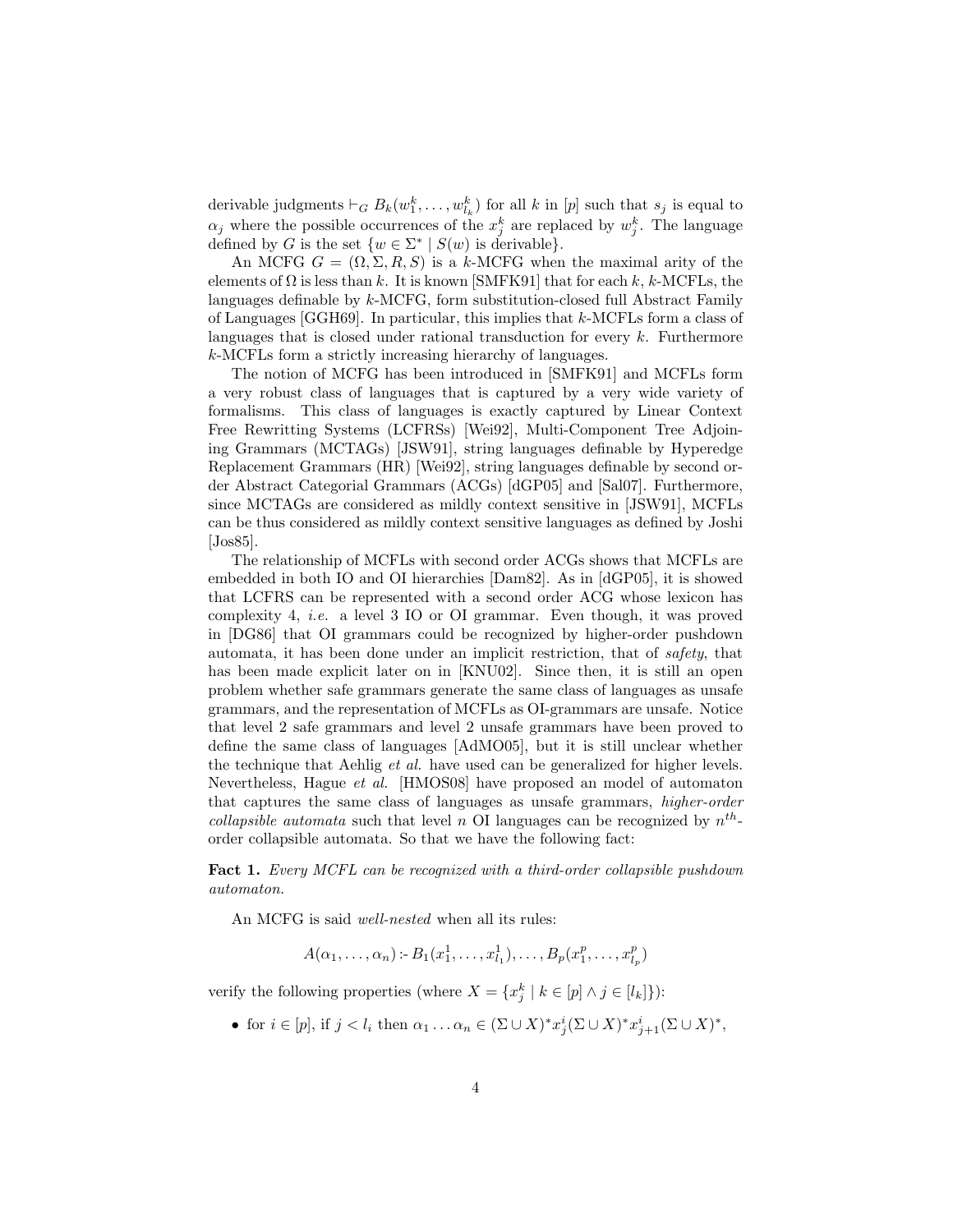derivable judgments $\vdash_G B_k(w_1^k, \ldots, w_{l_k}^k)$ for all $k$ in $[p]$ such that $s_j$ is equal to $\alpha_j$ where the possible occurrences of the $x_j^k$ are replaced by $w_j^k$. The language defined by $G$ is the set $\{w \in \Sigma^* \mid S(w) \text{ is derivable}\}$.

An MCFG $G = (\Omega, \Sigma, R, S)$ is a $k$-MCFG when the maximal arity of the elements of $\Omega$ is less than $k$. It is known [SMFK91] that for each $k$, $k$-MCFLs, the languages definable by $k$-MCFG, form substitution-closed full Abstract Family of Languages [GGH69]. In particular, this implies that $k$-MCFLs form a class of languages that is closed under rational transduction for every $k$. Furthermore $k$-MCFLs form a strictly increasing hierarchy of languages.

The notion of MCFG has been introduced in [SMFK91] and MCFLs form a very robust class of languages that is captured by a very wide variety of formalisms. This class of languages is exactly captured by Linear Context Free Rewritting Systems (LCFRSs) [Wei92], Multi-Component Tree Adjoining Grammars (MCTAGs) [JSW91], string languages definable by Hyperedge Replacement Grammars (HR) [Wei92], string languages definable by second order Abstract Categorial Grammars (ACGs) [dGP05] and [Sal07]. Furthermore, since MCTAGs are considered as mildly context sensitive in [JSW91], MCFLs can be thus considered as mildly context sensitive languages as defined by Joshi [Jos85].

The relationship of MCFLs with second order ACGs shows that MCFLs are embedded in both IO and OI hierarchies [Dam82]. As in [dGP05], it is showed that LCFRS can be represented with a second order ACG whose lexicon has complexity 4, *i.e.* a level 3 IO or OI grammar. Even though, it was proved in [DG86] that OI grammars could be recognized by higher-order pushdown automata, it has been done under an implicit restriction, that of *safety*, that has been made explicit later on in [KNU02]. Since then, it is still an open problem whether safe grammars generate the same class of languages as unsafe grammars, and the representation of MCFLs as OI-grammars are unsafe. Notice that level 2 safe grammars and level 2 unsafe grammars have been proved to define the same class of languages [AdMO05], but it is still unclear whether the technique that Aehlig *et al.* have used can be generalized for higher levels. Nevertheless, Hague *et al.* [HMOS08] have proposed an model of automaton that captures the same class of languages as unsafe grammars, *higher-order collapsible automata* such that level $n$ OI languages can be recognized by $n^{th}$-order collapsible automata. So that we have the following fact:

**Fact 1.** *Every MCFL can be recognized with a third-order collapsible pushdown automaton.*

An MCFG is said *well-nested* when all its rules:

$$A(\alpha_1, \ldots, \alpha_n) \coloneq B_1(x_1^1, \ldots, x_{l_1}^1), \ldots, B_p(x_1^p, \ldots, x_{l_p}^p)$$

verify the following properties (where $X = \{x_j^k \mid k \in [p] \land j \in [l_k]\}$):

- for $i \in [p]$, if $j < l_i$ then $\alpha_1 \ldots \alpha_n \in (\Sigma \cup X)^* x_j^i (\Sigma \cup X)^* x_{j+1}^i (\Sigma \cup X)^*$,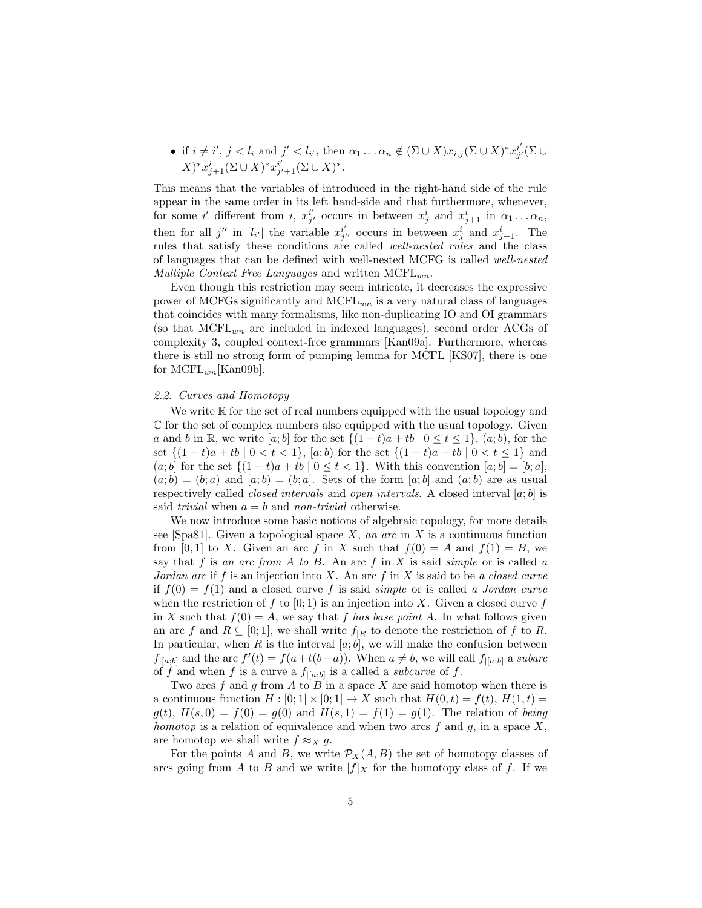- if $i \neq i'$, $j < l_i$ and $j' < l_{i'}$, then $\alpha_1 \dots \alpha_n \notin (\Sigma \cup X) x_{i,j} (\Sigma \cup X)^* x^{i'}_{j'} (\Sigma \cup X)^* x^{i}_{j+1} (\Sigma \cup X)^* x^{i'}_{j'+1} (\Sigma \cup X)^*$.

This means that the variables of introduced in the right-hand side of the rule appear in the same order in its left hand-side and that furthermore, whenever, for some $i'$ different from $i$, $x^{i'}_{j'}$ occurs in between $x^i_j$ and $x^i_{j+1}$ in $\alpha_1 \dots \alpha_n$, then for all $j''$ in $[l_{i'}]$ the variable $x^{i'}_{j''}$ occurs in between $x^i_j$ and $x^i_{j+1}$. The rules that satisfy these conditions are called *well-nested rules* and the class of languages that can be defined with well-nested MCFG is called *well-nested Multiple Context Free Languages* and written $\mathrm{MCFL}_{wn}$.

Even though this restriction may seem intricate, it decreases the expressive power of MCFGs significantly and $\mathrm{MCFL}_{wn}$ is a very natural class of languages that coincides with many formalisms, like non-duplicating IO and OI grammars (so that $\mathrm{MCFL}_{wn}$ are included in indexed languages), second order ACGs of complexity 3, coupled context-free grammars [Kan09a]. Furthermore, whereas there is still no strong form of pumping lemma for MCFL [KS07], there is one for $\mathrm{MCFL}_{wn}$[Kan09b].

*2.2. Curves and Homotopy*

We write $\mathbb{R}$ for the set of real numbers equipped with the usual topology and $\mathbb{C}$ for the set of complex numbers also equipped with the usual topology. Given $a$ and $b$ in $\mathbb{R}$, we write $[a;b]$ for the set $\{(1-t)a + tb \mid 0 \leq t \leq 1\}$, $(a;b)$, for the set $\{(1-t)a + tb \mid 0 < t < 1\}$, $[a;b)$ for the set $\{(1-t)a + tb \mid 0 < t \leq 1\}$ and $(a;b]$ for the set $\{(1-t)a + tb \mid 0 \leq t < 1\}$. With this convention $[a;b] = [b;a]$, $(a;b) = (b;a)$ and $[a;b) = (b;a]$. Sets of the form $[a;b]$ and $(a;b)$ are as usual respectively called *closed intervals* and *open intervals*. A closed interval $[a;b]$ is said *trivial* when $a = b$ and *non-trivial* otherwise.

We now introduce some basic notions of algebraic topology, for more details see [Spa81]. Given a topological space $X$, *an arc* in $X$ is a continuous function from $[0, 1]$ to $X$. Given an arc $f$ in $X$ such that $f(0) = A$ and $f(1) = B$, we say that $f$ is *an arc from A to B*. An arc $f$ in $X$ is said *simple* or is called *a Jordan arc* if $f$ is an injection into $X$. An arc $f$ in $X$ is said to be *a closed curve* if $f(0) = f(1)$ and a closed curve $f$ is said *simple* or is called *a Jordan curve* when the restriction of $f$ to $[0;1)$ is an injection into $X$. Given a closed curve $f$ in $X$ such that $f(0) = A$, we say that $f$ *has base point* $A$. In what follows given an arc $f$ and $R \subseteq [0;1]$, we shall write $f_{|R}$ to denote the restriction of $f$ to $R$. In particular, when $R$ is the interval $[a;b]$, we will make the confusion between $f_{|[a;b]}$ and the arc $f'(t) = f(a+t(b-a))$. When $a \neq b$, we will call $f_{|[a;b]}$ a *subarc* of $f$ and when $f$ is a curve a $f_{|[a;b]}$ is a called a *subcurve* of $f$.

Two arcs $f$ and $g$ from $A$ to $B$ in a space $X$ are said homotop when there is a continuous function $H : [0;1] \times [0;1] \to X$ such that $H(0, t) = f(t)$, $H(1, t) = g(t)$, $H(s, 0) = f(0) = g(0)$ and $H(s, 1) = f(1) = g(1)$. The relation of *being homotop* is a relation of equivalence and when two arcs $f$ and $g$, in a space $X$, are homotop we shall write $f \approx_X g$.

For the points $A$ and $B$, we write $\mathcal{P}_X(A, B)$ the set of homotopy classes of arcs going from $A$ to $B$ and we write $[f]_X$ for the homotopy class of $f$. If we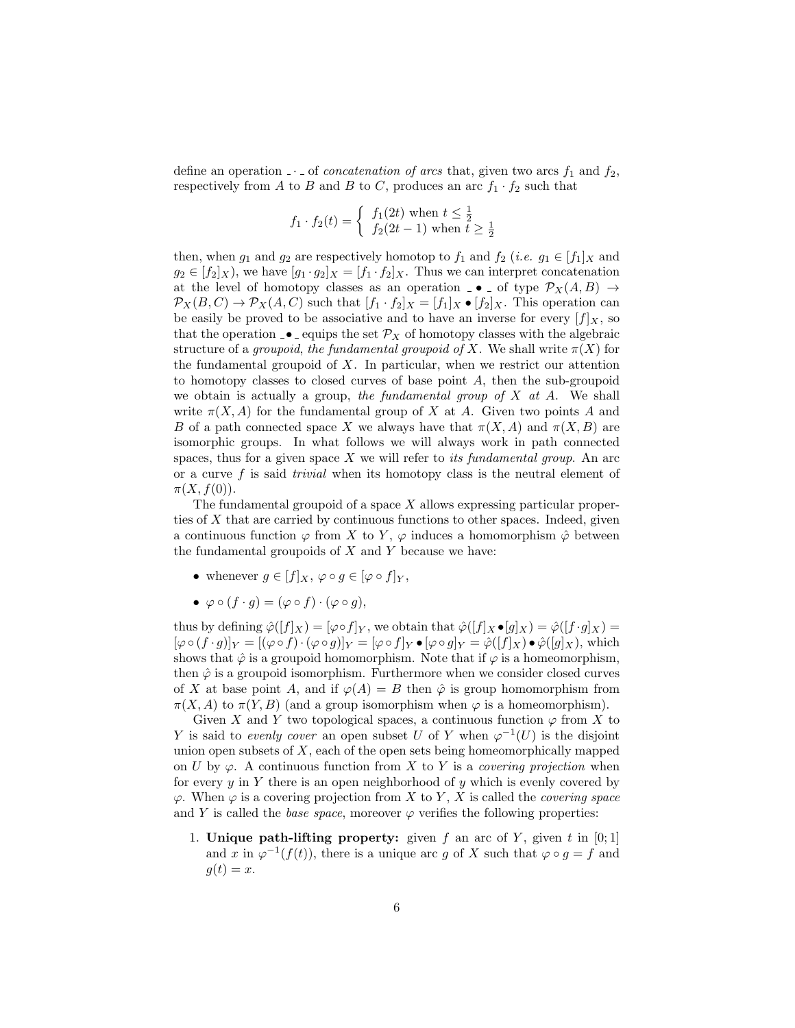define an operation $\_ \cdot \_$ of *concatenation of arcs* that, given two arcs $f_1$ and $f_2$, respectively from $A$ to $B$ and $B$ to $C$, produces an arc $f_1 \cdot f_2$ such that

$$f_1 \cdot f_2(t) = \begin{cases} f_1(2t) \text{ when } t \leq \frac{1}{2} \\ f_2(2t-1) \text{ when } t \geq \frac{1}{2} \end{cases}$$

then, when $g_1$ and $g_2$ are respectively homotop to $f_1$ and $f_2$ (*i.e.* $g_1 \in [f_1]_X$ and $g_2 \in [f_2]_X$), we have $[g_1 \cdot g_2]_X = [f_1 \cdot f_2]_X$. Thus we can interpret concatenation at the level of homotopy classes as an operation $\_ \bullet \_$ of type $\mathcal{P}_X(A,B) \to \mathcal{P}_X(B,C) \to \mathcal{P}_X(A,C)$ such that $[f_1 \cdot f_2]_X = [f_1]_X \bullet [f_2]_X$. This operation can be easily be proved to be associative and to have an inverse for every $[f]_X$, so that the operation $\_ \bullet \_$ equips the set $\mathcal{P}_X$ of homotopy classes with the algebraic structure of a *groupoid*, *the fundamental groupoid of* $X$. We shall write $\pi(X)$ for the fundamental groupoid of $X$. In particular, when we restrict our attention to homotopy classes to closed curves of base point $A$, then the sub-groupoid we obtain is actually a group, *the fundamental group of* $X$ *at* $A$. We shall write $\pi(X, A)$ for the fundamental group of $X$ at $A$. Given two points $A$ and $B$ of a path connected space $X$ we always have that $\pi(X, A)$ and $\pi(X, B)$ are isomorphic groups. In what follows we will always work in path connected spaces, thus for a given space $X$ we will refer to *its fundamental group*. An arc or a curve $f$ is said *trivial* when its homotopy class is the neutral element of $\pi(X, f(0))$.

The fundamental groupoid of a space $X$ allows expressing particular properties of $X$ that are carried by continuous functions to other spaces. Indeed, given a continuous function $\varphi$ from $X$ to $Y$, $\varphi$ induces a homomorphism $\hat{\varphi}$ between the fundamental groupoids of $X$ and $Y$ because we have:

- whenever $g \in [f]_X$, $\varphi \circ g \in [\varphi \circ f]_Y$,
- $\varphi \circ (f \cdot g) = (\varphi \circ f) \cdot (\varphi \circ g)$,

thus by defining $\hat{\varphi}([f]_X) = [\varphi \circ f]_Y$, we obtain that $\hat{\varphi}([f]_X \bullet [g]_X) = \hat{\varphi}([f \cdot g]_X) = [\varphi \circ (f \cdot g)]_Y = [(\varphi \circ f) \cdot (\varphi \circ g)]_Y = [\varphi \circ f]_Y \bullet [\varphi \circ g]_Y = \hat{\varphi}([f]_X) \bullet \hat{\varphi}([g]_X)$, which shows that $\hat{\varphi}$ is a groupoid homomorphism. Note that if $\varphi$ is a homeomorphism, then $\hat{\varphi}$ is a groupoid isomorphism. Furthermore when we consider closed curves of $X$ at base point $A$, and if $\varphi(A) = B$ then $\hat{\varphi}$ is group homomorphism from $\pi(X, A)$ to $\pi(Y, B)$ (and a group isomorphism when $\varphi$ is a homeomorphism).

Given $X$ and $Y$ two topological spaces, a continuous function $\varphi$ from $X$ to $Y$ is said to *evenly cover* an open subset $U$ of $Y$ when $\varphi^{-1}(U)$ is the disjoint union open subsets of $X$, each of the open sets being homeomorphically mapped on $U$ by $\varphi$. A continuous function from $X$ to $Y$ is a *covering projection* when for every $y$ in $Y$ there is an open neighborhood of $y$ which is evenly covered by $\varphi$. When $\varphi$ is a covering projection from $X$ to $Y$, $X$ is called the *covering space* and $Y$ is called the *base space*, moreover $\varphi$ verifies the following properties:

1. **Unique path-lifting property:** given $f$ an arc of $Y$, given $t$ in $[0; 1]$ and $x$ in $\varphi^{-1}(f(t))$, there is a unique arc $g$ of $X$ such that $\varphi \circ g = f$ and $g(t) = x$.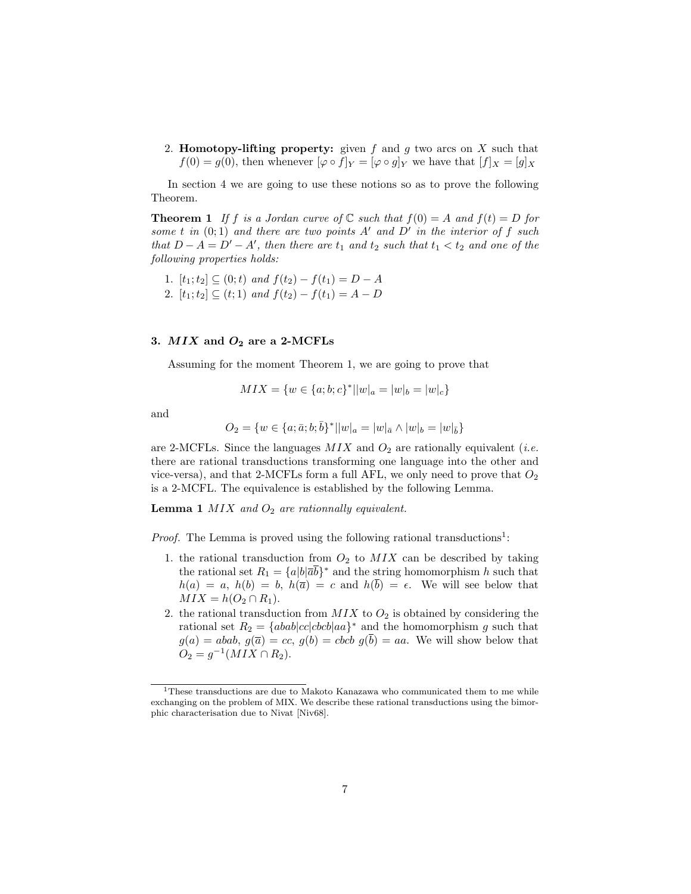2. **Homotopy-lifting property:** given $f$ and $g$ two arcs on $X$ such that $f(0) = g(0)$, then whenever $[\varphi \circ f]_Y = [\varphi \circ g]_Y$ we have that $[f]_X = [g]_X$

In section 4 we are going to use these notions so as to prove the following Theorem.

**Theorem 1** *If $f$ is a Jordan curve of $\mathbb{C}$ such that $f(0) = A$ and $f(t) = D$ for some $t$ in $(0;1)$ and there are two points $A'$ and $D'$ in the interior of $f$ such that $D - A = D' - A'$, then there are $t_1$ and $t_2$ such that $t_1 < t_2$ and one of the following properties holds:*

1. $[t_1; t_2] \subseteq (0; t)$ *and* $f(t_2) - f(t_1) = D - A$
2. $[t_1; t_2] \subseteq (t; 1)$ *and* $f(t_2) - f(t_1) = A - D$

### 3. $MIX$ and $O_2$ are a 2-MCFLs

Assuming for the moment Theorem 1, we are going to prove that

$$MIX = \{w \in \{a; b; c\}^* || w|_a = |w|_b = |w|_c\}$$

and

$$O_2 = \{w \in \{a; \bar{a}; b; \bar{b}\}^* || w|_a = |w|_{\bar{a}} \wedge |w|_b = |w|_{\bar{b}}\}$$

are 2-MCFLs. Since the languages $MIX$ and $O_2$ are rationally equivalent (*i.e.* there are rational transductions transforming one language into the other and vice-versa), and that 2-MCFLs form a full AFL, we only need to prove that $O_2$ is a 2-MCFL. The equivalence is established by the following Lemma.

**Lemma 1** *$MIX$ and $O_2$ are rationnally equivalent.*

*Proof.* The Lemma is proved using the following rational transductions[1]:

1. the rational transduction from $O_2$ to $MIX$ can be described by taking the rational set $R_1 = \{a|b|\overline{a}\overline{b}\}^*$ and the string homomorphism $h$ such that $h(a) = a$, $h(b) = b$, $h(\overline{a}) = c$ and $h(\overline{b}) = \epsilon$. We will see below that $MIX = h(O_2 \cap R_1)$.
2. the rational transduction from $MIX$ to $O_2$ is obtained by considering the rational set $R_2 = \{abab|cc|cbcb|aa\}^*$ and the homomorphism $g$ such that $g(a) = abab$, $g(\overline{a}) = cc$, $g(b) = cbcb$ $g(\overline{b}) = aa$. We will show below that $O_2 = g^{-1}(MIX \cap R_2)$.

[1] These transductions are due to Makoto Kanazawa who communicated them to me while exchanging on the problem of MIX. We describe these rational transductions using the bimorphic characterisation due to Nivat [Niv68].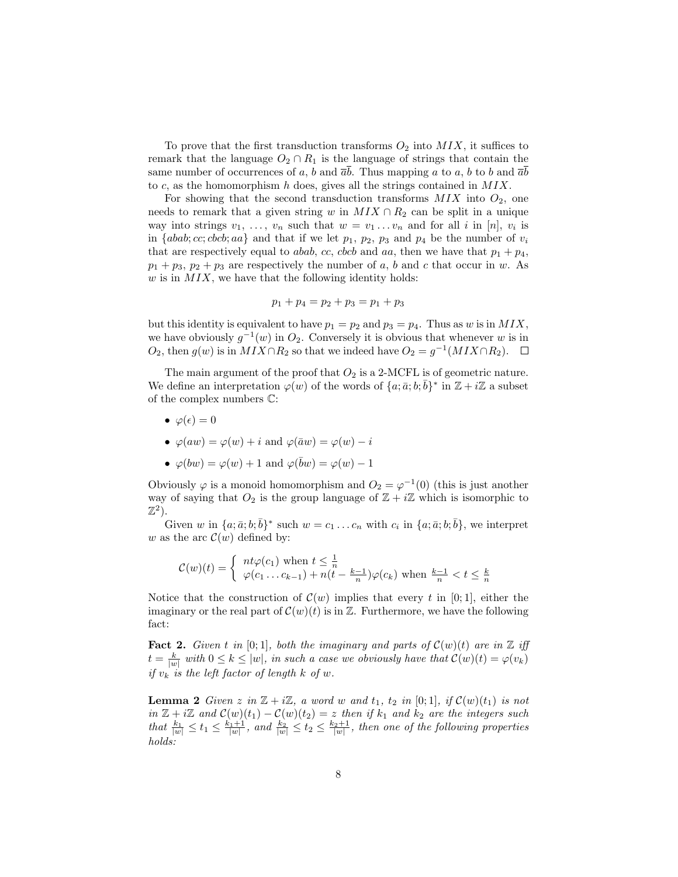To prove that the first transduction transforms $O_2$ into $MIX$, it suffices to remark that the language $O_2 \cap R_1$ is the language of strings that contain the same number of occurrences of $a$, $b$ and $\overline{a}\overline{b}$. Thus mapping $a$ to $a$, $b$ to $b$ and $\overline{a}\overline{b}$ to $c$, as the homomorphism $h$ does, gives all the strings contained in $MIX$.

For showing that the second transduction transforms $MIX$ into $O_2$, one needs to remark that a given string $w$ in $MIX \cap R_2$ can be split in a unique way into strings $v_1, \ldots, v_n$ such that $w = v_1 \ldots v_n$ and for all $i$ in $[n]$, $v_i$ is in $\{abab; cc; cbcb; aa\}$ and that if we let $p_1$, $p_2$, $p_3$ and $p_4$ be the number of $v_i$ that are respectively equal to $abab$, $cc$, $cbcb$ and $aa$, then we have that $p_1 + p_4$, $p_1 + p_3$, $p_2 + p_3$ are respectively the number of $a$, $b$ and $c$ that occur in $w$. As $w$ is in $MIX$, we have that the following identity holds:

$$p_1 + p_4 = p_2 + p_3 = p_1 + p_3$$

but this identity is equivalent to have $p_1 = p_2$ and $p_3 = p_4$. Thus as $w$ is in $MIX$, we have obviously $g^{-1}(w)$ in $O_2$. Conversely it is obvious that whenever $w$ is in $O_2$, then $g(w)$ is in $MIX \cap R_2$ so that we indeed have $O_2 = g^{-1}(MIX \cap R_2)$. $\square$

The main argument of the proof that $O_2$ is a 2-MCFL is of geometric nature. We define an interpretation $\varphi(w)$ of the words of $\{a; \bar{a}; b; \bar{b}\}^*$ in $\mathbb{Z} + i\mathbb{Z}$ a subset of the complex numbers $\mathbb{C}$:

- $\varphi(\epsilon) = 0$
- $\varphi(aw) = \varphi(w) + i$ and $\varphi(\bar{a}w) = \varphi(w) - i$
- $\varphi(bw) = \varphi(w) + 1$ and $\varphi(\bar{b}w) = \varphi(w) - 1$

Obviously $\varphi$ is a monoid homomorphism and $O_2 = \varphi^{-1}(0)$ (this is just another way of saying that $O_2$ is the group language of $\mathbb{Z} + i\mathbb{Z}$ which is isomorphic to $\mathbb{Z}^2$).

Given $w$ in $\{a; \bar{a}; b; \bar{b}\}^*$ such $w = c_1 \ldots c_n$ with $c_i$ in $\{a; \bar{a}; b; \bar{b}\}$, we interpret $w$ as the arc $\mathcal{C}(w)$ defined by:

$$\mathcal{C}(w)(t) = \begin{cases} nt\varphi(c_1) \text{ when } t \leq \frac{1}{n} \\ \varphi(c_1 \ldots c_{k-1}) + n(t - \frac{k-1}{n})\varphi(c_k) \text{ when } \frac{k-1}{n} < t \leq \frac{k}{n} \end{cases}$$

Notice that the construction of $\mathcal{C}(w)$ implies that every $t$ in $[0; 1]$, either the imaginary or the real part of $\mathcal{C}(w)(t)$ is in $\mathbb{Z}$. Furthermore, we have the following fact:

**Fact 2.** *Given $t$ in $[0; 1]$, both the imaginary and parts of $\mathcal{C}(w)(t)$ are in $\mathbb{Z}$ iff $t = \frac{k}{|w|}$ with $0 \leq k \leq |w|$, in such a case we obviously have that $\mathcal{C}(w)(t) = \varphi(v_k)$ if $v_k$ is the left factor of length $k$ of $w$.*

**Lemma 2** *Given $z$ in $\mathbb{Z} + i\mathbb{Z}$, a word $w$ and $t_1$, $t_2$ in $[0; 1]$, if $\mathcal{C}(w)(t_1)$ is not in $\mathbb{Z} + i\mathbb{Z}$ and $\mathcal{C}(w)(t_1) - \mathcal{C}(w)(t_2) = z$ then if $k_1$ and $k_2$ are the integers such that $\frac{k_1}{|w|} \leq t_1 \leq \frac{k_1+1}{|w|}$, and $\frac{k_2}{|w|} \leq t_2 \leq \frac{k_2+1}{|w|}$, then one of the following properties holds:*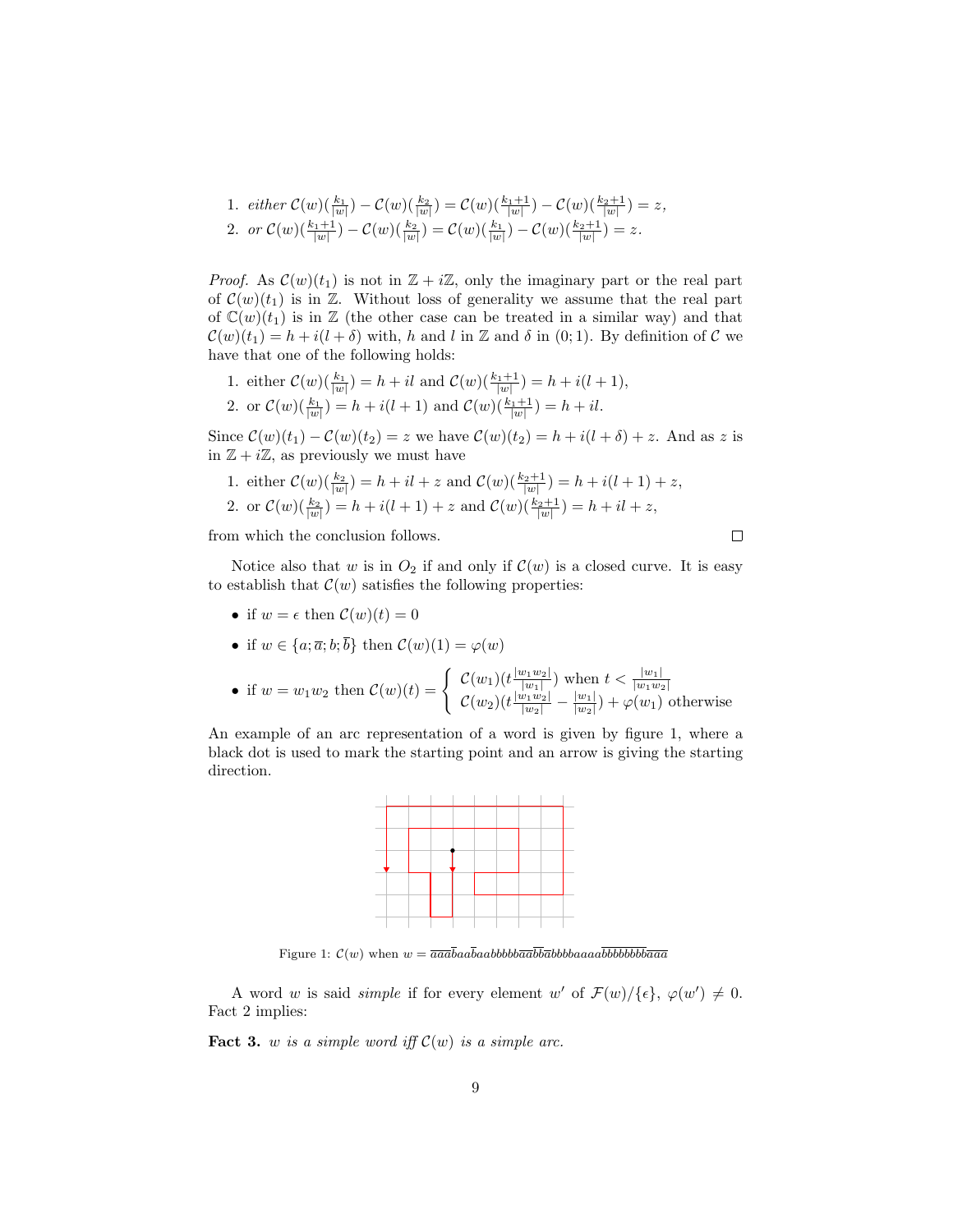1. *either* $\mathcal{C}(w)(\frac{k_1}{|w|}) - \mathcal{C}(w)(\frac{k_2}{|w|}) = \mathcal{C}(w)(\frac{k_1+1}{|w|}) - \mathcal{C}(w)(\frac{k_2+1}{|w|}) = z$,
2. *or* $\mathcal{C}(w)(\frac{k_1+1}{|w|}) - \mathcal{C}(w)(\frac{k_2}{|w|}) = \mathcal{C}(w)(\frac{k_1}{|w|}) - \mathcal{C}(w)(\frac{k_2+1}{|w|}) = z$.

*Proof.* As $\mathcal{C}(w)(t_1)$ is not in $\mathbb{Z} + i\mathbb{Z}$, only the imaginary part or the real part of $\mathcal{C}(w)(t_1)$ is in $\mathbb{Z}$. Without loss of generality we assume that the real part of $\mathbb{C}(w)(t_1)$ is in $\mathbb{Z}$ (the other case can be treated in a similar way) and that $\mathcal{C}(w)(t_1) = h + i(l + \delta)$ with, $h$ and $l$ in $\mathbb{Z}$ and $\delta$ in $(0;1)$. By definition of $\mathcal{C}$ we have that one of the following holds:

1. either $\mathcal{C}(w)(\frac{k_1}{|w|}) = h + il$ and $\mathcal{C}(w)(\frac{k_1+1}{|w|}) = h + i(l+1)$,
2. or $\mathcal{C}(w)(\frac{k_1}{|w|}) = h + i(l+1)$ and $\mathcal{C}(w)(\frac{k_1+1}{|w|}) = h + il$.

Since $\mathcal{C}(w)(t_1) - \mathcal{C}(w)(t_2) = z$ we have $\mathcal{C}(w)(t_2) = h + i(l + \delta) + z$. And as $z$ is in $\mathbb{Z} + i\mathbb{Z}$, as previously we must have

1. either $\mathcal{C}(w)(\frac{k_2}{|w|}) = h + il + z$ and $\mathcal{C}(w)(\frac{k_2+1}{|w|}) = h + i(l+1) + z$,
2. or $\mathcal{C}(w)(\frac{k_2}{|w|}) = h + i(l+1) + z$ and $\mathcal{C}(w)(\frac{k_2+1}{|w|}) = h + il + z$,

from which the conclusion follows. □

Notice also that $w$ is in $O_2$ if and only if $\mathcal{C}(w)$ is a closed curve. It is easy to establish that $\mathcal{C}(w)$ satisfies the following properties:

- if $w = \epsilon$ then $\mathcal{C}(w)(t) = 0$
- if $w \in \{a; \overline{a}; b; \overline{b}\}$ then $\mathcal{C}(w)(1) = \varphi(w)$
- if $w = w_1 w_2$ then $\mathcal{C}(w)(t) = \begin{cases} \mathcal{C}(w_1)(t\frac{|w_1 w_2|}{|w_1|}) \text{ when } t < \frac{|w_1|}{|w_1 w_2|} \\ \mathcal{C}(w_2)(t\frac{|w_1 w_2|}{|w_2|} - \frac{|w_1|}{|w_2|}) + \varphi(w_1) \text{ otherwise} \end{cases}$

An example of an arc representation of a word is given by figure 1, where a black dot is used to mark the starting point and an arrow is giving the starting direction.

Figure 1: $\mathcal{C}(w)$ when $w = \overline{a}\overline{a}\overline{a}\overline{b}aa\overline{b}aabbbbb\overline{a}\overline{a}\overline{b}\overline{b}\overline{a}bbbbaaaa\overline{b}\overline{b}\overline{b}\overline{b}\overline{b}\overline{b}\overline{b}\overline{b}\overline{a}\overline{a}\overline{a}$

A word $w$ is said *simple* if for every element $w'$ of $\mathcal{F}(w)/\{\epsilon\}$, $\varphi(w') \neq 0$. Fact 2 implies:

**Fact 3.** *$w$ is a simple word iff $\mathcal{C}(w)$ is a simple arc.*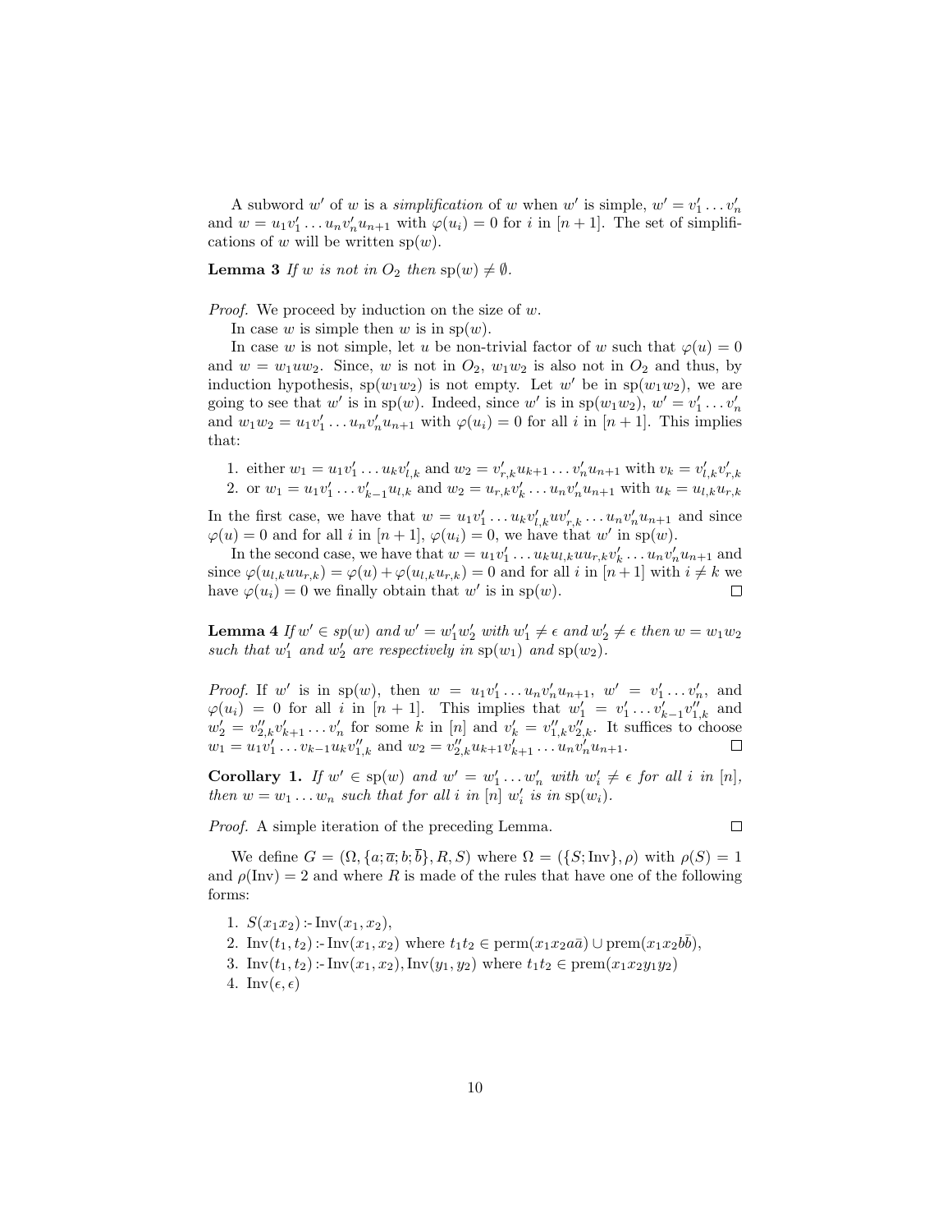A subword $w'$ of $w$ is a *simplification* of $w$ when $w'$ is simple, $w' = v'_1 \dots v'_n$ and $w = u_1 v'_1 \dots u_n v'_n u_{n+1}$ with $\varphi(u_i) = 0$ for $i$ in $[n+1]$. The set of simplifications of $w$ will be written $\mathrm{sp}(w)$.

**Lemma 3** *If $w$ is not in $O_2$ then $\mathrm{sp}(w) \neq \emptyset$.*

*Proof.* We proceed by induction on the size of $w$.

In case $w$ is simple then $w$ is in $\mathrm{sp}(w)$.

In case $w$ is not simple, let $u$ be non-trivial factor of $w$ such that $\varphi(u) = 0$ and $w = w_1 u w_2$. Since, $w$ is not in $O_2$, $w_1 w_2$ is also not in $O_2$ and thus, by induction hypothesis, $\mathrm{sp}(w_1 w_2)$ is not empty. Let $w'$ be in $\mathrm{sp}(w_1 w_2)$, we are going to see that $w'$ is in $\mathrm{sp}(w)$. Indeed, since $w'$ is in $\mathrm{sp}(w_1 w_2)$, $w' = v'_1 \dots v'_n$ and $w_1 w_2 = u_1 v'_1 \dots u_n v'_n u_{n+1}$ with $\varphi(u_i) = 0$ for all $i$ in $[n+1]$. This implies that:

1. either $w_1 = u_1 v'_1 \dots u_k v'_{l,k}$ and $w_2 = v'_{r,k} u_{k+1} \dots v'_n u_{n+1}$ with $v_k = v'_{l,k} v'_{r,k}$
2. or $w_1 = u_1 v'_1 \dots v'_{k-1} u_{l,k}$ and $w_2 = u_{r,k} v'_k \dots u_n v'_n u_{n+1}$ with $u_k = u_{l,k} u_{r,k}$

In the first case, we have that $w = u_1 v'_1 \dots u_k v'_{l,k} u v'_{r,k} \dots u_n v'_n u_{n+1}$ and since $\varphi(u) = 0$ and for all $i$ in $[n+1]$, $\varphi(u_i) = 0$, we have that $w'$ in $\mathrm{sp}(w)$.

In the second case, we have that $w = u_1 v'_1 \dots u_k u_{l,k} u u_{r,k} v'_k \dots u_n v'_n u_{n+1}$ and since $\varphi(u_{l,k} u u_{r,k}) = \varphi(u) + \varphi(u_{l,k} u_{r,k}) = 0$ and for all $i$ in $[n+1]$ with $i \neq k$ we have $\varphi(u_i) = 0$ we finally obtain that $w'$ is in $\mathrm{sp}(w)$. □

**Lemma 4** *If $w' \in sp(w)$ and $w' = w'_1 w'_2$ with $w'_1 \neq \epsilon$ and $w'_2 \neq \epsilon$ then $w = w_1 w_2$ such that $w'_1$ and $w'_2$ are respectively in $\mathrm{sp}(w_1)$ and $\mathrm{sp}(w_2)$.*

*Proof.* If $w'$ is in $\mathrm{sp}(w)$, then $w = u_1 v'_1 \dots u_n v'_n u_{n+1}$, $w' = v'_1 \dots v'_n$, and $\varphi(u_i) = 0$ for all $i$ in $[n+1]$. This implies that $w'_1 = v'_1 \dots v'_{k-1} v''_{1,k}$ and $w'_2 = v''_{2,k} v'_{k+1} \dots v'_n$ for some $k$ in $[n]$ and $v'_k = v''_{1,k} v''_{2,k}$. It suffices to choose $w_1 = u_1 v'_1 \dots v_{k-1} u_k v''_{1,k}$ and $w_2 = v''_{2,k} u_{k+1} v'_{k+1} \dots u_n v'_n u_{n+1}$. □

**Corollary 1.** *If $w' \in \mathrm{sp}(w)$ and $w' = w'_1 \dots w'_n$ with $w'_i \neq \epsilon$ for all $i$ in $[n]$, then $w = w_1 \dots w_n$ such that for all $i$ in $[n]$ $w'_i$ is in $\mathrm{sp}(w_i)$.*

*Proof.* A simple iteration of the preceding Lemma. □

We define $G = (\Omega, \{a; \overline{a}; b; \overline{b}\}, R, S)$ where $\Omega = (\{S; \mathrm{Inv}\}, \rho)$ with $\rho(S) = 1$ and $\rho(\mathrm{Inv}) = 2$ and where $R$ is made of the rules that have one of the following forms:

1. $S(x_1 x_2) \mathrel{:-} \mathrm{Inv}(x_1, x_2)$,
2. $\mathrm{Inv}(t_1, t_2) \mathrel{:-} \mathrm{Inv}(x_1, x_2)$ where $t_1 t_2 \in \mathrm{perm}(x_1 x_2 a \bar{a}) \cup \mathrm{prem}(x_1 x_2 b \bar{b})$,
3. $\mathrm{Inv}(t_1, t_2) \mathrel{:-} \mathrm{Inv}(x_1, x_2), \mathrm{Inv}(y_1, y_2)$ where $t_1 t_2 \in \mathrm{prem}(x_1 x_2 y_1 y_2)$
4. $\mathrm{Inv}(\epsilon, \epsilon)$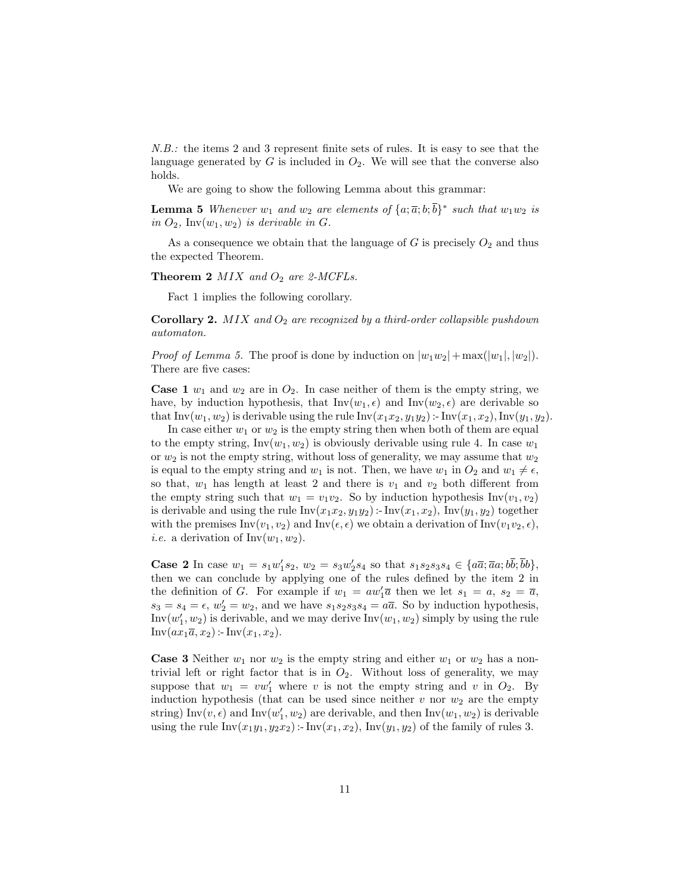*N.B.:* the items 2 and 3 represent finite sets of rules. It is easy to see that the language generated by $G$ is included in $O_2$. We will see that the converse also holds.

We are going to show the following Lemma about this grammar:

**Lemma 5** *Whenever $w_1$ and $w_2$ are elements of $\{a;\overline{a};b;\overline{b}\}^*$ such that $w_1w_2$ is in $O_2$, $\mathrm{Inv}(w_1,w_2)$ is derivable in $G$.*

As a consequence we obtain that the language of $G$ is precisely $O_2$ and thus the expected Theorem.

**Theorem 2** *MIX and $O_2$ are 2-MCFLs.*

Fact 1 implies the following corollary.

**Corollary 2.** *MIX and $O_2$ are recognized by a third-order collapsible pushdown automaton.*

*Proof of Lemma 5.* The proof is done by induction on $|w_1w_2| + \max(|w_1|,|w_2|)$. There are five cases:

**Case 1** $w_1$ and $w_2$ are in $O_2$. In case neither of them is the empty string, we have, by induction hypothesis, that $\mathrm{Inv}(w_1,\epsilon)$ and $\mathrm{Inv}(w_2,\epsilon)$ are derivable so that $\mathrm{Inv}(w_1,w_2)$ is derivable using the rule $\mathrm{Inv}(x_1x_2,y_1y_2) \coloneq \mathrm{Inv}(x_1,x_2), \mathrm{Inv}(y_1,y_2)$.

In case either $w_1$ or $w_2$ is the empty string then when both of them are equal to the empty string, $\mathrm{Inv}(w_1,w_2)$ is obviously derivable using rule 4. In case $w_1$ or $w_2$ is not the empty string, without loss of generality, we may assume that $w_2$ is equal to the empty string and $w_1$ is not. Then, we have $w_1$ in $O_2$ and $w_1 \neq \epsilon$, so that, $w_1$ has length at least 2 and there is $v_1$ and $v_2$ both different from the empty string such that $w_1 = v_1v_2$. So by induction hypothesis $\mathrm{Inv}(v_1,v_2)$ is derivable and using the rule $\mathrm{Inv}(x_1x_2,y_1y_2) \coloneq \mathrm{Inv}(x_1,x_2)$, $\mathrm{Inv}(y_1,y_2)$ together with the premises $\mathrm{Inv}(v_1,v_2)$ and $\mathrm{Inv}(\epsilon,\epsilon)$ we obtain a derivation of $\mathrm{Inv}(v_1v_2,\epsilon)$, *i.e.* a derivation of $\mathrm{Inv}(w_1,w_2)$.

**Case 2** In case $w_1 = s_1w_1's_2$, $w_2 = s_3w_2's_4$ so that $s_1s_2s_3s_4 \in \{a\overline{a};\overline{a}a;b\overline{b};\overline{b}b\}$, then we can conclude by applying one of the rules defined by the item 2 in the definition of $G$. For example if $w_1 = aw_1'\overline{a}$ then we let $s_1 = a$, $s_2 = \overline{a}$, $s_3 = s_4 = \epsilon$, $w_2' = w_2$, and we have $s_1s_2s_3s_4 = a\overline{a}$. So by induction hypothesis, $\mathrm{Inv}(w_1',w_2)$ is derivable, and we may derive $\mathrm{Inv}(w_1,w_2)$ simply by using the rule $\mathrm{Inv}(ax_1\overline{a},x_2) \coloneq \mathrm{Inv}(x_1,x_2)$.

**Case 3** Neither $w_1$ nor $w_2$ is the empty string and either $w_1$ or $w_2$ has a non-trivial left or right factor that is in $O_2$. Without loss of generality, we may suppose that $w_1 = vw_1'$ where $v$ is not the empty string and $v$ in $O_2$. By induction hypothesis (that can be used since neither $v$ nor $w_2$ are the empty string) $\mathrm{Inv}(v,\epsilon)$ and $\mathrm{Inv}(w_1',w_2)$ are derivable, and then $\mathrm{Inv}(w_1,w_2)$ is derivable using the rule $\mathrm{Inv}(x_1y_1,y_2x_2) \coloneq \mathrm{Inv}(x_1,x_2)$, $\mathrm{Inv}(y_1,y_2)$ of the family of rules 3.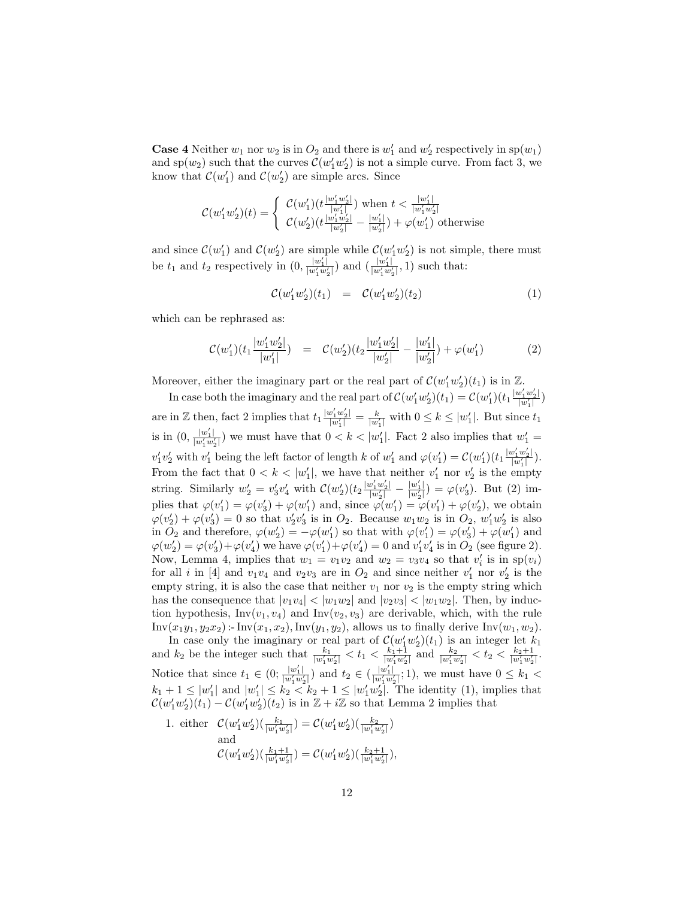**Case 4** Neither $w_1$ nor $w_2$ is in $O_2$ and there is $w_1'$ and $w_2'$ respectively in $\mathrm{sp}(w_1)$ and $\mathrm{sp}(w_2)$ such that the curves $\mathcal{C}(w_1'w_2')$ is not a simple curve. From fact 3, we know that $\mathcal{C}(w_1')$ and $\mathcal{C}(w_2')$ are simple arcs. Since

$$\mathcal{C}(w_1'w_2')(t) = \left\{ \begin{array}{l} \mathcal{C}(w_1')(t\frac{|w_1'w_2'|}{|w_1'|}) \text{ when } t < \frac{|w_1'|}{|w_1'w_2'|} \\ \mathcal{C}(w_2')(t\frac{|w_1'w_2'|}{|w_2'|} - \frac{|w_1'|}{|w_2'|}) + \varphi(w_1') \text{ otherwise} \end{array} \right.$$

and since $\mathcal{C}(w_1')$ and $\mathcal{C}(w_2')$ are simple while $\mathcal{C}(w_1'w_2')$ is not simple, there must be $t_1$ and $t_2$ respectively in $(0, \frac{|w_1'|}{|w_1'w_2'|})$ and $(\frac{|w_1'|}{|w_1'w_2'|}, 1)$ such that:

$$\mathcal{C}(w_1'w_2')(t_1) \quad = \quad \mathcal{C}(w_1'w_2')(t_2) \tag{1}$$

which can be rephrased as:

$$\mathcal{C}(w_1')(t_1\frac{|w_1'w_2'|}{|w_1'|}) \quad = \quad \mathcal{C}(w_2')(t_2\frac{|w_1'w_2'|}{|w_2'|} - \frac{|w_1'|}{|w_2'|}) + \varphi(w_1') \tag{2}$$

Moreover, either the imaginary part or the real part of $\mathcal{C}(w_1'w_2')(t_1)$ is in $\mathbb{Z}$.

In case both the imaginary and the real part of $\mathcal{C}(w_1'w_2')(t_1) = \mathcal{C}(w_1')(t_1\frac{|w_1'w_2'|}{|w_1'|})$ are in $\mathbb{Z}$ then, fact 2 implies that $t_1\frac{|w_1'w_2'|}{|w_1'|} = \frac{k}{|w_1'|}$ with $0 \leq k \leq |w_1'|$. But since $t_1$ is in $(0, \frac{|w_1'|}{|w_1'w_2'|})$ we must have that $0 < k < |w_1'|$. Fact 2 also implies that $w_1' = v_1'v_2'$ with $v_1'$ being the left factor of length $k$ of $w_1'$ and $\varphi(v_1') = \mathcal{C}(w_1')(t_1\frac{|w_1'w_2'|}{|w_1'|})$. From the fact that $0 < k < |w_1'|$, we have that neither $v_1'$ nor $v_2'$ is the empty string. Similarly $w_2' = v_3'v_4'$ with $\mathcal{C}(w_2')(t_2\frac{|w_1'w_2'|}{|w_2'|} - \frac{|w_1'|}{|w_2'|}) = \varphi(v_3')$. But (2) implies that $\varphi(v_1') = \varphi(v_3') + \varphi(w_1')$ and, since $\varphi(w_1') = \varphi(v_1') + \varphi(v_2')$, we obtain $\varphi(v_2') + \varphi(v_3') = 0$ so that $v_2'v_3'$ is in $O_2$. Because $w_1w_2$ is in $O_2$, $w_1'w_2'$ is also in $O_2$ and therefore, $\varphi(w_2') = -\varphi(w_1')$ so that with $\varphi(v_1') = \varphi(v_3') + \varphi(w_1')$ and $\varphi(w_2') = \varphi(v_3') + \varphi(v_4')$ we have $\varphi(v_1') + \varphi(v_4') = 0$ and $v_1'v_4'$ is in $O_2$ (see figure 2). Now, Lemma 4, implies that $w_1 = v_1v_2$ and $w_2 = v_3v_4$ so that $v_i'$ is in $\mathrm{sp}(v_i)$ for all $i$ in [4] and $v_1v_4$ and $v_2v_3$ are in $O_2$ and since neither $v_1'$ nor $v_2'$ is the empty string, it is also the case that neither $v_1$ nor $v_2$ is the empty string which has the consequence that $|v_1v_4| < |w_1w_2|$ and $|v_2v_3| < |w_1w_2|$. Then, by induction hypothesis, $\mathrm{Inv}(v_1, v_4)$ and $\mathrm{Inv}(v_2, v_3)$ are derivable, which, with the rule $\mathrm{Inv}(x_1y_1, y_2x_2) \text{:-} \mathrm{Inv}(x_1, x_2), \mathrm{Inv}(y_1, y_2)$, allows us to finally derive $\mathrm{Inv}(w_1, w_2)$.

In case only the imaginary or real part of $\mathcal{C}(w_1'w_2')(t_1)$ is an integer let $k_1$ and $k_2$ be the integer such that $\frac{k_1}{|w_1'w_2'|} < t_1 < \frac{k_1+1}{|w_1'w_2'|}$ and $\frac{k_2}{|w_1'w_2'|} < t_2 < \frac{k_2+1}{|w_1'w_2'|}$. Notice that since $t_1 \in (0; \frac{|w_1'|}{|w_1'w_2'|})$ and $t_2 \in (\frac{|w_1'|}{|w_1'w_2'|}; 1)$, we must have $0 \leq k_1 < k_1 + 1 \leq |w_1'|$ and $|w_1'| \leq k_2 < k_2 + 1 \leq |w_1'w_2'|$. The identity (1), implies that $\mathcal{C}(w_1'w_2')(t_1) - \mathcal{C}(w_1'w_2')(t_2)$ is in $\mathbb{Z} + i\mathbb{Z}$ so that Lemma 2 implies that

1. either $\mathcal{C}(w_1'w_2')(\frac{k_1}{|w_1'w_2'|}) = \mathcal{C}(w_1'w_2')(\frac{k_2}{|w_1'w_2'|})$
   and
   $\mathcal{C}(w_1'w_2')(\frac{k_1+1}{|w_1'w_2'|}) = \mathcal{C}(w_1'w_2')(\frac{k_2+1}{|w_1'w_2'|})$,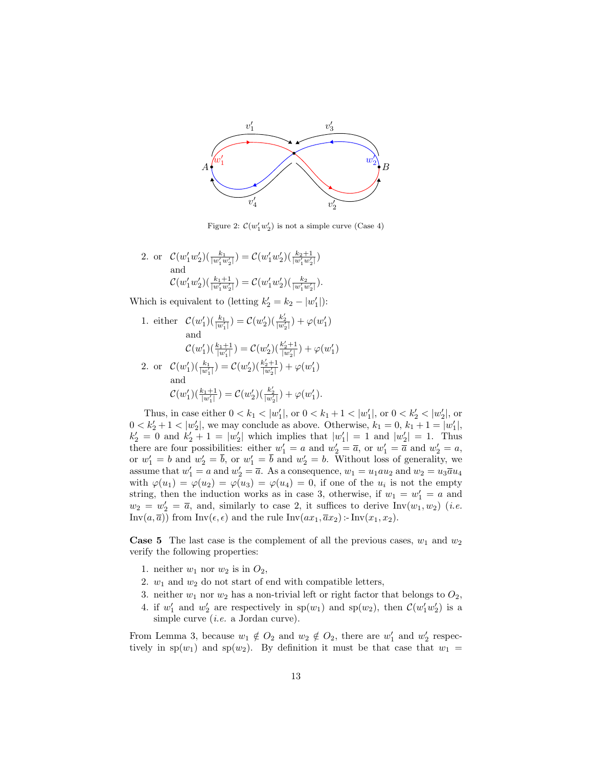Figure 2: $\mathcal{C}(w'_1 w'_2)$ is not a simple curve (Case 4)

2. or $\mathcal{C}(w'_1 w'_2)(\frac{k_1}{|w'_1 w'_2|}) = \mathcal{C}(w'_1 w'_2)(\frac{k_2+1}{|w'_1 w'_2|})$
   and
   $\mathcal{C}(w'_1 w'_2)(\frac{k_1+1}{|w'_1 w'_2|}) = \mathcal{C}(w'_1 w'_2)(\frac{k_2}{|w'_1 w'_2|})$.

Which is equivalent to (letting $k'_2 = k_2 - |w'_1|$):

1. either $\mathcal{C}(w'_1)(\frac{k_1}{|w'_1|}) = \mathcal{C}(w'_2)(\frac{k'_2}{|w'_2|}) + \varphi(w'_1)$
   and
   $\mathcal{C}(w'_1)(\frac{k_1+1}{|w'_1|}) = \mathcal{C}(w'_2)(\frac{k'_2+1}{|w'_2|}) + \varphi(w'_1)$
2. or $\mathcal{C}(w'_1)(\frac{k_1}{|w'_1|}) = \mathcal{C}(w'_2)(\frac{k'_2+1}{|w'_2|}) + \varphi(w'_1)$
   and
   $\mathcal{C}(w'_1)(\frac{k_1+1}{|w'_1|}) = \mathcal{C}(w'_2)(\frac{k'_2}{|w'_2|}) + \varphi(w'_1)$.

Thus, in case either $0 < k_1 < |w'_1|$, or $0 < k_1 + 1 < |w'_1|$, or $0 < k'_2 < |w'_2|$, or $0 < k'_2 + 1 < |w'_2|$, we may conclude as above. Otherwise, $k_1 = 0$, $k_1 + 1 = |w'_1|$, $k'_2 = 0$ and $k'_2 + 1 = |w'_2|$ which implies that $|w'_1| = 1$ and $|w'_2| = 1$. Thus there are four possibilities: either $w'_1 = a$ and $w'_2 = \overline{a}$, or $w'_1 = \overline{a}$ and $w'_2 = a$, or $w'_1 = b$ and $w'_2 = \overline{b}$, or $w'_1 = \overline{b}$ and $w'_2 = b$. Without loss of generality, we assume that $w'_1 = a$ and $w'_2 = \overline{a}$. As a consequence, $w_1 = u_1 a u_2$ and $w_2 = u_3 \overline{a} u_4$ with $\varphi(u_1) = \varphi(u_2) = \varphi(u_3) = \varphi(u_4) = 0$, if one of the $u_i$ is not the empty string, then the induction works as in case 3, otherwise, if $w_1 = w'_1 = a$ and $w_2 = w'_2 = \overline{a}$, and, similarly to case 2, it suffices to derive $\mathrm{Inv}(w_1, w_2)$ (*i.e.* $\mathrm{Inv}(a, \overline{a})$) from $\mathrm{Inv}(\epsilon, \epsilon)$ and the rule $\mathrm{Inv}(ax_1, \overline{a}x_2) \mathrel{:\!-} \mathrm{Inv}(x_1, x_2)$.

**Case 5** The last case is the complement of all the previous cases, $w_1$ and $w_2$ verify the following properties:

1. neither $w_1$ nor $w_2$ is in $O_2$,
2. $w_1$ and $w_2$ do not start of end with compatible letters,
3. neither $w_1$ nor $w_2$ has a non-trivial left or right factor that belongs to $O_2$,
4. if $w'_1$ and $w'_2$ are respectively in $\mathrm{sp}(w_1)$ and $\mathrm{sp}(w_2)$, then $\mathcal{C}(w'_1 w'_2)$ is a simple curve (*i.e.* a Jordan curve).

From Lemma 3, because $w_1 \notin O_2$ and $w_2 \notin O_2$, there are $w'_1$ and $w'_2$ respectively in $\mathrm{sp}(w_1)$ and $\mathrm{sp}(w_2)$. By definition it must be that case that $w_1 =$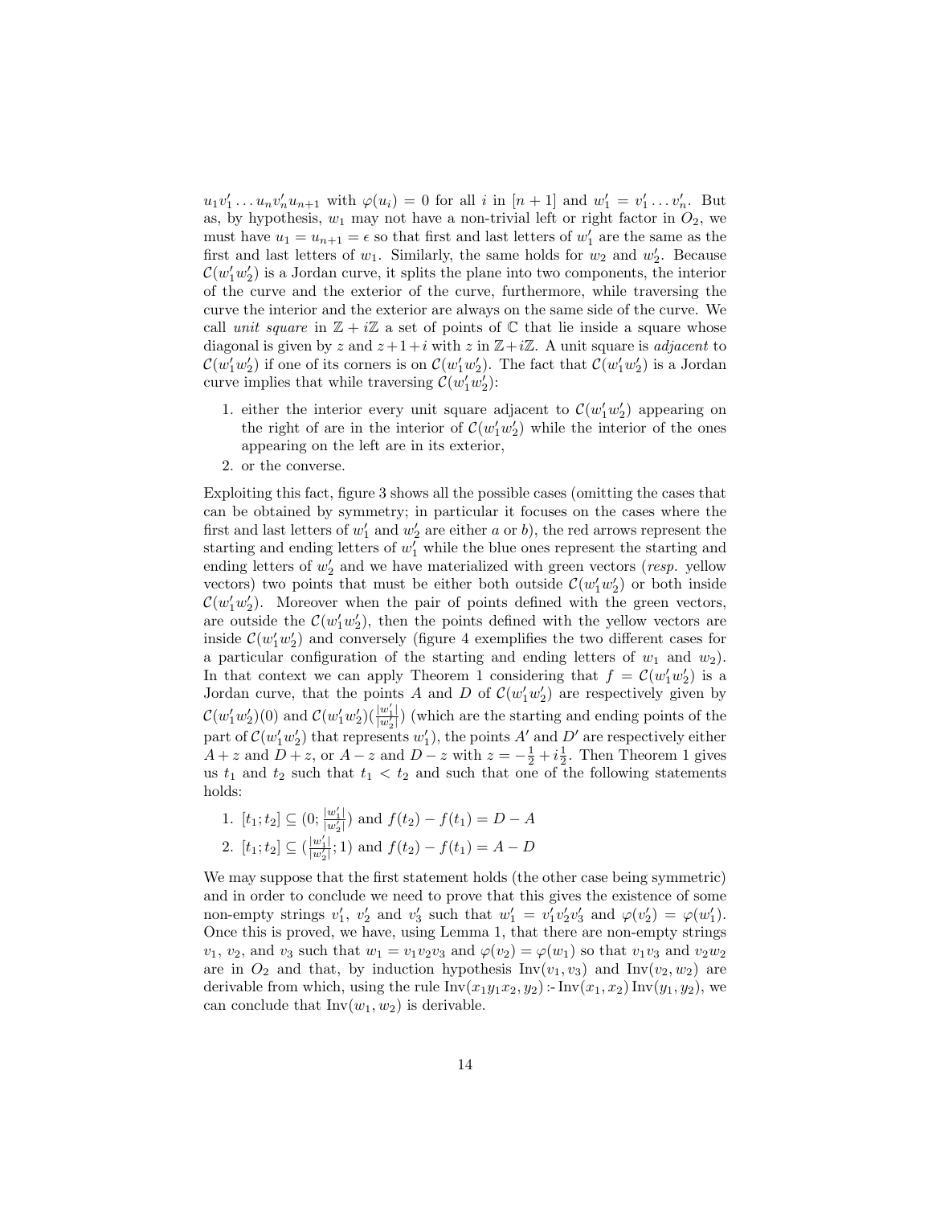$u_1 v'_1 \dots u_n v'_n u_{n+1}$ with $\varphi(u_i) = 0$ for all $i$ in $[n+1]$ and $w'_1 = v'_1 \dots v'_n$. But as, by hypothesis, $w_1$ may not have a non-trivial left or right factor in $O_2$, we must have $u_1 = u_{n+1} = \epsilon$ so that first and last letters of $w'_1$ are the same as the first and last letters of $w_1$. Similarly, the same holds for $w_2$ and $w'_2$. Because $\mathcal{C}(w'_1 w'_2)$ is a Jordan curve, it splits the plane into two components, the interior of the curve and the exterior of the curve, furthermore, while traversing the curve the interior and the exterior are always on the same side of the curve. We call *unit square* in $\mathbb{Z} + i\mathbb{Z}$ a set of points of $\mathbb{C}$ that lie inside a square whose diagonal is given by $z$ and $z+1+i$ with $z$ in $\mathbb{Z}+i\mathbb{Z}$. A unit square is *adjacent* to $\mathcal{C}(w'_1 w'_2)$ if one of its corners is on $\mathcal{C}(w'_1 w'_2)$. The fact that $\mathcal{C}(w'_1 w'_2)$ is a Jordan curve implies that while traversing $\mathcal{C}(w'_1 w'_2)$:

1. either the interior every unit square adjacent to $\mathcal{C}(w'_1 w'_2)$ appearing on the right of are in the interior of $\mathcal{C}(w'_1 w'_2)$ while the interior of the ones appearing on the left are in its exterior,
2. or the converse.

Exploiting this fact, figure 3 shows all the possible cases (omitting the cases that can be obtained by symmetry; in particular it focuses on the cases where the first and last letters of $w'_1$ and $w'_2$ are either $a$ or $b$), the red arrows represent the starting and ending letters of $w'_1$ while the blue ones represent the starting and ending letters of $w'_2$ and we have materialized with green vectors (*resp.* yellow vectors) two points that must be either both outside $\mathcal{C}(w'_1 w'_2)$ or both inside $\mathcal{C}(w'_1 w'_2)$. Moreover when the pair of points defined with the green vectors, are outside the $\mathcal{C}(w'_1 w'_2)$, then the points defined with the yellow vectors are inside $\mathcal{C}(w'_1 w'_2)$ and conversely (figure 4 exemplifies the two different cases for a particular configuration of the starting and ending letters of $w_1$ and $w_2$). In that context we can apply Theorem 1 considering that $f = \mathcal{C}(w'_1 w'_2)$ is a Jordan curve, that the points $A$ and $D$ of $\mathcal{C}(w'_1 w'_2)$ are respectively given by $\mathcal{C}(w'_1 w'_2)(0)$ and $\mathcal{C}(w'_1 w'_2)(\frac{|w'_1|}{|w'_2|})$ (which are the starting and ending points of the part of $\mathcal{C}(w'_1 w'_2)$ that represents $w'_1$), the points $A'$ and $D'$ are respectively either $A+z$ and $D+z$, or $A-z$ and $D-z$ with $z = -\frac{1}{2} + i\frac{1}{2}$. Then Theorem 1 gives us $t_1$ and $t_2$ such that $t_1 < t_2$ and such that one of the following statements holds:

1. $[t_1; t_2] \subseteq (0; \frac{|w'_1|}{|w'_2|})$ and $f(t_2) - f(t_1) = D - A$
2. $[t_1; t_2] \subseteq (\frac{|w'_1|}{|w'_2|}; 1)$ and $f(t_2) - f(t_1) = A - D$

We may suppose that the first statement holds (the other case being symmetric) and in order to conclude we need to prove that this gives the existence of some non-empty strings $v'_1$, $v'_2$ and $v'_3$ such that $w'_1 = v'_1 v'_2 v'_3$ and $\varphi(v'_2) = \varphi(w'_1)$. Once this is proved, we have, using Lemma 1, that there are non-empty strings $v_1$, $v_2$, and $v_3$ such that $w_1 = v_1 v_2 v_3$ and $\varphi(v_2) = \varphi(w_1)$ so that $v_1 v_3$ and $v_2 w_2$ are in $O_2$ and that, by induction hypothesis $\mathrm{Inv}(v_1, v_3)$ and $\mathrm{Inv}(v_2, w_2)$ are derivable from which, using the rule $\mathrm{Inv}(x_1 y_1 x_2, y_2) \mathrel{:-} \mathrm{Inv}(x_1, x_2)\, \mathrm{Inv}(y_1, y_2)$, we can conclude that $\mathrm{Inv}(w_1, w_2)$ is derivable.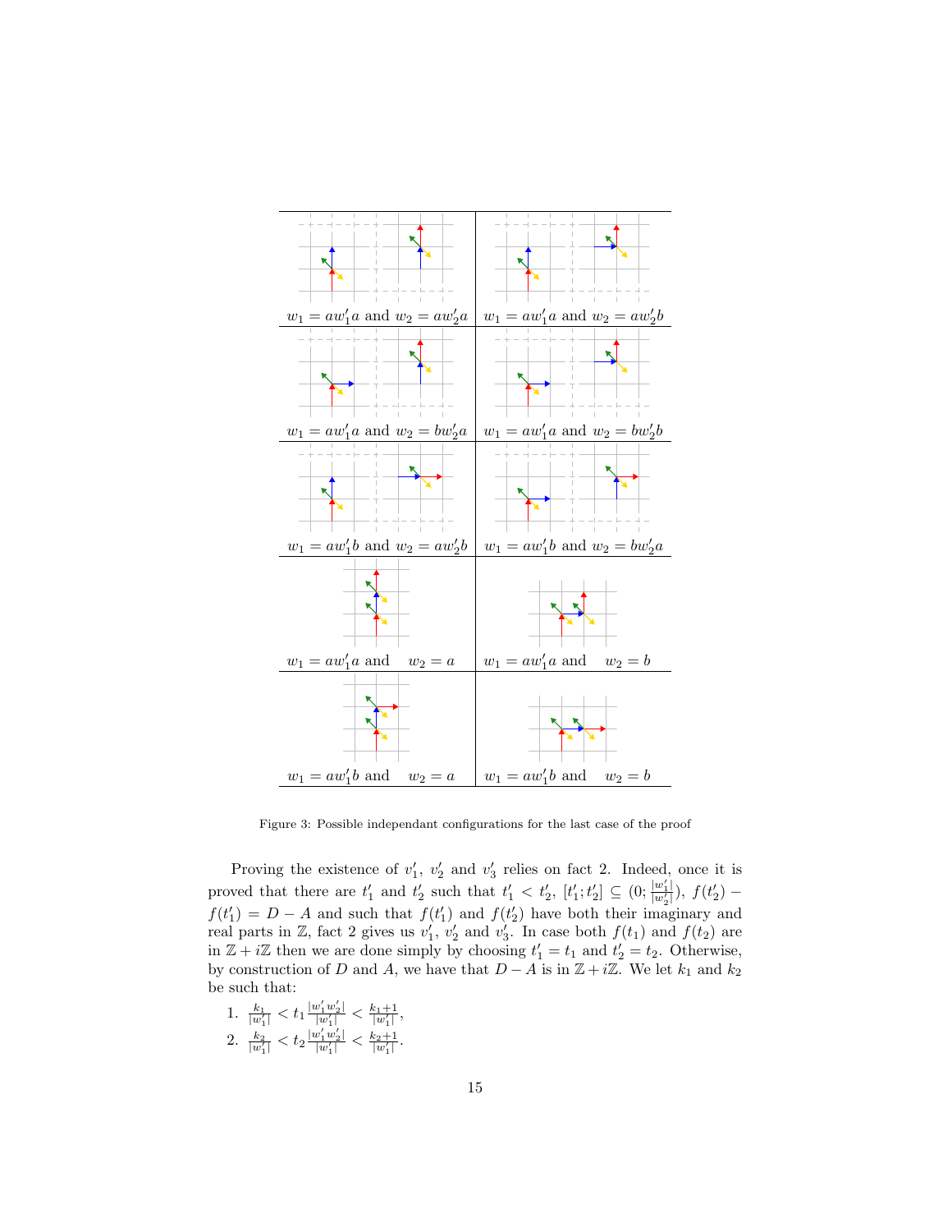| | |
|---|---|
| $w_1 = aw_1'a$ and $w_2 = aw_2'a$ | $w_1 = aw_1'a$ and $w_2 = aw_2'b$ |
| $w_1 = aw_1'a$ and $w_2 = bw_2'a$ | $w_1 = aw_1'a$ and $w_2 = bw_2'b$ |
| $w_1 = aw_1'b$ and $w_2 = aw_2'b$ | $w_1 = aw_1'b$ and $w_2 = bw_2'a$ |
| $w_1 = aw_1'a$ and $w_2 = a$ | $w_1 = aw_1'a$ and $w_2 = b$ |
| $w_1 = aw_1'b$ and $w_2 = a$ | $w_1 = aw_1'b$ and $w_2 = b$ |

Figure 3: Possible independant configurations for the last case of the proof

Proving the existence of $v_1'$, $v_2'$ and $v_3'$ relies on fact 2. Indeed, once it is proved that there are $t_1'$ and $t_2'$ such that $t_1' < t_2'$, $[t_1'; t_2'] \subseteq (0; \frac{|w_1'|}{|w_2'|})$, $f(t_2') - f(t_1') = D - A$ and such that $f(t_1')$ and $f(t_2')$ have both their imaginary and real parts in $\mathbb{Z}$, fact 2 gives us $v_1'$, $v_2'$ and $v_3'$. In case both $f(t_1)$ and $f(t_2)$ are in $\mathbb{Z} + i\mathbb{Z}$ then we are done simply by choosing $t_1' = t_1$ and $t_2' = t_2$. Otherwise, by construction of $D$ and $A$, we have that $D - A$ is in $\mathbb{Z} + i\mathbb{Z}$. We let $k_1$ and $k_2$ be such that:

1. $\frac{k_1}{|w_1'|} < t_1 \frac{|w_1' w_2'|}{|w_1'|} < \frac{k_1+1}{|w_1'|}$,
2. $\frac{k_2}{|w_1'|} < t_2 \frac{|w_1' w_2'|}{|w_1'|} < \frac{k_2+1}{|w_1'|}$.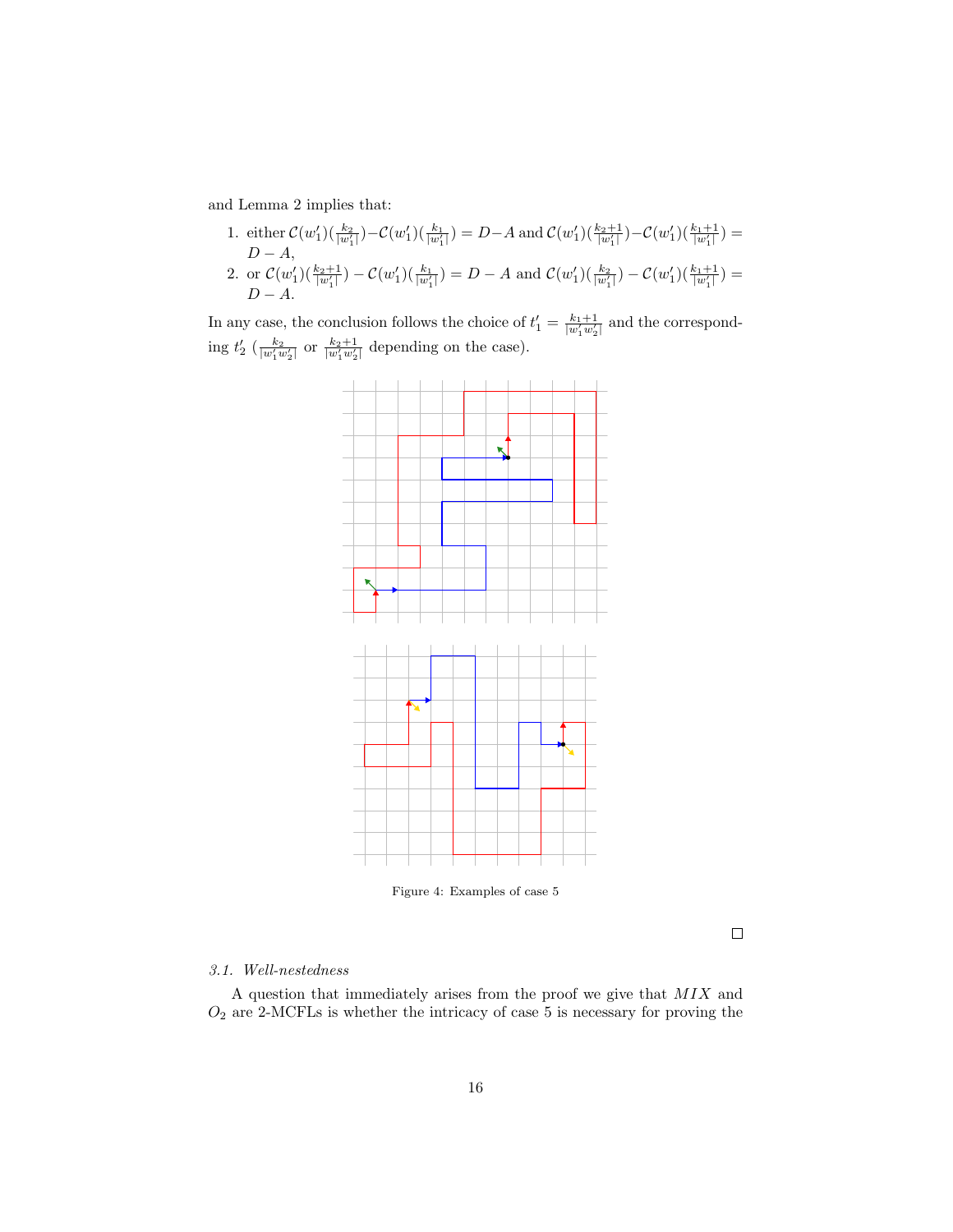and Lemma 2 implies that:

1. either $\mathcal{C}(w_1')(\frac{k_2}{|w_1'|}) - \mathcal{C}(w_1')(\frac{k_1}{|w_1'|}) = D - A$ and $\mathcal{C}(w_1')(\frac{k_2+1}{|w_1'|}) - \mathcal{C}(w_1')(\frac{k_1+1}{|w_1'|}) = D - A$,
2. or $\mathcal{C}(w_1')(\frac{k_2+1}{|w_1'|}) - \mathcal{C}(w_1')(\frac{k_1}{|w_1'|}) = D - A$ and $\mathcal{C}(w_1')(\frac{k_2}{|w_1'|}) - \mathcal{C}(w_1')(\frac{k_1+1}{|w_1'|}) = D - A$.

In any case, the conclusion follows the choice of $t_1' = \frac{k_1+1}{|w_1' w_2'|}$ and the corresponding $t_2'$ ($\frac{k_2}{|w_1' w_2'|}$ or $\frac{k_2+1}{|w_1' w_2'|}$ depending on the case).

Figure 4: Examples of case 5

□

*3.1. Well-nestedness*

A question that immediately arises from the proof we give that $MIX$ and $O_2$ are 2-MCFLs is whether the intricacy of case 5 is necessary for proving the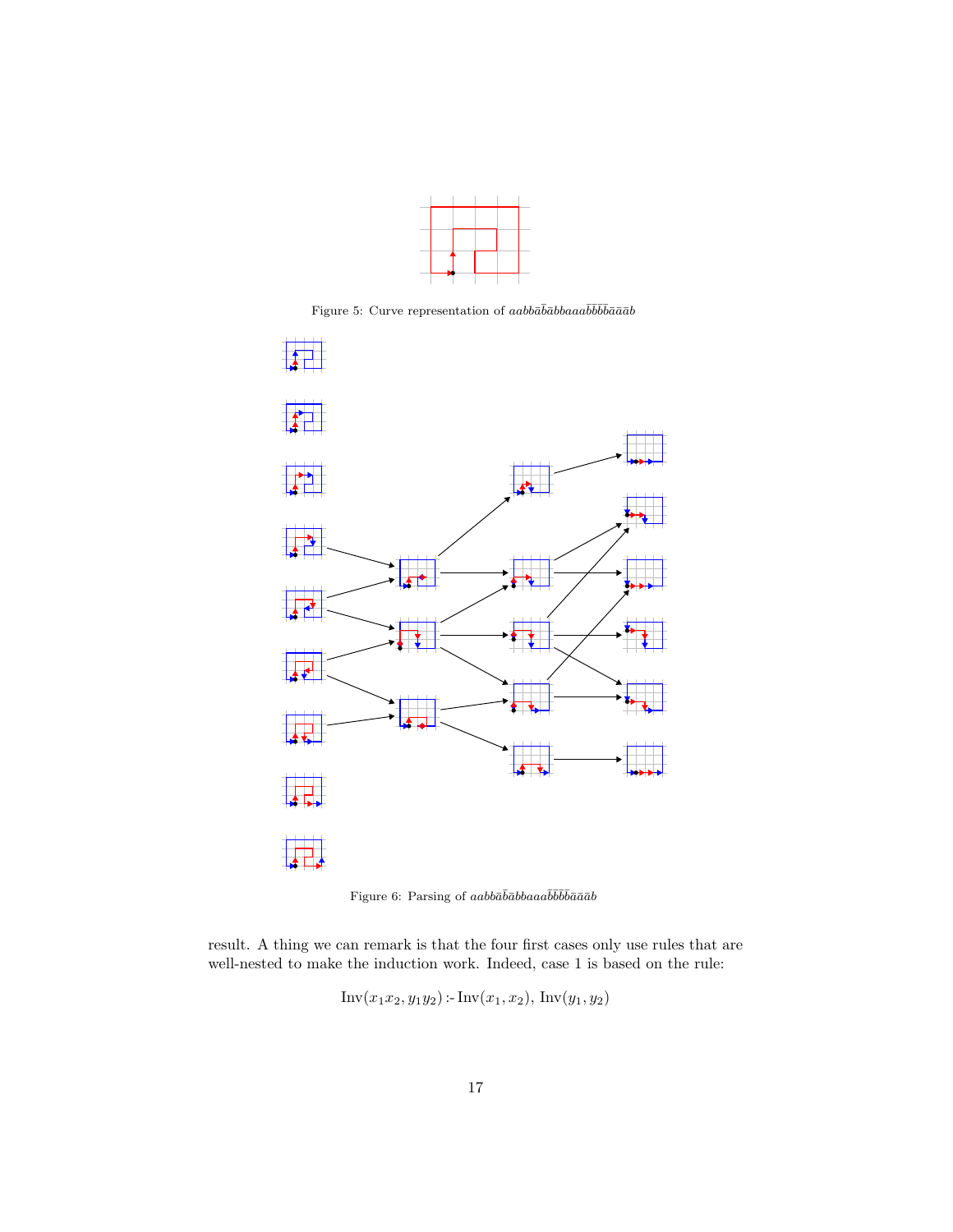Figure 5: Curve representation of $aabb\bar{a}\bar{b}\bar{a}bbaaa\bar{b}\bar{b}\bar{b}\bar{b}\bar{a}\bar{a}\bar{a}b$

Figure 6: Parsing of $aabb\bar{a}\bar{b}\bar{a}bbaaa\bar{b}\bar{b}\bar{b}\bar{b}\bar{a}\bar{a}\bar{a}b$

result. A thing we can remark is that the four first cases only use rules that are well-nested to make the induction work. Indeed, case 1 is based on the rule:

$$\mathrm{Inv}(x_1x_2, y_1y_2) \mathrel{:\!-} \mathrm{Inv}(x_1, x_2),\, \mathrm{Inv}(y_1, y_2)$$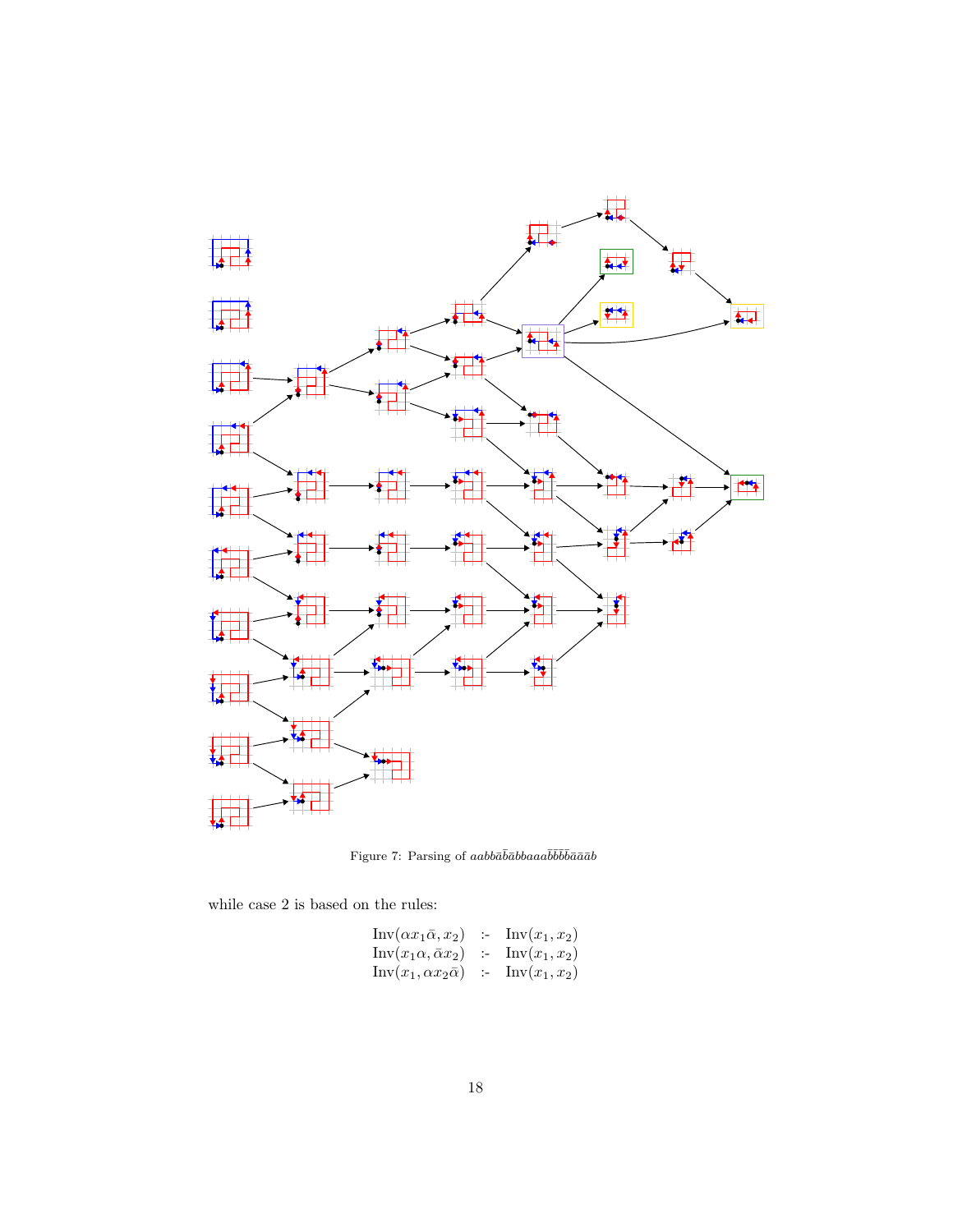Figure 7: Parsing of $aabb\bar{a}\bar{b}\bar{a}bbaaa\bar{b}\bar{b}\bar{b}\bar{b}\bar{a}\bar{a}\bar{a}b$

while case 2 is based on the rules:

$$
\begin{array}{lll}
\mathrm{Inv}(\alpha x_1 \bar{\alpha}, x_2) & \text{:-} & \mathrm{Inv}(x_1, x_2) \\
\mathrm{Inv}(x_1 \alpha, \bar{\alpha} x_2) & \text{:-} & \mathrm{Inv}(x_1, x_2) \\
\mathrm{Inv}(x_1, \alpha x_2 \bar{\alpha}) & \text{:-} & \mathrm{Inv}(x_1, x_2)
\end{array}
$$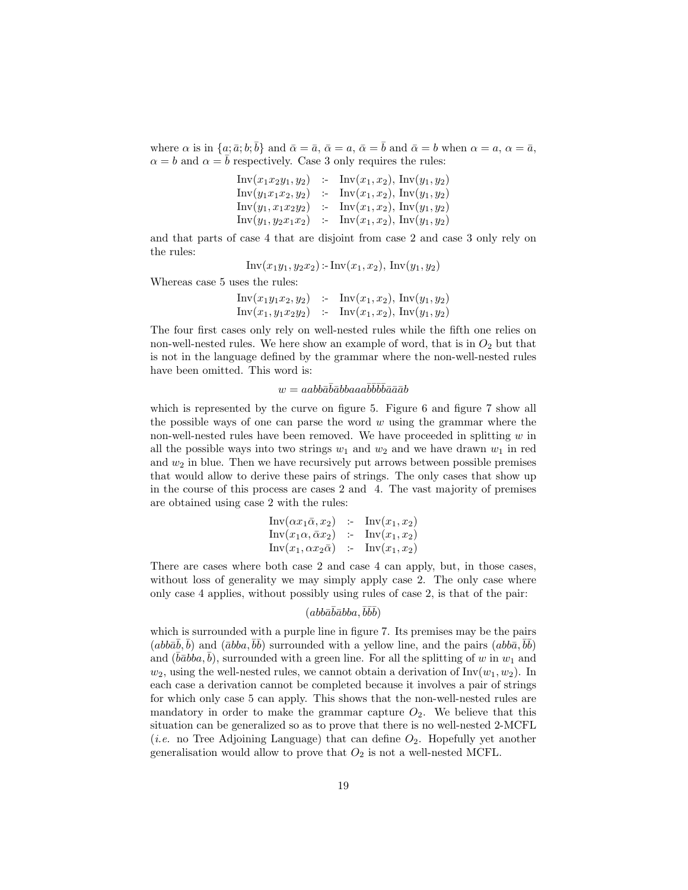where $\alpha$ is in $\{a;\bar{a};b;\bar{b}\}$ and $\bar{\alpha} = \bar{a}$, $\bar{\alpha} = a$, $\bar{\alpha} = \bar{b}$ and $\bar{\alpha} = b$ when $\alpha = a$, $\alpha = \bar{a}$, $\alpha = b$ and $\alpha = \bar{b}$ respectively. Case 3 only requires the rules:

$$
\begin{array}{lcl}
\mathrm{Inv}(x_1x_2y_1, y_2) & \text{:-} & \mathrm{Inv}(x_1, x_2),\ \mathrm{Inv}(y_1, y_2) \\
\mathrm{Inv}(y_1x_1x_2, y_2) & \text{:-} & \mathrm{Inv}(x_1, x_2),\ \mathrm{Inv}(y_1, y_2) \\
\mathrm{Inv}(y_1, x_1x_2y_2) & \text{:-} & \mathrm{Inv}(x_1, x_2),\ \mathrm{Inv}(y_1, y_2) \\
\mathrm{Inv}(y_1, y_2x_1x_2) & \text{:-} & \mathrm{Inv}(x_1, x_2),\ \mathrm{Inv}(y_1, y_2)
\end{array}
$$

and that parts of case 4 that are disjoint from case 2 and case 3 only rely on the rules:

$$\mathrm{Inv}(x_1y_1, y_2x_2) \text{ :- } \mathrm{Inv}(x_1, x_2),\ \mathrm{Inv}(y_1, y_2)$$

Whereas case 5 uses the rules:

$$
\begin{array}{lcl}
\mathrm{Inv}(x_1y_1x_2, y_2) & \text{:-} & \mathrm{Inv}(x_1, x_2),\ \mathrm{Inv}(y_1, y_2) \\
\mathrm{Inv}(x_1, y_1x_2y_2) & \text{:-} & \mathrm{Inv}(x_1, x_2),\ \mathrm{Inv}(y_1, y_2)
\end{array}
$$

The four first cases only rely on well-nested rules while the fifth one relies on non-well-nested rules. We here show an example of word, that is in $O_2$ but that is not in the language defined by the grammar where the non-well-nested rules have been omitted. This word is:

$$w = aabb\bar{a}\bar{b}\bar{a}bbaaa\bar{b}\bar{b}\bar{b}\bar{b}\bar{a}\bar{a}\bar{a}b$$

which is represented by the curve on figure 5. Figure 6 and figure 7 show all the possible ways of one can parse the word $w$ using the grammar where the non-well-nested rules have been removed. We have proceeded in splitting $w$ in all the possible ways into two strings $w_1$ and $w_2$ and we have drawn $w_1$ in red and $w_2$ in blue. Then we have recursively put arrows between possible premises that would allow to derive these pairs of strings. The only cases that show up in the course of this process are cases 2 and 4. The vast majority of premises are obtained using case 2 with the rules:

$$
\begin{array}{lcl}
\mathrm{Inv}(\alpha x_1\bar{\alpha}, x_2) & \text{:-} & \mathrm{Inv}(x_1, x_2) \\
\mathrm{Inv}(x_1\alpha, \bar{\alpha}x_2) & \text{:-} & \mathrm{Inv}(x_1, x_2) \\
\mathrm{Inv}(x_1, \alpha x_2\bar{\alpha}) & \text{:-} & \mathrm{Inv}(x_1, x_2)
\end{array}
$$

There are cases where both case 2 and case 4 can apply, but, in those cases, without loss of generality we may simply apply case 2. The only case where only case 4 applies, without possibly using rules of case 2, is that of the pair:

$$(abb\bar{a}\bar{b}\bar{a}bba, \bar{b}\bar{b}\bar{b})$$

which is surrounded with a purple line in figure 7. Its premises may be the pairs $(abb\bar{a}\bar{b}, \bar{b})$ and $(\bar{a}bba, \bar{b}\bar{b})$ surrounded with a yellow line, and the pairs $(abb\bar{a}, \bar{b}\bar{b})$ and $(\bar{b}\bar{a}bba, \bar{b})$, surrounded with a green line. For all the splitting of $w$ in $w_1$ and $w_2$, using the well-nested rules, we cannot obtain a derivation of $\mathrm{Inv}(w_1, w_2)$. In each case a derivation cannot be completed because it involves a pair of strings for which only case 5 can apply. This shows that the non-well-nested rules are mandatory in order to make the grammar capture $O_2$. We believe that this situation can be generalized so as to prove that there is no well-nested 2-MCFL (*i.e.* no Tree Adjoining Language) that can define $O_2$. Hopefully yet another generalisation would allow to prove that $O_2$ is not a well-nested MCFL.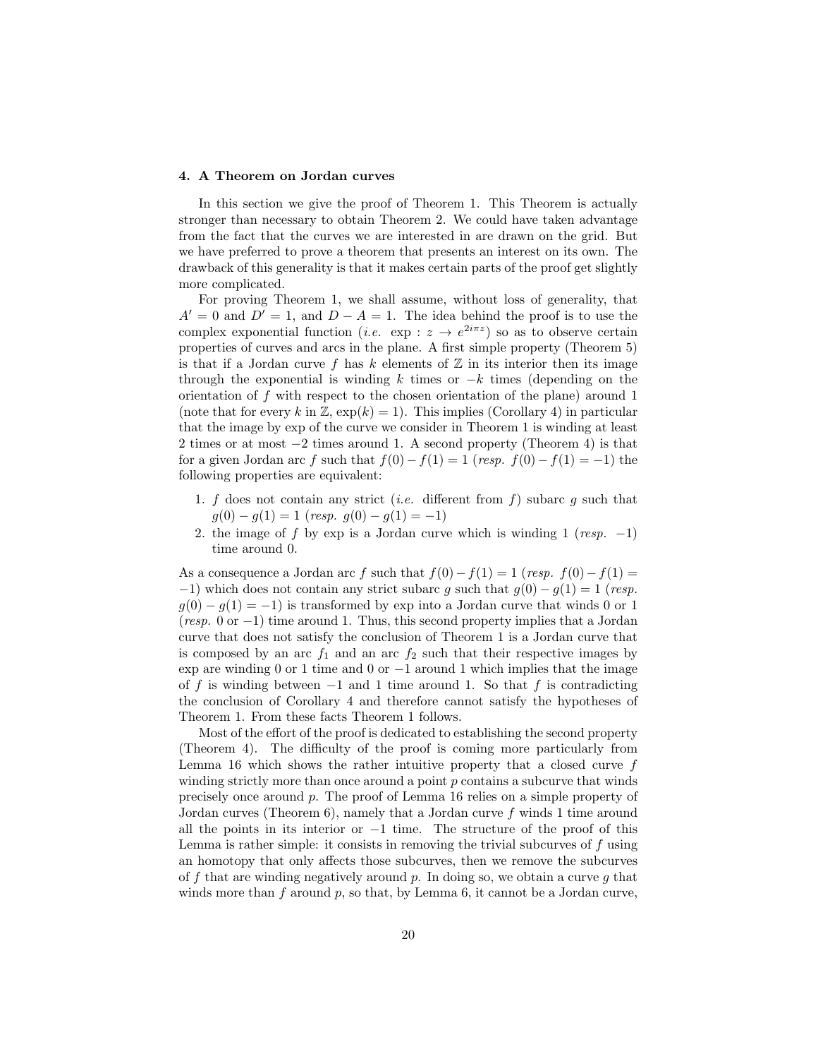### 4. A Theorem on Jordan curves

In this section we give the proof of Theorem 1. This Theorem is actually stronger than necessary to obtain Theorem 2. We could have taken advantage from the fact that the curves we are interested in are drawn on the grid. But we have preferred to prove a theorem that presents an interest on its own. The drawback of this generality is that it makes certain parts of the proof get slightly more complicated.

For proving Theorem 1, we shall assume, without loss of generality, that $A' = 0$ and $D' = 1$, and $D - A = 1$. The idea behind the proof is to use the complex exponential function (*i.e.* $\exp : z \to e^{2i\pi z}$) so as to observe certain properties of curves and arcs in the plane. A first simple property (Theorem 5) is that if a Jordan curve $f$ has $k$ elements of $\mathbb{Z}$ in its interior then its image through the exponential is winding $k$ times or $-k$ times (depending on the orientation of $f$ with respect to the chosen orientation of the plane) around 1 (note that for every $k$ in $\mathbb{Z}$, $\exp(k) = 1$). This implies (Corollary 4) in particular that the image by exp of the curve we consider in Theorem 1 is winding at least 2 times or at most $-2$ times around 1. A second property (Theorem 4) is that for a given Jordan arc $f$ such that $f(0) - f(1) = 1$ (*resp.* $f(0) - f(1) = -1$) the following properties are equivalent:

1. $f$ does not contain any strict (*i.e.* different from $f$) subarc $g$ such that $g(0) - g(1) = 1$ (*resp.* $g(0) - g(1) = -1$)
2. the image of $f$ by exp is a Jordan curve which is winding 1 (*resp.* $-1$) time around 0.

As a consequence a Jordan arc $f$ such that $f(0) - f(1) = 1$ (*resp.* $f(0) - f(1) = -1$) which does not contain any strict subarc $g$ such that $g(0) - g(1) = 1$ (*resp.* $g(0) - g(1) = -1$) is transformed by exp into a Jordan curve that winds 0 or 1 (*resp.* 0 or $-1$) time around 1. Thus, this second property implies that a Jordan curve that does not satisfy the conclusion of Theorem 1 is a Jordan curve that is composed by an arc $f_1$ and an arc $f_2$ such that their respective images by exp are winding 0 or 1 time and 0 or $-1$ around 1 which implies that the image of $f$ is winding between $-1$ and 1 time around 1. So that $f$ is contradicting the conclusion of Corollary 4 and therefore cannot satisfy the hypotheses of Theorem 1. From these facts Theorem 1 follows.

Most of the effort of the proof is dedicated to establishing the second property (Theorem 4). The difficulty of the proof is coming more particularly from Lemma 16 which shows the rather intuitive property that a closed curve $f$ winding strictly more than once around a point $p$ contains a subcurve that winds precisely once around $p$. The proof of Lemma 16 relies on a simple property of Jordan curves (Theorem 6), namely that a Jordan curve $f$ winds 1 time around all the points in its interior or $-1$ time. The structure of the proof of this Lemma is rather simple: it consists in removing the trivial subcurves of $f$ using an homotopy that only affects those subcurves, then we remove the subcurves of $f$ that are winding negatively around $p$. In doing so, we obtain a curve $g$ that winds more than $f$ around $p$, so that, by Lemma 6, it cannot be a Jordan curve,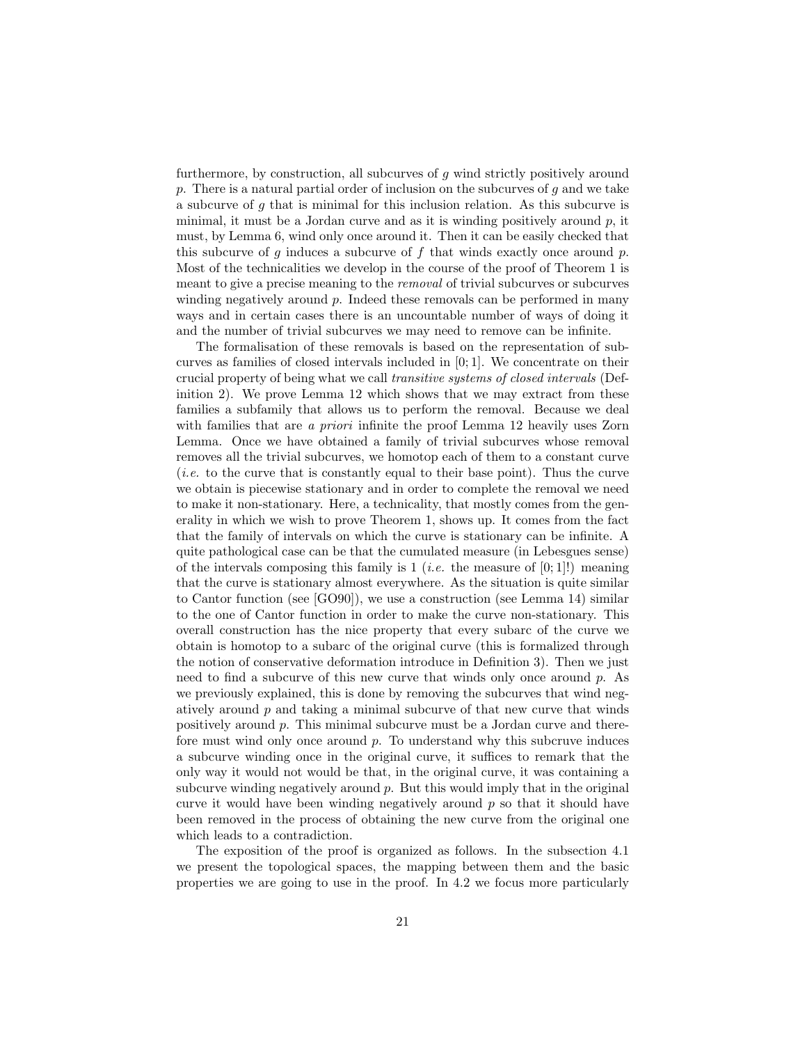furthermore, by construction, all subcurves of $g$ wind strictly positively around $p$. There is a natural partial order of inclusion on the subcurves of $g$ and we take a subcurve of $g$ that is minimal for this inclusion relation. As this subcurve is minimal, it must be a Jordan curve and as it is winding positively around $p$, it must, by Lemma 6, wind only once around it. Then it can be easily checked that this subcurve of $g$ induces a subcurve of $f$ that winds exactly once around $p$. Most of the technicalities we develop in the course of the proof of Theorem 1 is meant to give a precise meaning to the *removal* of trivial subcurves or subcurves winding negatively around $p$. Indeed these removals can be performed in many ways and in certain cases there is an uncountable number of ways of doing it and the number of trivial subcurves we may need to remove can be infinite.

The formalisation of these removals is based on the representation of subcurves as families of closed intervals included in $[0;1]$. We concentrate on their crucial property of being what we call *transitive systems of closed intervals* (Definition 2). We prove Lemma 12 which shows that we may extract from these families a subfamily that allows us to perform the removal. Because we deal with families that are *a priori* infinite the proof Lemma 12 heavily uses Zorn Lemma. Once we have obtained a family of trivial subcurves whose removal removes all the trivial subcurves, we homotop each of them to a constant curve (*i.e.* to the curve that is constantly equal to their base point). Thus the curve we obtain is piecewise stationary and in order to complete the removal we need to make it non-stationary. Here, a technicality, that mostly comes from the generality in which we wish to prove Theorem 1, shows up. It comes from the fact that the family of intervals on which the curve is stationary can be infinite. A quite pathological case can be that the cumulated measure (in Lebesgues sense) of the intervals composing this family is 1 (*i.e.* the measure of $[0;1]$!) meaning that the curve is stationary almost everywhere. As the situation is quite similar to Cantor function (see [GO90]), we use a construction (see Lemma 14) similar to the one of Cantor function in order to make the curve non-stationary. This overall construction has the nice property that every subarc of the curve we obtain is homotop to a subarc of the original curve (this is formalized through the notion of conservative deformation introduce in Definition 3). Then we just need to find a subcurve of this new curve that winds only once around $p$. As we previously explained, this is done by removing the subcurves that wind negatively around $p$ and taking a minimal subcurve of that new curve that winds positively around $p$. This minimal subcurve must be a Jordan curve and therefore must wind only once around $p$. To understand why this subcruve induces a subcurve winding once in the original curve, it suffices to remark that the only way it would not would be that, in the original curve, it was containing a subcurve winding negatively around $p$. But this would imply that in the original curve it would have been winding negatively around $p$ so that it should have been removed in the process of obtaining the new curve from the original one which leads to a contradiction.

The exposition of the proof is organized as follows. In the subsection 4.1 we present the topological spaces, the mapping between them and the basic properties we are going to use in the proof. In 4.2 we focus more particularly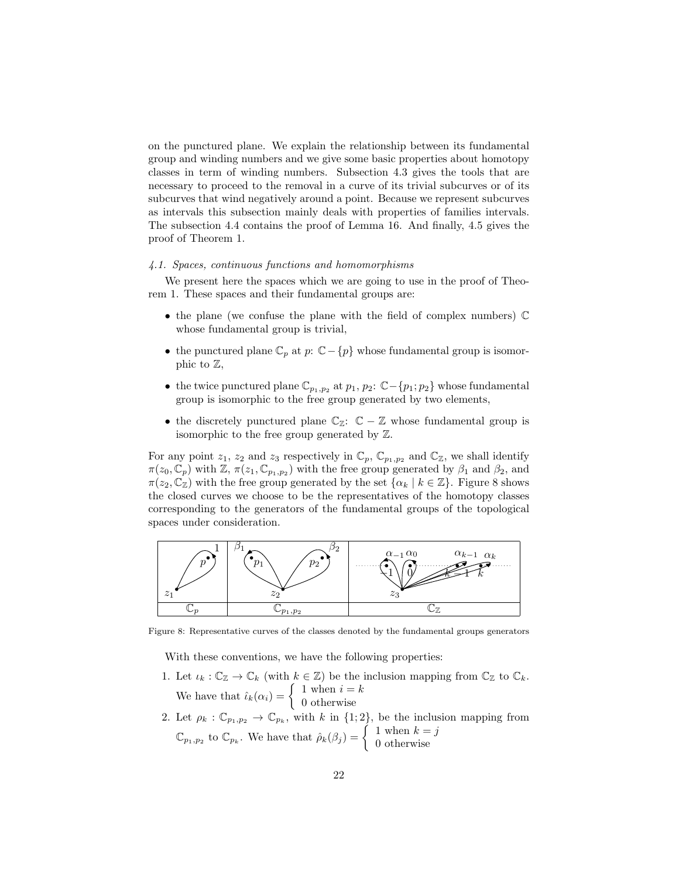on the punctured plane. We explain the relationship between its fundamental group and winding numbers and we give some basic properties about homotopy classes in term of winding numbers. Subsection 4.3 gives the tools that are necessary to proceed to the removal in a curve of its trivial subcurves or of its subcurves that wind negatively around a point. Because we represent subcurves as intervals this subsection mainly deals with properties of families intervals. The subsection 4.4 contains the proof of Lemma 16. And finally, 4.5 gives the proof of Theorem 1.

### *4.1. Spaces, continuous functions and homomorphisms*

We present here the spaces which we are going to use in the proof of Theorem 1. These spaces and their fundamental groups are:

- the plane (we confuse the plane with the field of complex numbers) $\mathbb{C}$ whose fundamental group is trivial,
- the punctured plane $\mathbb{C}_p$ at $p$: $\mathbb{C} - \{p\}$ whose fundamental group is isomorphic to $\mathbb{Z}$,
- the twice punctured plane $\mathbb{C}_{p_1,p_2}$ at $p_1$, $p_2$: $\mathbb{C} - \{p_1; p_2\}$ whose fundamental group is isomorphic to the free group generated by two elements,
- the discretely punctured plane $\mathbb{C}_{\mathbb{Z}}$: $\mathbb{C} - \mathbb{Z}$ whose fundamental group is isomorphic to the free group generated by $\mathbb{Z}$.

For any point $z_1$, $z_2$ and $z_3$ respectively in $\mathbb{C}_p$, $\mathbb{C}_{p_1,p_2}$ and $\mathbb{C}_{\mathbb{Z}}$, we shall identify $\pi(z_0, \mathbb{C}_p)$ with $\mathbb{Z}$, $\pi(z_1, \mathbb{C}_{p_1,p_2})$ with the free group generated by $\beta_1$ and $\beta_2$, and $\pi(z_2, \mathbb{C}_{\mathbb{Z}})$ with the free group generated by the set $\{\alpha_k \mid k \in \mathbb{Z}\}$. Figure 8 shows the closed curves we choose to be the representatives of the homotopy classes corresponding to the generators of the fundamental groups of the topological spaces under consideration.

Figure 8: Representative curves of the classes denoted by the fundamental groups generators

With these conventions, we have the following properties:

1. Let $\iota_k : \mathbb{C}_{\mathbb{Z}} \to \mathbb{C}_k$ (with $k \in \mathbb{Z}$) be the inclusion mapping from $\mathbb{C}_{\mathbb{Z}}$ to $\mathbb{C}_k$. We have that $\hat{\iota}_k(\alpha_i) = \begin{cases} 1 \text{ when } i = k \\ 0 \text{ otherwise} \end{cases}$
2. Let $\rho_k : \mathbb{C}_{p_1,p_2} \to \mathbb{C}_{p_k}$, with $k$ in $\{1; 2\}$, be the inclusion mapping from $\mathbb{C}_{p_1,p_2}$ to $\mathbb{C}_{p_k}$. We have that $\hat{\rho}_k(\beta_j) = \begin{cases} 1 \text{ when } k = j \\ 0 \text{ otherwise} \end{cases}$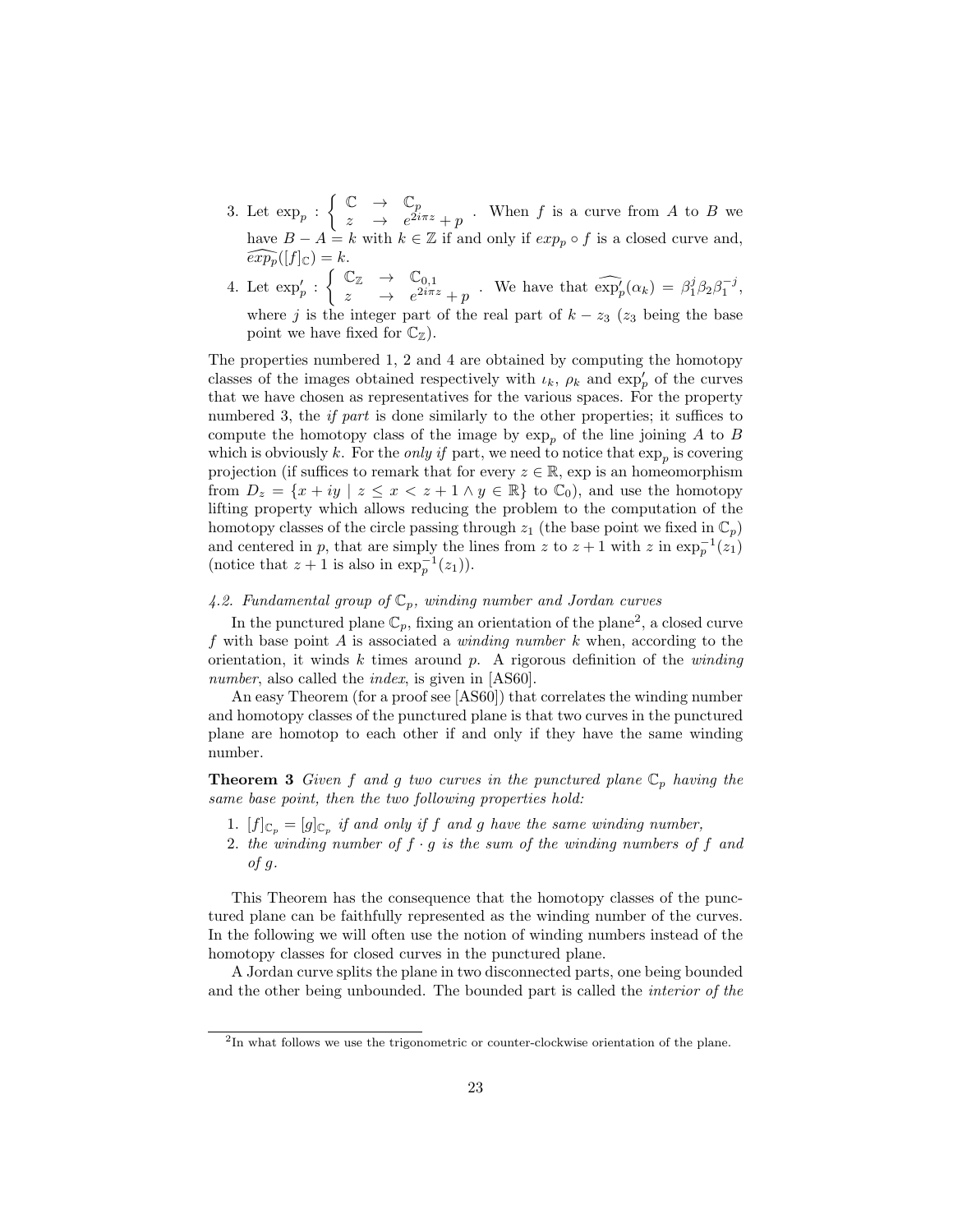3. Let $\exp_p : \left\{ \begin{array}{ccc} \mathbb{C} & \to & \mathbb{C}_p \\ z & \to & e^{2i\pi z} + p \end{array} \right.$ . When $f$ is a curve from $A$ to $B$ we have $B - A = k$ with $k \in \mathbb{Z}$ if and only if $exp_p \circ f$ is a closed curve and, $\widehat{exp_p}([f]_{\mathbb{C}}) = k$.
4. Let $\exp'_p : \left\{ \begin{array}{ccc} \mathbb{C}_{\mathbb{Z}} & \to & \mathbb{C}_{0,1} \\ z & \to & e^{2i\pi z} + p \end{array} \right.$ . We have that $\widehat{\exp'_p}(\alpha_k) = \beta_1^j \beta_2 \beta_1^{-j}$, where $j$ is the integer part of the real part of $k - z_3$ ($z_3$ being the base point we have fixed for $\mathbb{C}_{\mathbb{Z}}$).

The properties numbered 1, 2 and 4 are obtained by computing the homotopy classes of the images obtained respectively with $\iota_k$, $\rho_k$ and $\exp'_p$ of the curves that we have chosen as representatives for the various spaces. For the property numbered 3, the *if part* is done similarly to the other properties; it suffices to compute the homotopy class of the image by $\exp_p$ of the line joining $A$ to $B$ which is obviously $k$. For the *only if* part, we need to notice that $\exp_p$ is covering projection (if suffices to remark that for every $z \in \mathbb{R}$, exp is an homeomorphism from $D_z = \{x + iy \mid z \leq x < z + 1 \wedge y \in \mathbb{R}\}$ to $\mathbb{C}_0$), and use the homotopy lifting property which allows reducing the problem to the computation of the homotopy classes of the circle passing through $z_1$ (the base point we fixed in $\mathbb{C}_p$) and centered in $p$, that are simply the lines from $z$ to $z + 1$ with $z$ in $\exp_p^{-1}(z_1)$ (notice that $z + 1$ is also in $\exp_p^{-1}(z_1)$).

#### 4.2. Fundamental group of $\mathbb{C}_p$, winding number and Jordan curves

In the punctured plane $\mathbb{C}_p$, fixing an orientation of the plane[2], a closed curve $f$ with base point $A$ is associated a *winding number* $k$ when, according to the orientation, it winds $k$ times around $p$. A rigorous definition of the *winding number*, also called the *index*, is given in [AS60].

An easy Theorem (for a proof see [AS60]) that correlates the winding number and homotopy classes of the punctured plane is that two curves in the punctured plane are homotop to each other if and only if they have the same winding number.

**Theorem 3** *Given $f$ and $g$ two curves in the punctured plane $\mathbb{C}_p$ having the same base point, then the two following properties hold:*

1. *$[f]_{\mathbb{C}_p} = [g]_{\mathbb{C}_p}$ if and only if $f$ and $g$ have the same winding number,*
2. *the winding number of $f \cdot g$ is the sum of the winding numbers of $f$ and of $g$.*

This Theorem has the consequence that the homotopy classes of the punctured plane can be faithfully represented as the winding number of the curves. In the following we will often use the notion of winding numbers instead of the homotopy classes for closed curves in the punctured plane.

A Jordan curve splits the plane in two disconnected parts, one being bounded and the other being unbounded. The bounded part is called the *interior of the*

[2] In what follows we use the trigonometric or counter-clockwise orientation of the plane.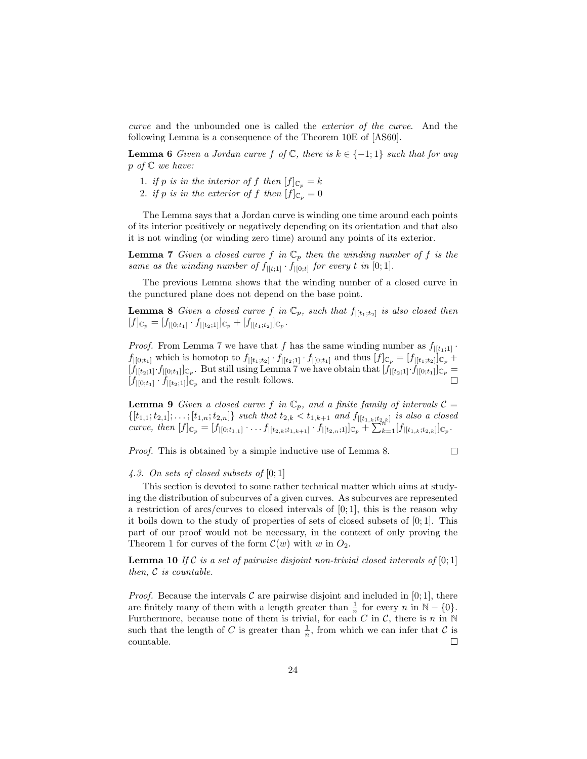*curve* and the unbounded one is called the *exterior of the curve*. And the following Lemma is a consequence of the Theorem 10E of [AS60].

**Lemma 6** *Given a Jordan curve $f$ of $\mathbb{C}$, there is $k \in \{-1; 1\}$ such that for any $p$ of $\mathbb{C}$ we have:*

1. *if $p$ is in the interior of $f$ then $[f]_{\mathbb{C}_p} = k$*
2. *if $p$ is in the exterior of $f$ then $[f]_{\mathbb{C}_p} = 0$*

The Lemma says that a Jordan curve is winding one time around each points of its interior positively or negatively depending on its orientation and that also it is not winding (or winding zero time) around any points of its exterior.

**Lemma 7** *Given a closed curve $f$ in $\mathbb{C}_p$ then the winding number of $f$ is the same as the winding number of $f_{|[t;1]} \cdot f_{|[0;t]}$ for every $t$ in $[0; 1]$.*

The previous Lemma shows that the winding number of a closed curve in the punctured plane does not depend on the base point.

**Lemma 8** *Given a closed curve $f$ in $\mathbb{C}_p$, such that $f_{|[t_1;t_2]}$ is also closed then $[f]_{\mathbb{C}_p} = [f_{|[0;t_1]} \cdot f_{|[t_2;1]}]_{\mathbb{C}_p} + [f_{|[t_1;t_2]}]_{\mathbb{C}_p}$.*

*Proof.* From Lemma 7 we have that $f$ has the same winding number as $f_{|[t_1;1]} \cdot f_{|[0;t_1]}$ which is homotop to $f_{|[t_1;t_2]} \cdot f_{|[t_2;1]} \cdot f_{|[0;t_1]}$ and thus $[f]_{\mathbb{C}_p} = [f_{|[t_1;t_2]}]_{\mathbb{C}_p} + [f_{|[t_2;1]} \cdot f_{|[0;t_1]}]_{\mathbb{C}_p}$. But still using Lemma 7 we have obtain that $[f_{|[t_2;1]} \cdot f_{|[0;t_1]}]_{\mathbb{C}_p} = [f_{|[0;t_1]} \cdot f_{|[t_2;1]}]_{\mathbb{C}_p}$ and the result follows. □

**Lemma 9** *Given a closed curve $f$ in $\mathbb{C}_p$, and a finite family of intervals $\mathcal{C} = \{[t_{1,1}; t_{2,1}]; \ldots ; [t_{1,n}; t_{2,n}]\}$ such that $t_{2,k} < t_{1,k+1}$ and $f_{|[t_{1,k};t_{2,k}]}$ is also a closed curve, then $[f]_{\mathbb{C}_p} = [f_{|[0;t_{1,1}]} \cdot \ldots f_{|[t_{2,k};t_{1,k+1}]} \cdot f_{|[t_{2,n};1]}]_{\mathbb{C}_p} + \sum_{k=1}^{n} [f_{|[t_{1,k};t_{2,k}]}]_{\mathbb{C}_p}$.*

*Proof.* This is obtained by a simple inductive use of Lemma 8. □

*4.3. On sets of closed subsets of $[0; 1]$*

This section is devoted to some rather technical matter which aims at studying the distribution of subcurves of a given curves. As subcurves are represented a restriction of arcs/curves to closed intervals of $[0; 1]$, this is the reason why it boils down to the study of properties of sets of closed subsets of $[0; 1]$. This part of our proof would not be necessary, in the context of only proving the Theorem 1 for curves of the form $\mathcal{C}(w)$ with $w$ in $O_2$.

**Lemma 10** *If $\mathcal{C}$ is a set of pairwise disjoint non-trivial closed intervals of $[0; 1]$ then, $\mathcal{C}$ is countable.*

*Proof.* Because the intervals $\mathcal{C}$ are pairwise disjoint and included in $[0; 1]$, there are finitely many of them with a length greater than $\frac{1}{n}$ for every $n$ in $\mathbb{N} - \{0\}$. Furthermore, because none of them is trivial, for each $C$ in $\mathcal{C}$, there is $n$ in $\mathbb{N}$ such that the length of $C$ is greater than $\frac{1}{n}$, from which we can infer that $\mathcal{C}$ is countable. □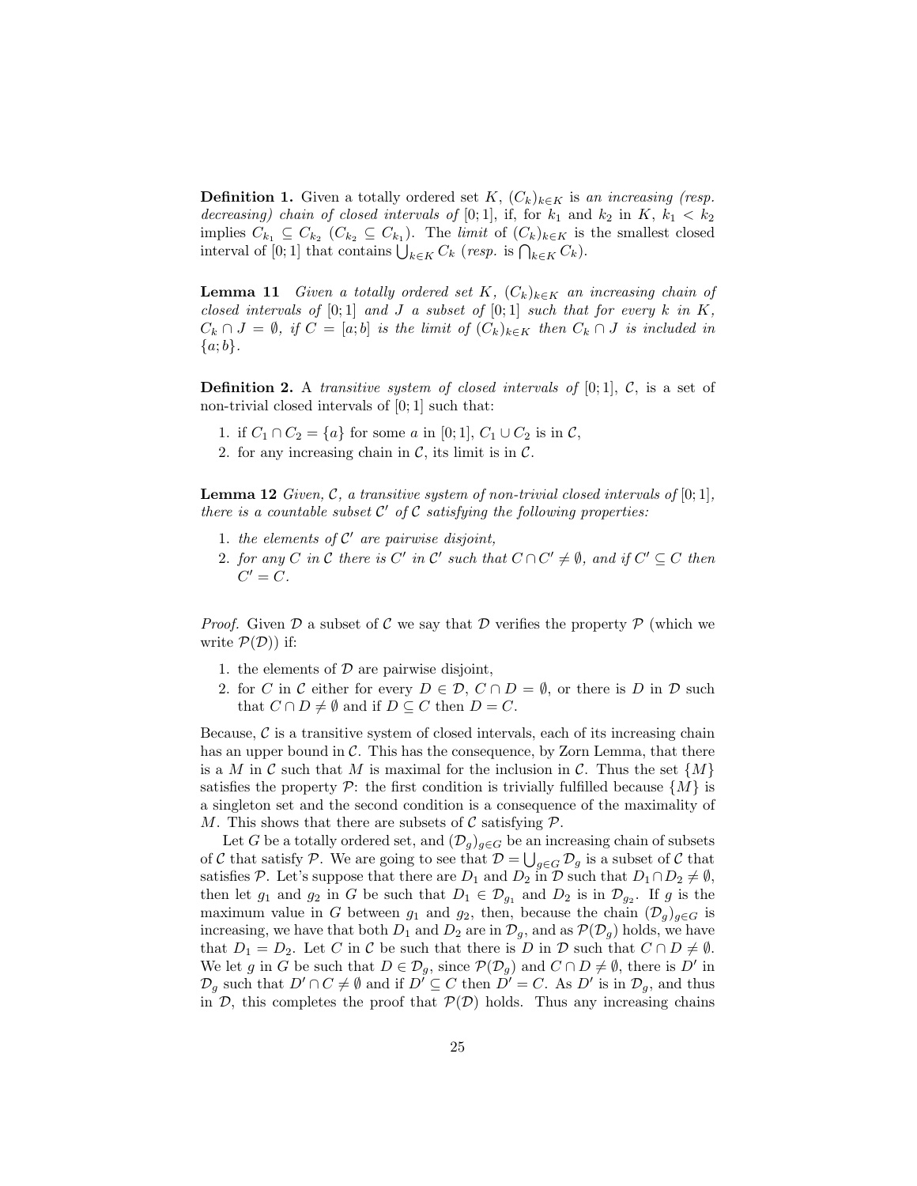**Definition 1.** Given a totally ordered set $K$, $(C_k)_{k\in K}$ is *an increasing (resp. decreasing) chain of closed intervals of* $[0;1]$, if, for $k_1$ and $k_2$ in $K$, $k_1 < k_2$ implies $C_{k_1} \subseteq C_{k_2}$ ($C_{k_2} \subseteq C_{k_1}$). The *limit* of $(C_k)_{k\in K}$ is the smallest closed interval of $[0;1]$ that contains $\bigcup_{k\in K} C_k$ (*resp.* is $\bigcap_{k\in K} C_k$).

**Lemma 11** *Given a totally ordered set $K$, $(C_k)_{k\in K}$ an increasing chain of closed intervals of $[0;1]$ and $J$ a subset of $[0;1]$ such that for every $k$ in $K$, $C_k \cap J = \emptyset$, if $C = [a;b]$ is the limit of $(C_k)_{k\in K}$ then $C_k \cap J$ is included in $\{a;b\}$.*

**Definition 2.** A *transitive system of closed intervals of* $[0;1]$, $\mathcal{C}$, is a set of non-trivial closed intervals of $[0;1]$ such that:

1. if $C_1 \cap C_2 = \{a\}$ for some $a$ in $[0;1]$, $C_1 \cup C_2$ is in $\mathcal{C}$,
2. for any increasing chain in $\mathcal{C}$, its limit is in $\mathcal{C}$.

**Lemma 12** *Given, $\mathcal{C}$, a transitive system of non-trivial closed intervals of $[0;1]$, there is a countable subset $\mathcal{C}'$ of $\mathcal{C}$ satisfying the following properties:*

1. *the elements of $\mathcal{C}'$ are pairwise disjoint,*
2. *for any $C$ in $\mathcal{C}$ there is $C'$ in $\mathcal{C}'$ such that $C \cap C' \neq \emptyset$, and if $C' \subseteq C$ then $C' = C$.*

*Proof.* Given $\mathcal{D}$ a subset of $\mathcal{C}$ we say that $\mathcal{D}$ verifies the property $\mathcal{P}$ (which we write $\mathcal{P}(\mathcal{D})$) if:

1. the elements of $\mathcal{D}$ are pairwise disjoint,
2. for $C$ in $\mathcal{C}$ either for every $D \in \mathcal{D}$, $C \cap D = \emptyset$, or there is $D$ in $\mathcal{D}$ such that $C \cap D \neq \emptyset$ and if $D \subseteq C$ then $D = C$.

Because, $\mathcal{C}$ is a transitive system of closed intervals, each of its increasing chain has an upper bound in $\mathcal{C}$. This has the consequence, by Zorn Lemma, that there is a $M$ in $\mathcal{C}$ such that $M$ is maximal for the inclusion in $\mathcal{C}$. Thus the set $\{M\}$ satisfies the property $\mathcal{P}$: the first condition is trivially fulfilled because $\{M\}$ is a singleton set and the second condition is a consequence of the maximality of $M$. This shows that there are subsets of $\mathcal{C}$ satisfying $\mathcal{P}$.

Let $G$ be a totally ordered set, and $(\mathcal{D}_g)_{g\in G}$ be an increasing chain of subsets of $\mathcal{C}$ that satisfy $\mathcal{P}$. We are going to see that $\mathcal{D} = \bigcup_{g\in G} \mathcal{D}_g$ is a subset of $\mathcal{C}$ that satisfies $\mathcal{P}$. Let's suppose that there are $D_1$ and $D_2$ in $\mathcal{D}$ such that $D_1 \cap D_2 \neq \emptyset$, then let $g_1$ and $g_2$ in $G$ be such that $D_1 \in \mathcal{D}_{g_1}$ and $D_2$ is in $\mathcal{D}_{g_2}$. If $g$ is the maximum value in $G$ between $g_1$ and $g_2$, then, because the chain $(\mathcal{D}_g)_{g\in G}$ is increasing, we have that both $D_1$ and $D_2$ are in $\mathcal{D}_g$, and as $\mathcal{P}(\mathcal{D}_g)$ holds, we have that $D_1 = D_2$. Let $C$ in $\mathcal{C}$ be such that there is $D$ in $\mathcal{D}$ such that $C \cap D \neq \emptyset$. We let $g$ in $G$ be such that $D \in \mathcal{D}_g$, since $\mathcal{P}(\mathcal{D}_g)$ and $C \cap D \neq \emptyset$, there is $D'$ in $\mathcal{D}_g$ such that $D' \cap C \neq \emptyset$ and if $D' \subseteq C$ then $D' = C$. As $D'$ is in $\mathcal{D}_g$, and thus in $\mathcal{D}$, this completes the proof that $\mathcal{P}(\mathcal{D})$ holds. Thus any increasing chains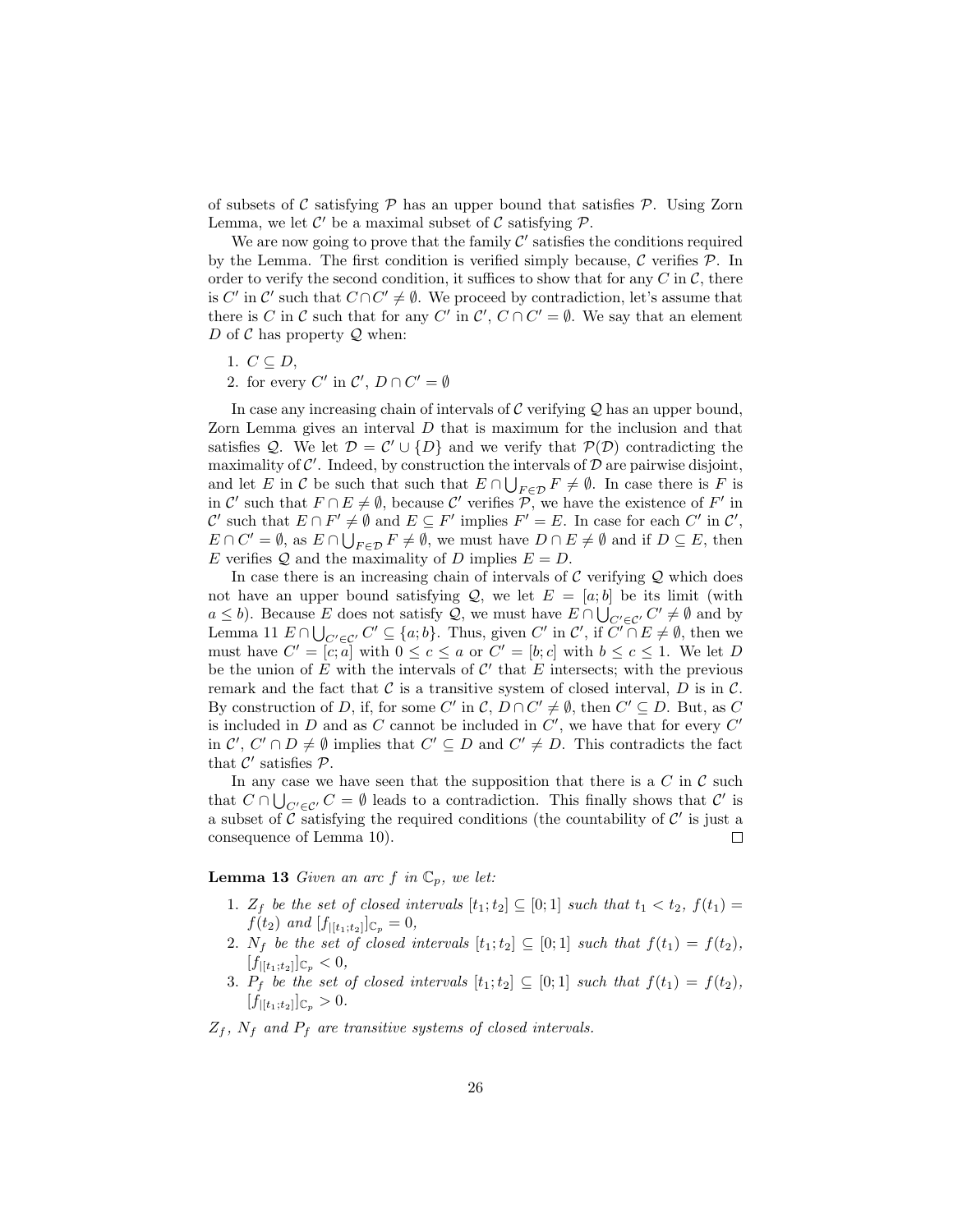of subsets of $\mathcal{C}$ satisfying $\mathcal{P}$ has an upper bound that satisfies $\mathcal{P}$. Using Zorn Lemma, we let $\mathcal{C}'$ be a maximal subset of $\mathcal{C}$ satisfying $\mathcal{P}$.

We are now going to prove that the family $\mathcal{C}'$ satisfies the conditions required by the Lemma. The first condition is verified simply because, $\mathcal{C}$ verifies $\mathcal{P}$. In order to verify the second condition, it suffices to show that for any $C$ in $\mathcal{C}$, there is $C'$ in $\mathcal{C}'$ such that $C \cap C' \neq \emptyset$. We proceed by contradiction, let's assume that there is $C$ in $\mathcal{C}$ such that for any $C'$ in $\mathcal{C}'$, $C \cap C' = \emptyset$. We say that an element $D$ of $\mathcal{C}$ has property $\mathcal{Q}$ when:

1. $C \subseteq D$,
2. for every $C'$ in $\mathcal{C}'$, $D \cap C' = \emptyset$

In case any increasing chain of intervals of $\mathcal{C}$ verifying $\mathcal{Q}$ has an upper bound, Zorn Lemma gives an interval $D$ that is maximum for the inclusion and that satisfies $\mathcal{Q}$. We let $\mathcal{D} = \mathcal{C}' \cup \{D\}$ and we verify that $\mathcal{P}(\mathcal{D})$ contradicting the maximality of $\mathcal{C}'$. Indeed, by construction the intervals of $\mathcal{D}$ are pairwise disjoint, and let $E$ in $\mathcal{C}$ be such that such that $E \cap \bigcup_{F \in \mathcal{D}} F \neq \emptyset$. In case there is $F$ is in $\mathcal{C}'$ such that $F \cap E \neq \emptyset$, because $\mathcal{C}'$ verifies $\mathcal{P}$, we have the existence of $F'$ in $\mathcal{C}'$ such that $E \cap F' \neq \emptyset$ and $E \subseteq F'$ implies $F' = E$. In case for each $C'$ in $\mathcal{C}'$, $E \cap C' = \emptyset$, as $E \cap \bigcup_{F \in \mathcal{D}} F \neq \emptyset$, we must have $D \cap E \neq \emptyset$ and if $D \subseteq E$, then $E$ verifies $\mathcal{Q}$ and the maximality of $D$ implies $E = D$.

In case there is an increasing chain of intervals of $\mathcal{C}$ verifying $\mathcal{Q}$ which does not have an upper bound satisfying $\mathcal{Q}$, we let $E = [a; b]$ be its limit (with $a \leq b$). Because $E$ does not satisfy $\mathcal{Q}$, we must have $E \cap \bigcup_{C' \in \mathcal{C}'} C' \neq \emptyset$ and by Lemma 11 $E \cap \bigcup_{C' \in \mathcal{C}'} C' \subseteq \{a; b\}$. Thus, given $C'$ in $\mathcal{C}'$, if $C' \cap E \neq \emptyset$, then we must have $C' = [c; a]$ with $0 \leq c \leq a$ or $C' = [b; c]$ with $b \leq c \leq 1$. We let $D$ be the union of $E$ with the intervals of $\mathcal{C}'$ that $E$ intersects; with the previous remark and the fact that $\mathcal{C}$ is a transitive system of closed interval, $D$ is in $\mathcal{C}$. By construction of $D$, if, for some $C'$ in $\mathcal{C}$, $D \cap C' \neq \emptyset$, then $C' \subseteq D$. But, as $C$ is included in $D$ and as $C$ cannot be included in $C'$, we have that for every $C'$ in $\mathcal{C}'$, $C' \cap D \neq \emptyset$ implies that $C' \subseteq D$ and $C' \neq D$. This contradicts the fact that $\mathcal{C}'$ satisfies $\mathcal{P}$.

In any case we have seen that the supposition that there is a $C$ in $\mathcal{C}$ such that $C \cap \bigcup_{C' \in \mathcal{C}'} C = \emptyset$ leads to a contradiction. This finally shows that $\mathcal{C}'$ is a subset of $\mathcal{C}$ satisfying the required conditions (the countability of $\mathcal{C}'$ is just a consequence of Lemma 10). $\square$

**Lemma 13** *Given an arc $f$ in $\mathbb{C}_p$, we let:*

1. *$Z_f$ be the set of closed intervals $[t_1; t_2] \subseteq [0; 1]$ such that $t_1 < t_2$, $f(t_1) = f(t_2)$ and $[f_{|[t_1;t_2]}]_{\mathbb{C}_p} = 0$,*
2. *$N_f$ be the set of closed intervals $[t_1; t_2] \subseteq [0; 1]$ such that $f(t_1) = f(t_2)$, $[f_{|[t_1;t_2]}]_{\mathbb{C}_p} < 0$,*
3. *$P_f$ be the set of closed intervals $[t_1; t_2] \subseteq [0; 1]$ such that $f(t_1) = f(t_2)$, $[f_{|[t_1;t_2]}]_{\mathbb{C}_p} > 0$.*

*$Z_f$, $N_f$ and $P_f$ are transitive systems of closed intervals.*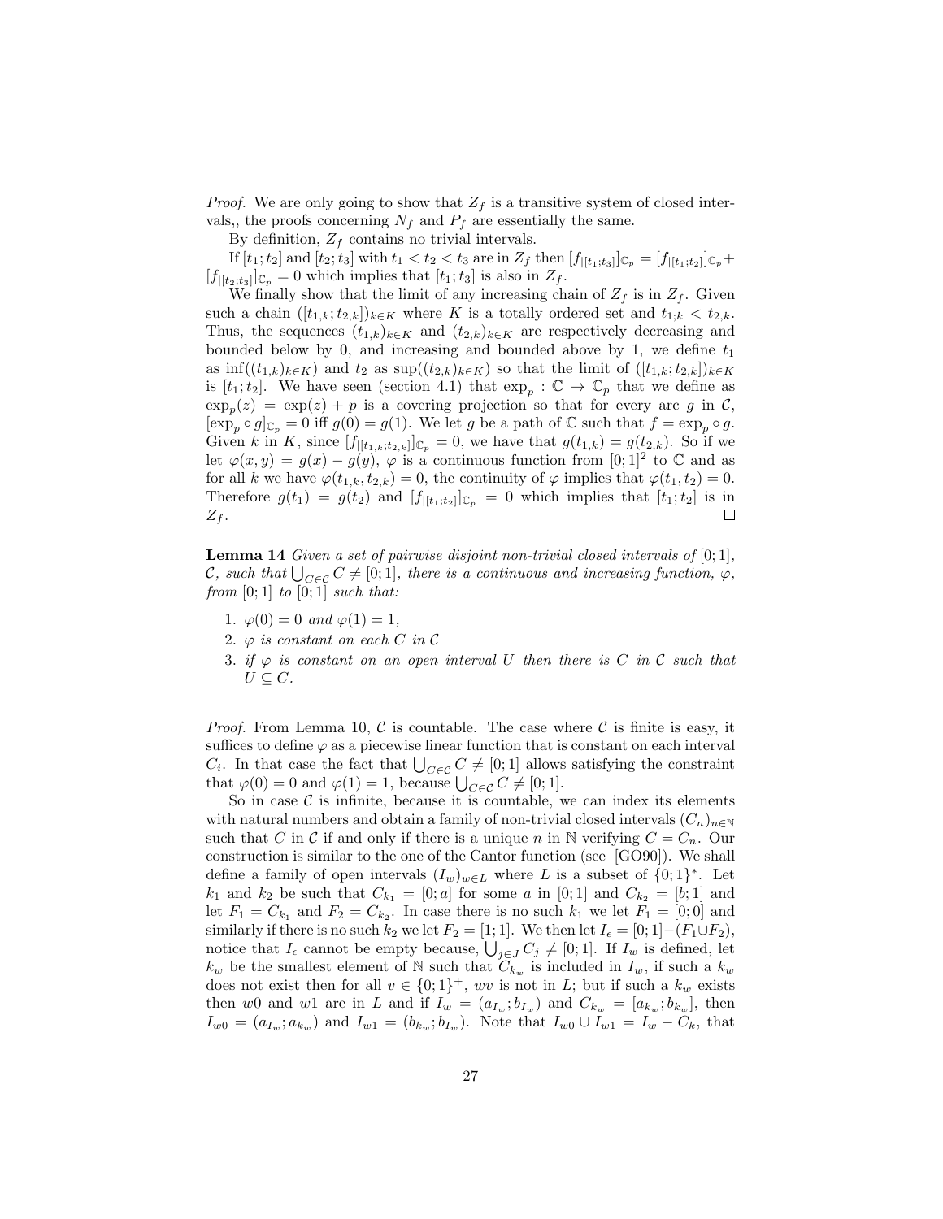*Proof.* We are only going to show that $Z_f$ is a transitive system of closed intervals,, the proofs concerning $N_f$ and $P_f$ are essentially the same.

By definition, $Z_f$ contains no trivial intervals.

If $[t_1;t_2]$ and $[t_2;t_3]$ with $t_1 < t_2 < t_3$ are in $Z_f$ then $[f_{|[t_1;t_3]}]_{\mathbb{C}_p} = [f_{|[t_1;t_2]}]_{\mathbb{C}_p} + [f_{|[t_2;t_3]}]_{\mathbb{C}_p} = 0$ which implies that $[t_1;t_3]$ is also in $Z_f$.

We finally show that the limit of any increasing chain of $Z_f$ is in $Z_f$. Given such a chain $([t_{1,k};t_{2,k}])_{k\in K}$ where $K$ is a totally ordered set and $t_{1;k} < t_{2,k}$. Thus, the sequences $(t_{1,k})_{k\in K}$ and $(t_{2,k})_{k\in K}$ are respectively decreasing and bounded below by 0, and increasing and bounded above by 1, we define $t_1$ as $\inf((t_{1,k})_{k\in K})$ and $t_2$ as $\sup((t_{2,k})_{k\in K})$ so that the limit of $([t_{1,k};t_{2,k}])_{k\in K}$ is $[t_1;t_2]$. We have seen (section 4.1) that $\exp_p : \mathbb{C} \to \mathbb{C}_p$ that we define as $\exp_p(z) = \exp(z) + p$ is a covering projection so that for every arc $g$ in $\mathcal{C}$, $[\exp_p \circ g]_{\mathbb{C}_p} = 0$ iff $g(0) = g(1)$. We let $g$ be a path of $\mathbb{C}$ such that $f = \exp_p \circ g$. Given $k$ in $K$, since $[f_{|[t_{1,k};t_{2,k}]}]_{\mathbb{C}_p} = 0$, we have that $g(t_{1,k}) = g(t_{2,k})$. So if we let $\varphi(x,y) = g(x) - g(y)$, $\varphi$ is a continuous function from $[0;1]^2$ to $\mathbb{C}$ and as for all $k$ we have $\varphi(t_{1,k},t_{2,k}) = 0$, the continuity of $\varphi$ implies that $\varphi(t_1,t_2) = 0$. Therefore $g(t_1) = g(t_2)$ and $[f_{|[t_1;t_2]}]_{\mathbb{C}_p} = 0$ which implies that $[t_1;t_2]$ is in $Z_f$. □

**Lemma 14** *Given a set of pairwise disjoint non-trivial closed intervals of $[0;1]$, $\mathcal{C}$, such that $\bigcup_{C\in\mathcal{C}} C \neq [0;1]$, there is a continuous and increasing function, $\varphi$, from $[0;1]$ to $[0;1]$ such that:*

1. *$\varphi(0) = 0$ and $\varphi(1) = 1$,*
2. *$\varphi$ is constant on each $C$ in $\mathcal{C}$*
3. *if $\varphi$ is constant on an open interval $U$ then there is $C$ in $\mathcal{C}$ such that $U \subseteq C$.*

*Proof.* From Lemma 10, $\mathcal{C}$ is countable. The case where $\mathcal{C}$ is finite is easy, it suffices to define $\varphi$ as a piecewise linear function that is constant on each interval $C_i$. In that case the fact that $\bigcup_{C\in\mathcal{C}} C \neq [0;1]$ allows satisfying the constraint that $\varphi(0) = 0$ and $\varphi(1) = 1$, because $\bigcup_{C\in\mathcal{C}} C \neq [0;1]$.

So in case $\mathcal{C}$ is infinite, because it is countable, we can index its elements with natural numbers and obtain a family of non-trivial closed intervals $(C_n)_{n\in\mathbb{N}}$ such that $C$ in $\mathcal{C}$ if and only if there is a unique $n$ in $\mathbb{N}$ verifying $C = C_n$. Our construction is similar to the one of the Cantor function (see [GO90]). We shall define a family of open intervals $(I_w)_{w\in L}$ where $L$ is a subset of $\{0;1\}^*$. Let $k_1$ and $k_2$ be such that $C_{k_1} = [0;a]$ for some $a$ in $[0;1]$ and $C_{k_2} = [b;1]$ and let $F_1 = C_{k_1}$ and $F_2 = C_{k_2}$. In case there is no such $k_1$ we let $F_1 = [0;0]$ and similarly if there is no such $k_2$ we let $F_2 = [1;1]$. We then let $I_\epsilon = [0;1] - (F_1 \cup F_2)$, notice that $I_\epsilon$ cannot be empty because, $\bigcup_{j\in J} C_j \neq [0;1]$. If $I_w$ is defined, let $k_w$ be the smallest element of $\mathbb{N}$ such that $C_{k_w}$ is included in $I_w$, if such a $k_w$ does not exist then for all $v \in \{0;1\}^+$, $wv$ is not in $L$; but if such a $k_w$ exists then $w0$ and $w1$ are in $L$ and if $I_w = (a_{I_w};b_{I_w})$ and $C_{k_w} = [a_{k_w};b_{k_w}]$, then $I_{w0} = (a_{I_w};a_{k_w})$ and $I_{w1} = (b_{k_w};b_{I_w})$. Note that $I_{w0} \cup I_{w1} = I_w - C_k$, that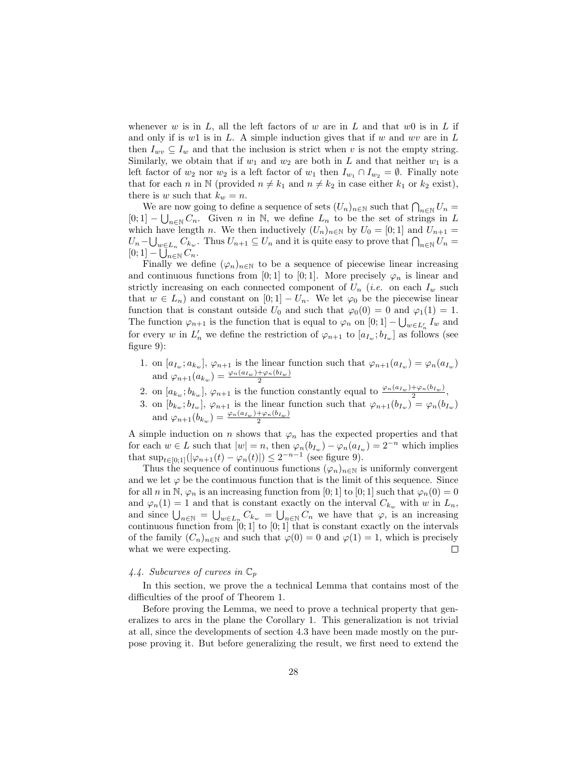whenever $w$ is in $L$, all the left factors of $w$ are in $L$ and that $w0$ is in $L$ if and only if is $w1$ is in $L$. A simple induction gives that if $w$ and $wv$ are in $L$ then $I_{wv} \subseteq I_w$ and that the inclusion is strict when $v$ is not the empty string. Similarly, we obtain that if $w_1$ and $w_2$ are both in $L$ and that neither $w_1$ is a left factor of $w_2$ nor $w_2$ is a left factor of $w_1$ then $I_{w_1} \cap I_{w_2} = \emptyset$. Finally note that for each $n$ in $\mathbb{N}$ (provided $n \neq k_1$ and $n \neq k_2$ in case either $k_1$ or $k_2$ exist), there is $w$ such that $k_w = n$.

We are now going to define a sequence of sets $(U_n)_{n\in\mathbb{N}}$ such that $\bigcap_{n\in\mathbb{N}} U_n = [0;1] - \bigcup_{n\in\mathbb{N}} C_n$. Given $n$ in $\mathbb{N}$, we define $L_n$ to be the set of strings in $L$ which have length $n$. We then inductively $(U_n)_{n\in\mathbb{N}}$ by $U_0 = [0;1]$ and $U_{n+1} = U_n - \bigcup_{w\in L_n} C_{k_w}$. Thus $U_{n+1} \subseteq U_n$ and it is quite easy to prove that $\bigcap_{n\in\mathbb{N}} U_n = [0;1] - \bigcup_{n\in\mathbb{N}} C_n$.

Finally we define $(\varphi_n)_{n\in\mathbb{N}}$ to be a sequence of piecewise linear increasing and continuous functions from $[0;1]$ to $[0;1]$. More precisely $\varphi_n$ is linear and strictly increasing on each connected component of $U_n$ (*i.e.* on each $I_w$ such that $w \in L_n$) and constant on $[0;1] - U_n$. We let $\varphi_0$ be the piecewise linear function that is constant outside $U_0$ and such that $\varphi_0(0) = 0$ and $\varphi_1(1) = 1$. The function $\varphi_{n+1}$ is the function that is equal to $\varphi_n$ on $[0;1] - \bigcup_{w\in L'_n} I_w$ and for every $w$ in $L'_n$ we define the restriction of $\varphi_{n+1}$ to $[a_{I_w}; b_{I_w}]$ as follows (see figure 9):

1. on $[a_{I_w}; a_{k_w}]$, $\varphi_{n+1}$ is the linear function such that $\varphi_{n+1}(a_{I_w}) = \varphi_n(a_{I_w})$ and $\varphi_{n+1}(a_{k_w}) = \frac{\varphi_n(a_{I_w})+\varphi_n(b_{I_w})}{2}$
2. on $[a_{k_w}; b_{k_w}]$, $\varphi_{n+1}$ is the function constantly equal to $\frac{\varphi_n(a_{I_w})+\varphi_n(b_{I_w})}{2}$,
3. on $[b_{k_w}; b_{I_w}]$, $\varphi_{n+1}$ is the linear function such that $\varphi_{n+1}(b_{I_w}) = \varphi_n(b_{I_w})$ and $\varphi_{n+1}(b_{k_w}) = \frac{\varphi_n(a_{I_w})+\varphi_n(b_{I_w})}{2}$

A simple induction on $n$ shows that $\varphi_n$ has the expected properties and that for each $w \in L$ such that $|w| = n$, then $\varphi_n(b_{I_w}) - \varphi_n(a_{I_w}) = 2^{-n}$ which implies that $\sup_{t\in[0;1]}(|\varphi_{n+1}(t) - \varphi_n(t)|) \leq 2^{-n-1}$ (see figure 9).

Thus the sequence of continuous functions $(\varphi_n)_{n\in\mathbb{N}}$ is uniformly convergent and we let $\varphi$ be the continuous function that is the limit of this sequence. Since for all $n$ in $\mathbb{N}$, $\varphi_n$ is an increasing function from $[0;1]$ to $[0;1]$ such that $\varphi_n(0) = 0$ and $\varphi_n(1) = 1$ and that is constant exactly on the interval $C_{k_w}$ with $w$ in $L_n$, and since $\bigcup_{n\in\mathbb{N}} = \bigcup_{w\in L_n} C_{k_w} = \bigcup_{n\in\mathbb{N}} C_n$ we have that $\varphi$, is an increasing continuous function from $[0;1]$ to $[0;1]$ that is constant exactly on the intervals of the family $(C_n)_{n\in\mathbb{N}}$ and such that $\varphi(0) = 0$ and $\varphi(1) = 1$, which is precisely what we were expecting. □

### 4.4. Subcurves of curves in $\mathbb{C}_p$

In this section, we prove the a technical Lemma that contains most of the difficulties of the proof of Theorem 1.

Before proving the Lemma, we need to prove a technical property that generalizes to arcs in the plane the Corollary 1. This generalization is not trivial at all, since the developments of section 4.3 have been made mostly on the purpose proving it. But before generalizing the result, we first need to extend the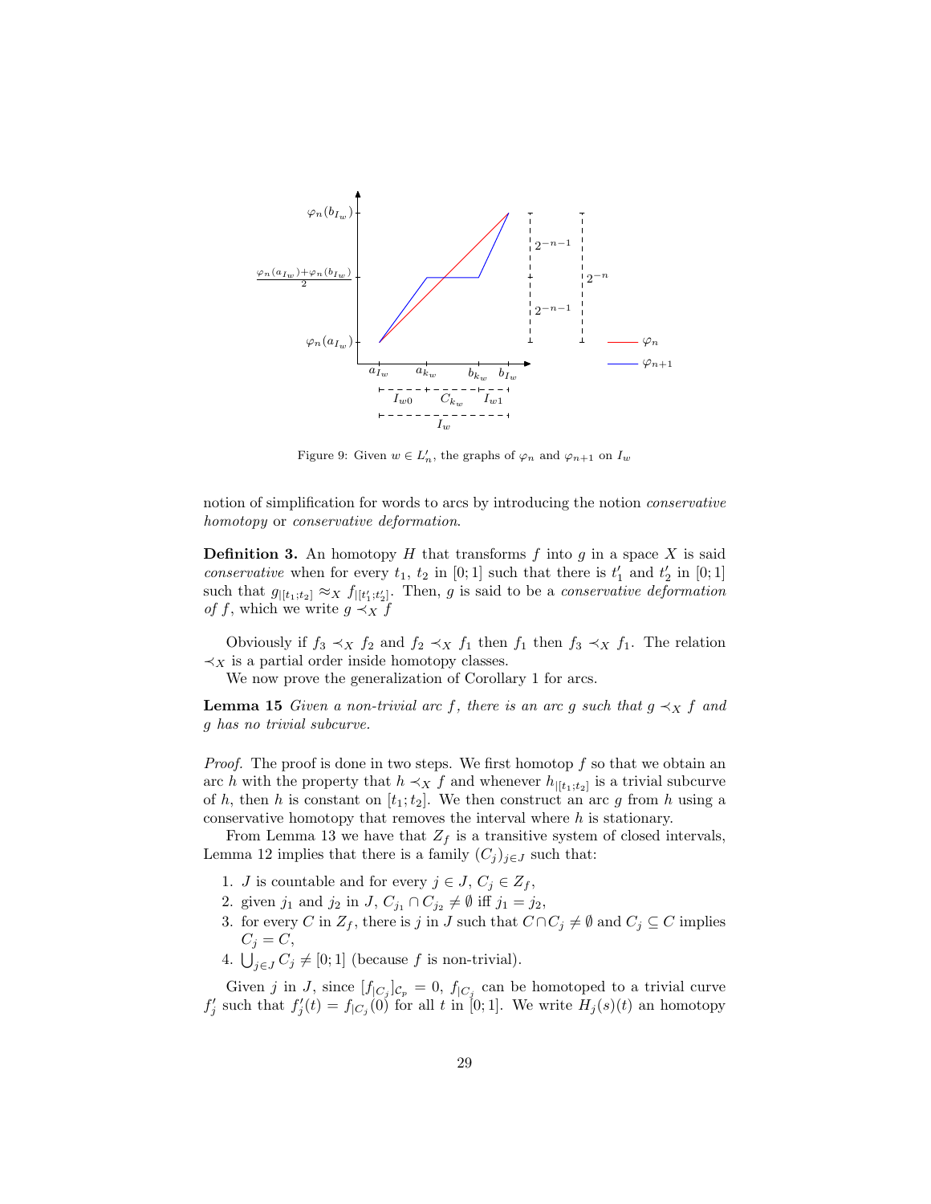Figure 9: Given $w \in L'_n$, the graphs of $\varphi_n$ and $\varphi_{n+1}$ on $I_w$

notion of simplification for words to arcs by introducing the notion *conservative homotopy* or *conservative deformation*.

**Definition 3.** An homotopy $H$ that transforms $f$ into $g$ in a space $X$ is said *conservative* when for every $t_1$, $t_2$ in $[0;1]$ such that there is $t'_1$ and $t'_2$ in $[0;1]$ such that $g_{|[t_1;t_2]} \approx_X f_{|[t'_1;t'_2]}$. Then, $g$ is said to be a *conservative deformation of* $f$, which we write $g \prec_X f$

Obviously if $f_3 \prec_X f_2$ and $f_2 \prec_X f_1$ then $f_1$ then $f_3 \prec_X f_1$. The relation $\prec_X$ is a partial order inside homotopy classes.

We now prove the generalization of Corollary 1 for arcs.

**Lemma 15** *Given a non-trivial arc $f$, there is an arc $g$ such that $g \prec_X f$ and $g$ has no trivial subcurve.*

*Proof.* The proof is done in two steps. We first homotop $f$ so that we obtain an arc $h$ with the property that $h \prec_X f$ and whenever $h_{|[t_1;t_2]}$ is a trivial subcurve of $h$, then $h$ is constant on $[t_1;t_2]$. We then construct an arc $g$ from $h$ using a conservative homotopy that removes the interval where $h$ is stationary.

From Lemma 13 we have that $Z_f$ is a transitive system of closed intervals, Lemma 12 implies that there is a family $(C_j)_{j \in J}$ such that:

1. $J$ is countable and for every $j \in J$, $C_j \in Z_f$,
2. given $j_1$ and $j_2$ in $J$, $C_{j_1} \cap C_{j_2} \neq \emptyset$ iff $j_1 = j_2$,
3. for every $C$ in $Z_f$, there is $j$ in $J$ such that $C \cap C_j \neq \emptyset$ and $C_j \subseteq C$ implies $C_j = C$,
4. $\bigcup_{j \in J} C_j \neq [0;1]$ (because $f$ is non-trivial).

Given $j$ in $J$, since $[f_{|C_j}]_{\mathcal{C}_p} = 0$, $f_{|C_j}$ can be homotoped to a trivial curve $f'_j$ such that $f'_j(t) = f_{|C_j}(0)$ for all $t$ in $[0;1]$. We write $H_j(s)(t)$ an homotopy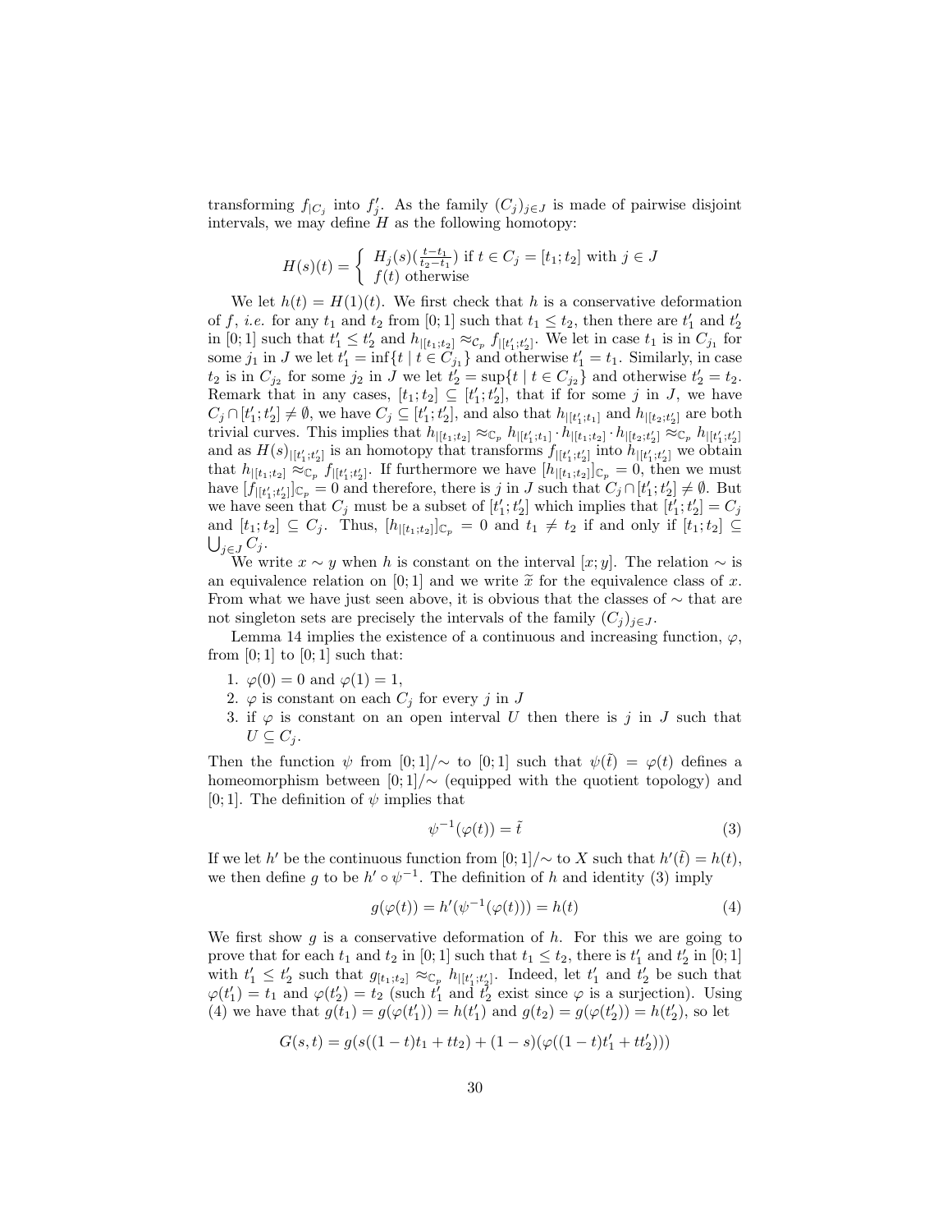transforming $f_{|C_j}$ into $f'_j$. As the family $(C_j)_{j\in J}$ is made of pairwise disjoint intervals, we may define $H$ as the following homotopy:

$$H(s)(t) = \begin{cases} H_j(s)(\frac{t-t_1}{t_2-t_1}) \text{ if } t \in C_j = [t_1;t_2] \text{ with } j \in J \\ f(t) \text{ otherwise} \end{cases}$$

We let $h(t) = H(1)(t)$. We first check that $h$ is a conservative deformation of $f$, *i.e.* for any $t_1$ and $t_2$ from $[0;1]$ such that $t_1 \leq t_2$, then there are $t'_1$ and $t'_2$ in $[0;1]$ such that $t'_1 \leq t'_2$ and $h_{|[t_1;t_2]} \approx_{\mathcal{C}_p} f_{|[t'_1;t'_2]}$. We let in case $t_1$ is in $C_{j_1}$ for some $j_1$ in $J$ we let $t'_1 = \inf\{t \mid t \in C_{j_1}\}$ and otherwise $t'_1 = t_1$. Similarly, in case $t_2$ is in $C_{j_2}$ for some $j_2$ in $J$ we let $t'_2 = \sup\{t \mid t \in C_{j_2}\}$ and otherwise $t'_2 = t_2$. Remark that in any cases, $[t_1;t_2] \subseteq [t'_1;t'_2]$, that if for some $j$ in $J$, we have $C_j \cap [t'_1;t'_2] \neq \emptyset$, we have $C_j \subseteq [t'_1;t'_2]$, and also that $h_{|[t'_1;t_1]}$ and $h_{|[t_2;t'_2]}$ are both trivial curves. This implies that $h_{|[t_1;t_2]} \approx_{\mathbb{C}_p} h_{|[t'_1;t_1]} \cdot h_{|[t_1;t_2]} \cdot h_{|[t_2;t'_2]} \approx_{\mathbb{C}_p} h_{|[t'_1;t'_2]}$ and as $H(s)_{|[t'_1;t'_2]}$ is an homotopy that transforms $f_{|[t'_1;t'_2]}$ into $h_{|[t'_1;t'_2]}$ we obtain that $h_{|[t_1;t_2]} \approx_{\mathbb{C}_p} f_{|[t'_1;t'_2]}$. If furthermore we have $[h_{|[t_1;t_2]}]_{\mathbb{C}_p} = 0$, then we must have $[f_{|[t'_1;t'_2]}]_{\mathbb{C}_p} = 0$ and therefore, there is $j$ in $J$ such that $C_j \cap [t'_1;t'_2] \neq \emptyset$. But we have seen that $C_j$ must be a subset of $[t'_1;t'_2]$ which implies that $[t'_1;t'_2] = C_j$ and $[t_1;t_2] \subseteq C_j$. Thus, $[h_{|[t_1;t_2]}]_{\mathbb{C}_p} = 0$ and $t_1 \neq t_2$ if and only if $[t_1;t_2] \subseteq \bigcup_{j\in J} C_j$.

We write $x \sim y$ when $h$ is constant on the interval $[x;y]$. The relation $\sim$ is an equivalence relation on $[0;1]$ and we write $\widetilde{x}$ for the equivalence class of $x$. From what we have just seen above, it is obvious that the classes of $\sim$ that are not singleton sets are precisely the intervals of the family $(C_j)_{j\in J}$.

Lemma 14 implies the existence of a continuous and increasing function, $\varphi$, from $[0;1]$ to $[0;1]$ such that:

1. $\varphi(0) = 0$ and $\varphi(1) = 1$,
2. $\varphi$ is constant on each $C_j$ for every $j$ in $J$
3. if $\varphi$ is constant on an open interval $U$ then there is $j$ in $J$ such that $U \subseteq C_j$.

Then the function $\psi$ from $[0;1]/\sim$ to $[0;1]$ such that $\psi(\tilde{t}) = \varphi(t)$ defines a homeomorphism between $[0;1]/\sim$ (equipped with the quotient topology) and $[0;1]$. The definition of $\psi$ implies that

$$\psi^{-1}(\varphi(t)) = \tilde{t} \tag{3}$$

If we let $h'$ be the continuous function from $[0;1]/\sim$ to $X$ such that $h'(\tilde{t}) = h(t)$, we then define $g$ to be $h' \circ \psi^{-1}$. The definition of $h$ and identity (3) imply

$$g(\varphi(t)) = h'(\psi^{-1}(\varphi(t))) = h(t) \tag{4}$$

We first show $g$ is a conservative deformation of $h$. For this we are going to prove that for each $t_1$ and $t_2$ in $[0;1]$ such that $t_1 \leq t_2$, there is $t'_1$ and $t'_2$ in $[0;1]$ with $t'_1 \leq t'_2$ such that $g_{[t_1;t_2]} \approx_{\mathbb{C}_p} h_{|[t'_1;t'_2]}$. Indeed, let $t'_1$ and $t'_2$ be such that $\varphi(t'_1) = t_1$ and $\varphi(t'_2) = t_2$ (such $t'_1$ and $t'_2$ exist since $\varphi$ is a surjection). Using (4) we have that $g(t_1) = g(\varphi(t'_1)) = h(t'_1)$ and $g(t_2) = g(\varphi(t'_2)) = h(t'_2)$, so let

$$G(s,t) = g(s((1-t)t_1 + tt_2) + (1-s)(\varphi((1-t)t'_1 + tt'_2)))$$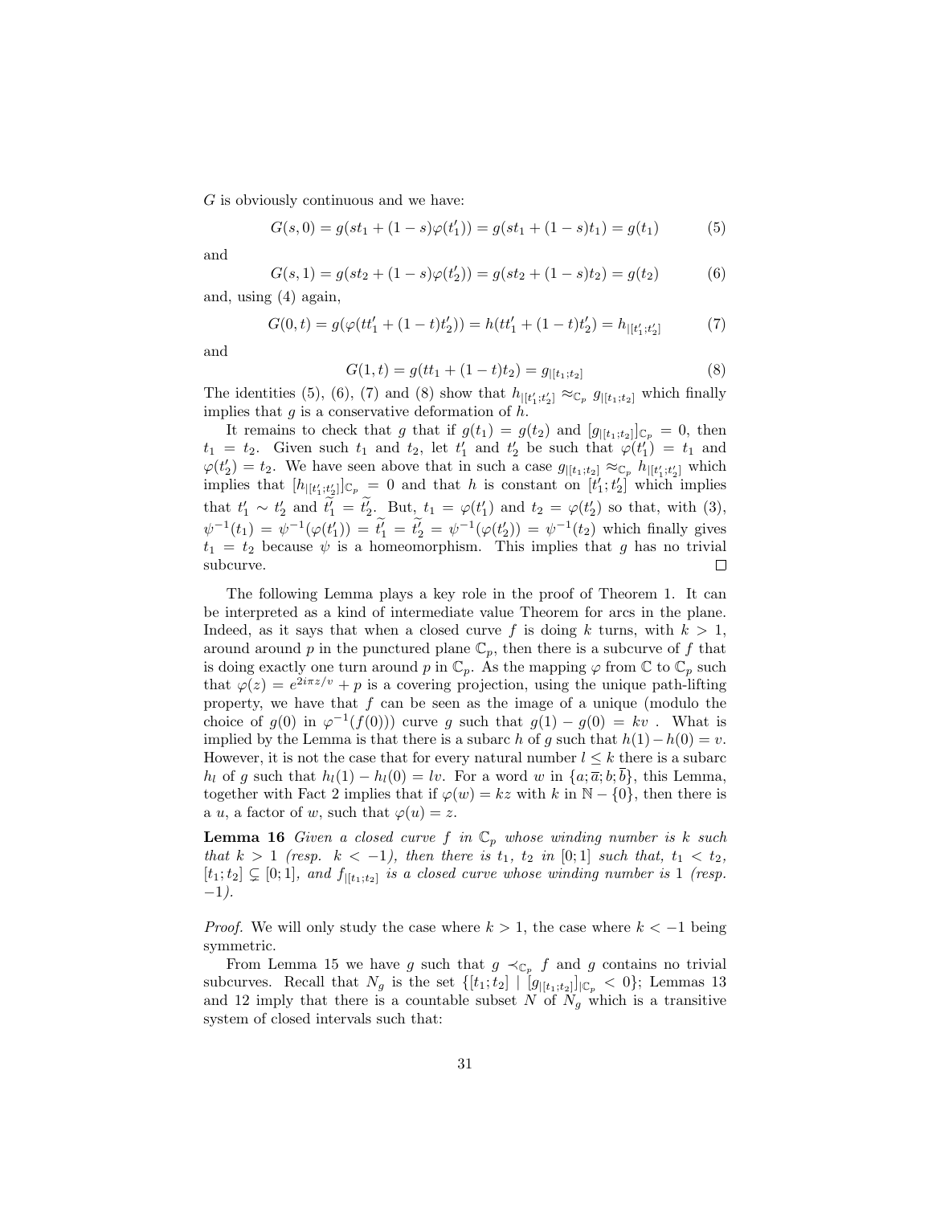$G$ is obviously continuous and we have:

$$G(s, 0) = g(st_1 + (1-s)\varphi(t'_1)) = g(st_1 + (1-s)t_1) = g(t_1) \tag{5}$$

and

$$G(s, 1) = g(st_2 + (1-s)\varphi(t'_2)) = g(st_2 + (1-s)t_2) = g(t_2) \tag{6}$$

and, using (4) again,

$$G(0, t) = g(\varphi(tt'_1 + (1-t)t'_2)) = h(tt'_1 + (1-t)t'_2) = h_{|[t'_1;t'_2]} \tag{7}$$

and

$$G(1, t) = g(tt_1 + (1-t)t_2) = g_{|[t_1;t_2]} \tag{8}$$

The identities (5), (6), (7) and (8) show that $h_{|[t'_1;t'_2]} \approx_{\mathbb{C}_p} g_{|[t_1;t_2]}$ which finally implies that $g$ is a conservative deformation of $h$.

It remains to check that $g$ that if $g(t_1) = g(t_2)$ and $[g_{|[t_1;t_2]}]_{\mathbb{C}_p} = 0$, then $t_1 = t_2$. Given such $t_1$ and $t_2$, let $t'_1$ and $t'_2$ be such that $\varphi(t'_1) = t_1$ and $\varphi(t'_2) = t_2$. We have seen above that in such a case $g_{|[t_1;t_2]} \approx_{\mathbb{C}_p} h_{|[t'_1;t'_2]}$ which implies that $[h_{|[t'_1;t'_2]}]_{\mathbb{C}_p} = 0$ and that $h$ is constant on $[t'_1; t'_2]$ which implies that $t'_1 \sim t'_2$ and $\widetilde{t'_1} = \widetilde{t'_2}$. But, $t_1 = \varphi(t'_1)$ and $t_2 = \varphi(t'_2)$ so that, with (3), $\psi^{-1}(t_1) = \psi^{-1}(\varphi(t'_1)) = \widetilde{t'_1} = \widetilde{t'_2} = \psi^{-1}(\varphi(t'_2)) = \psi^{-1}(t_2)$ which finally gives $t_1 = t_2$ because $\psi$ is a homeomorphism. This implies that $g$ has no trivial subcurve. □

The following Lemma plays a key role in the proof of Theorem 1. It can be interpreted as a kind of intermediate value Theorem for arcs in the plane. Indeed, as it says that when a closed curve $f$ is doing $k$ turns, with $k > 1$, around around $p$ in the punctured plane $\mathbb{C}_p$, then there is a subcurve of $f$ that is doing exactly one turn around $p$ in $\mathbb{C}_p$. As the mapping $\varphi$ from $\mathbb{C}$ to $\mathbb{C}_p$ such that $\varphi(z) = e^{2i\pi z/v} + p$ is a covering projection, using the unique path-lifting property, we have that $f$ can be seen as the image of a unique (modulo the choice of $g(0)$ in $\varphi^{-1}(f(0))$) curve $g$ such that $g(1) - g(0) = kv$ . What is implied by the Lemma is that there is a subarc $h$ of $g$ such that $h(1) - h(0) = v$. However, it is not the case that for every natural number $l \leq k$ there is a subarc $h_l$ of $g$ such that $h_l(1) - h_l(0) = lv$. For a word $w$ in $\{a; \bar{a}; b; \bar{b}\}$, this Lemma, together with Fact 2 implies that if $\varphi(w) = kz$ with $k$ in $\mathbb{N} - \{0\}$, then there is a $u$, a factor of $w$, such that $\varphi(u) = z$.

**Lemma 16** *Given a closed curve $f$ in $\mathbb{C}_p$ whose winding number is $k$ such that $k > 1$ (resp. $k < -1$), then there is $t_1$, $t_2$ in $[0; 1]$ such that, $t_1 < t_2$, $[t_1; t_2] \subsetneq [0; 1]$, and $f_{|[t_1;t_2]}$ is a closed curve whose winding number is 1 (resp. $-1$).*

*Proof.* We will only study the case where $k > 1$, the case where $k < -1$ being symmetric.

From Lemma 15 we have $g$ such that $g \prec_{\mathbb{C}_p} f$ and $g$ contains no trivial subcurves. Recall that $N_g$ is the set $\{[t_1; t_2] \mid [g_{|[t_1;t_2]}]_{|\mathbb{C}_p} < 0\}$; Lemmas 13 and 12 imply that there is a countable subset $N$ of $N_g$ which is a transitive system of closed intervals such that: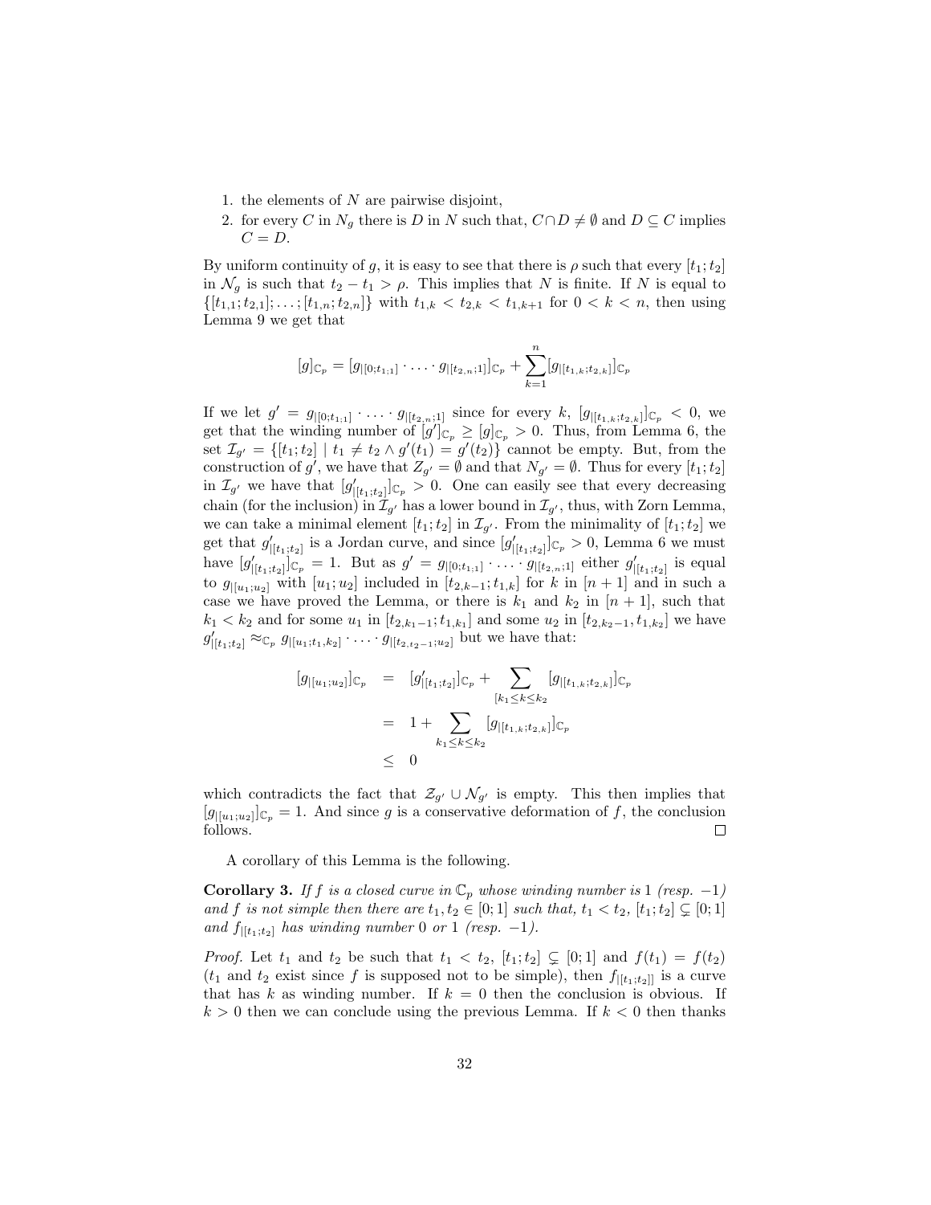1. the elements of $N$ are pairwise disjoint,
2. for every $C$ in $N_g$ there is $D$ in $N$ such that, $C \cap D \neq \emptyset$ and $D \subseteq C$ implies $C = D$.

By uniform continuity of $g$, it is easy to see that there is $\rho$ such that every $[t_1; t_2]$ in $\mathcal{N}_g$ is such that $t_2 - t_1 > \rho$. This implies that $N$ is finite. If $N$ is equal to $\{[t_{1,1}; t_{2,1}]; \ldots; [t_{1,n}; t_{2,n}]\}$ with $t_{1,k} < t_{2,k} < t_{1,k+1}$ for $0 < k < n$, then using Lemma 9 we get that

$$[g]_{\mathbb{C}_p} = [g_{|[0;t_{1,1}]} \cdot \ldots \cdot g_{|[t_{2,n};1]}]_{\mathbb{C}_p} + \sum_{k=1}^{n} [g_{|[t_{1,k};t_{2,k}]}]_{\mathbb{C}_p}$$

If we let $g' = g_{|[0;t_{1,1}]} \cdot \ldots \cdot g_{|[t_{2,n};1]}$ since for every $k$, $[g_{|[t_{1,k};t_{2,k}]}]_{\mathbb{C}_p} < 0$, we get that the winding number of $[g']_{\mathbb{C}_p} \geq [g]_{\mathbb{C}_p} > 0$. Thus, from Lemma 6, the set $\mathcal{I}_{g'} = \{[t_1; t_2] \mid t_1 \neq t_2 \wedge g'(t_1) = g'(t_2)\}$ cannot be empty. But, from the construction of $g'$, we have that $Z_{g'} = \emptyset$ and that $N_{g'} = \emptyset$. Thus for every $[t_1; t_2]$ in $\mathcal{I}_{g'}$ we have that $[g'_{|[t_1;t_2]}]_{\mathbb{C}_p} > 0$. One can easily see that every decreasing chain (for the inclusion) in $\mathcal{I}_{g'}$ has a lower bound in $\mathcal{I}_{g'}$, thus, with Zorn Lemma, we can take a minimal element $[t_1; t_2]$ in $\mathcal{I}_{g'}$. From the minimality of $[t_1; t_2]$ we get that $g'_{|[t_1;t_2]}$ is a Jordan curve, and since $[g'_{|[t_1;t_2]}]_{\mathbb{C}_p} > 0$, Lemma 6 we must have $[g'_{|[t_1;t_2]}]_{\mathbb{C}_p} = 1$. But as $g' = g_{|[0;t_{1,1}]} \cdot \ldots \cdot g_{|[t_{2,n};1]}$ either $g'_{|[t_1;t_2]}$ is equal to $g_{|[u_1;u_2]}$ with $[u_1; u_2]$ included in $[t_{2,k-1}; t_{1,k}]$ for $k$ in $[n+1]$ and in such a case we have proved the Lemma, or there is $k_1$ and $k_2$ in $[n+1]$, such that $k_1 < k_2$ and for some $u_1$ in $[t_{2,k_1-1}; t_{1,k_1}]$ and some $u_2$ in $[t_{2,k_2-1}, t_{1,k_2}]$ we have $g'_{|[t_1;t_2]} \approx_{\mathbb{C}_p} g_{|[u_1;t_{1,k_2}]} \cdot \ldots \cdot g_{|[t_{2,t_2-1};u_2]}$ but we have that:

$$\begin{aligned}
[g_{|[u_1;u_2]}]_{\mathbb{C}_p} &= [g'_{|[t_1;t_2]}]_{\mathbb{C}_p} + \sum_{[k_1 \leq k \leq k_2} [g_{|[t_{1,k};t_{2,k}]}]_{\mathbb{C}_p} \\
&= 1 + \sum_{k_1 \leq k \leq k_2} [g_{|[t_{1,k};t_{2,k}]}]_{\mathbb{C}_p} \\
&\leq 0
\end{aligned}$$

which contradicts the fact that $\mathcal{Z}_{g'} \cup \mathcal{N}_{g'}$ is empty. This then implies that $[g_{|[u_1;u_2]}]_{\mathbb{C}_p} = 1$. And since $g$ is a conservative deformation of $f$, the conclusion follows. $\square$

A corollary of this Lemma is the following.

**Corollary 3.** *If $f$ is a closed curve in $\mathbb{C}_p$ whose winding number is $1$ (resp. $-1$) and $f$ is not simple then there are $t_1, t_2 \in [0; 1]$ such that, $t_1 < t_2$, $[t_1; t_2] \subsetneq [0; 1]$ and $f_{|[t_1;t_2]}$ has winding number $0$ or $1$ (resp. $-1$).*

*Proof.* Let $t_1$ and $t_2$ be such that $t_1 < t_2$, $[t_1; t_2] \subsetneq [0; 1]$ and $f(t_1) = f(t_2)$ ($t_1$ and $t_2$ exist since $f$ is supposed not to be simple), then $f_{|[t_1;t_2]]}$ is a curve that has $k$ as winding number. If $k = 0$ then the conclusion is obvious. If $k > 0$ then we can conclude using the previous Lemma. If $k < 0$ then thanks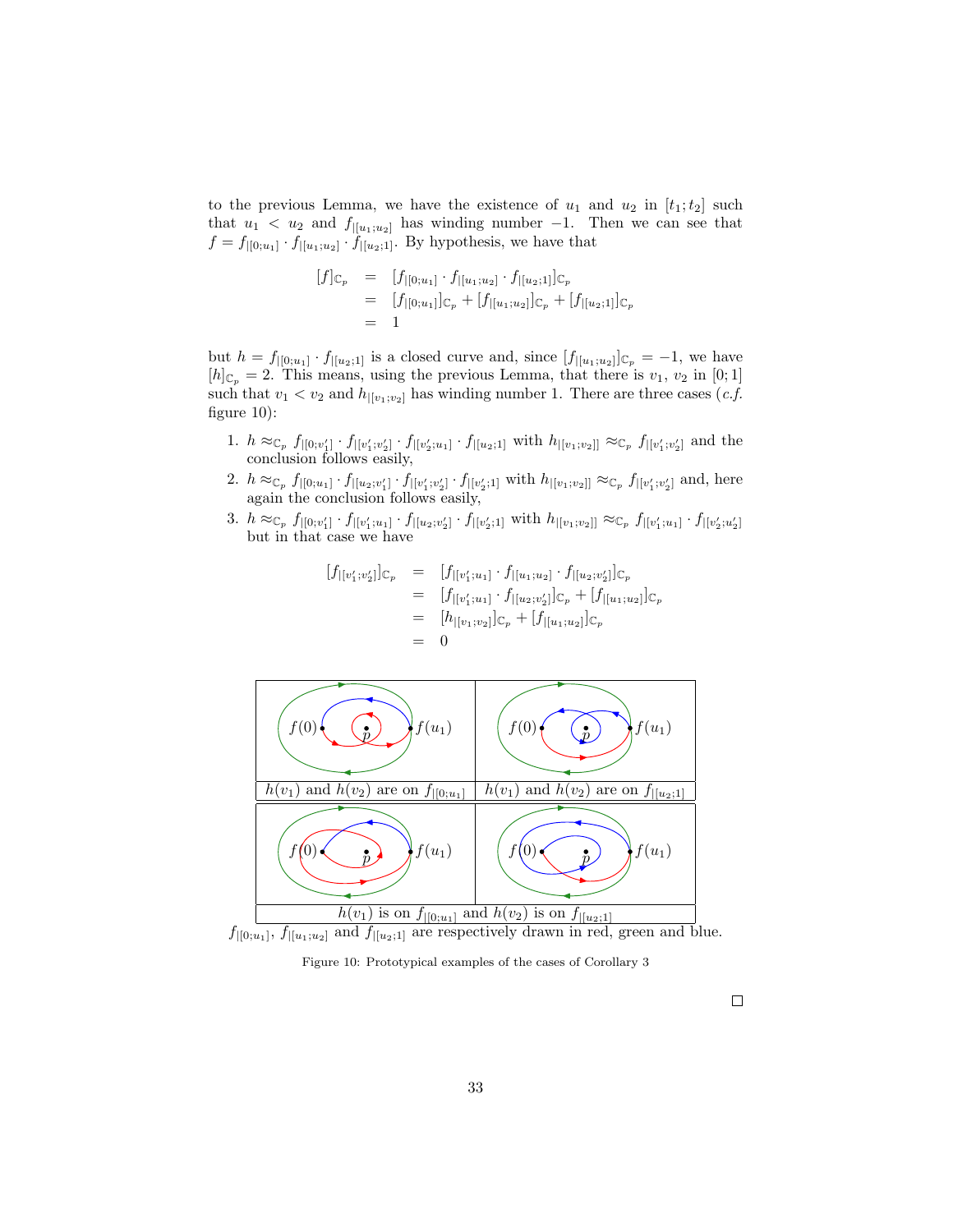to the previous Lemma, we have the existence of $u_1$ and $u_2$ in $[t_1;t_2]$ such that $u_1 < u_2$ and $f_{|[u_1;u_2]}$ has winding number $-1$. Then we can see that $f = f_{|[0;u_1]} \cdot f_{|[u_1;u_2]} \cdot f_{|[u_2;1]}$. By hypothesis, we have that

$$
\begin{aligned}
[f]_{\mathbb{C}_p} &= [f_{|[0;u_1]} \cdot f_{|[u_1;u_2]} \cdot f_{|[u_2;1]}]_{\mathbb{C}_p} \\
&= [f_{|[0;u_1]}]_{\mathbb{C}_p} + [f_{|[u_1;u_2]}]_{\mathbb{C}_p} + [f_{|[u_2;1]}]_{\mathbb{C}_p} \\
&= 1
\end{aligned}
$$

but $h = f_{|[0;u_1]} \cdot f_{|[u_2;1]}$ is a closed curve and, since $[f_{|[u_1;u_2]}]_{\mathbb{C}_p} = -1$, we have $[h]_{\mathbb{C}_p} = 2$. This means, using the previous Lemma, that there is $v_1$, $v_2$ in $[0;1]$ such that $v_1 < v_2$ and $h_{|[v_1;v_2]}$ has winding number 1. There are three cases (*c.f.* figure 10):

1. $h \approx_{\mathbb{C}_p} f_{|[0;v_1']} \cdot f_{|[v_1';v_2']} \cdot f_{|[v_2';u_1]} \cdot f_{|[u_2;1]}$ with $h_{|[v_1;v_2]]} \approx_{\mathbb{C}_p} f_{|[v_1';v_2']}$ and the conclusion follows easily,
2. $h \approx_{\mathbb{C}_p} f_{|[0;u_1]} \cdot f_{|[u_2;v_1']} \cdot f_{|[v_1';v_2']} \cdot f_{|[v_2';1]}$ with $h_{|[v_1;v_2]]} \approx_{\mathbb{C}_p} f_{|[v_1';v_2']}$ and, here again the conclusion follows easily,
3. $h \approx_{\mathbb{C}_p} f_{|[0;v_1']} \cdot f_{|[v_1';u_1]} \cdot f_{|[u_2;v_2']} \cdot f_{|[v_2';1]}$ with $h_{|[v_1;v_2]]} \approx_{\mathbb{C}_p} f_{|[v_1';u_1]} \cdot f_{|[v_2';u_2']}$ but in that case we have

$$
\begin{aligned}
[f_{|[v_1';v_2']}]_{\mathbb{C}_p} &= [f_{|[v_1';u_1]} \cdot f_{|[u_1;u_2]} \cdot f_{|[u_2;v_2']}]_{\mathbb{C}_p} \\
&= [f_{|[v_1';u_1]} \cdot f_{|[u_2;v_2']}]_{\mathbb{C}_p} + [f_{|[u_1;u_2]}]_{\mathbb{C}_p} \\
&= [h_{|[v_1;v_2]}]_{\mathbb{C}_p} + [f_{|[u_1;u_2]}]_{\mathbb{C}_p} \\
&= 0
\end{aligned}
$$

| $h(v_1)$ and $h(v_2)$ are on $f_{|[0;u_1]}$ | $h(v_1)$ and $h(v_2)$ are on $f_{|[u_2;1]}$ |
| --- | --- |
| $h(v_1)$ is on $f_{|[0;u_1]}$ and $h(v_2)$ is on $f_{|[u_2;1]}$ | |

$f_{|[0;u_1]}$, $f_{|[u_1;u_2]}$ and $f_{|[u_2;1]}$ are respectively drawn in red, green and blue.

Figure 10: Prototypical examples of the cases of Corollary 3

□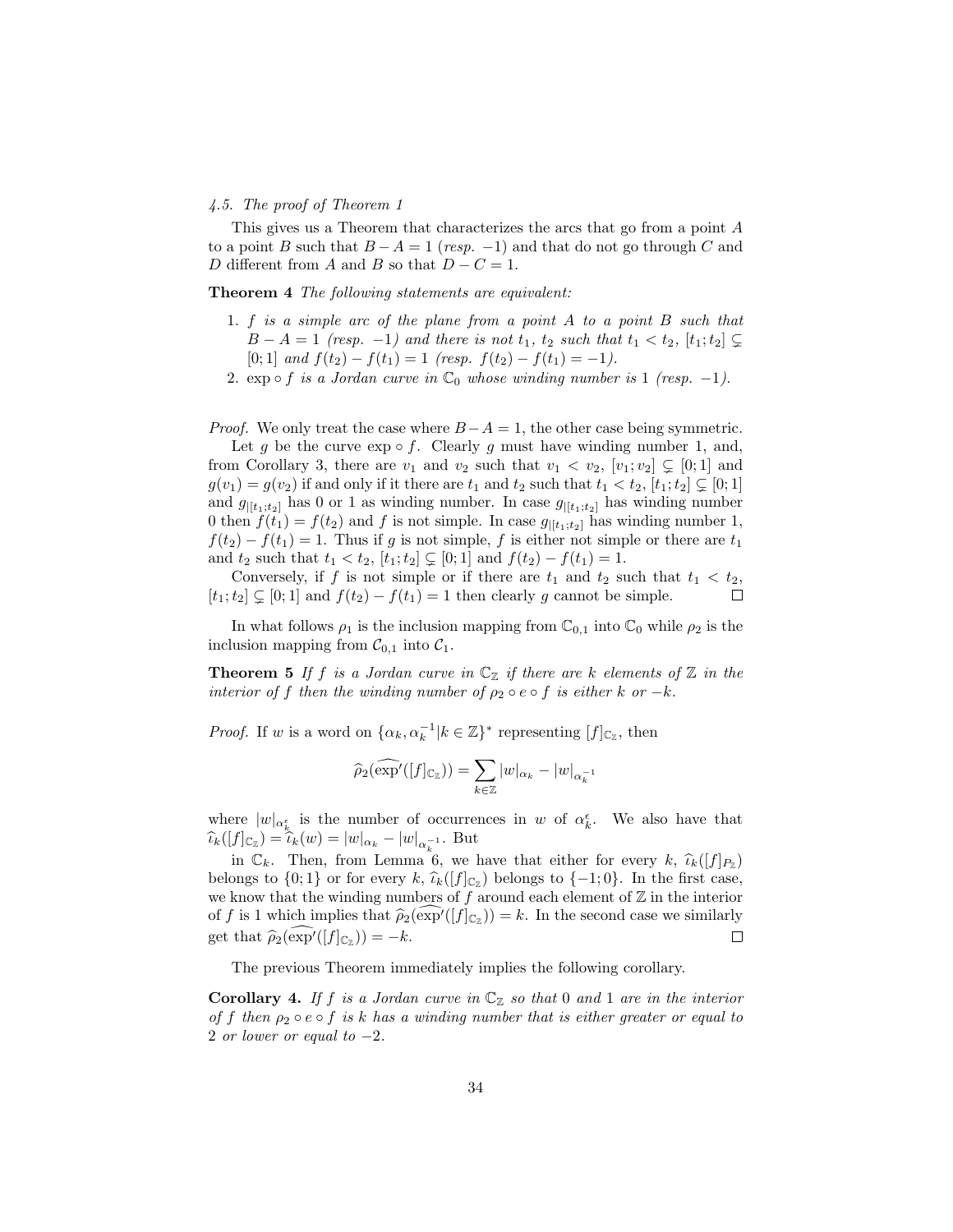*4.5. The proof of Theorem 1*

This gives us a Theorem that characterizes the arcs that go from a point $A$ to a point $B$ such that $B - A = 1$ (*resp.* $-1$) and that do not go through $C$ and $D$ different from $A$ and $B$ so that $D - C = 1$.

**Theorem 4** *The following statements are equivalent:*

1. *$f$ is a simple arc of the plane from a point $A$ to a point $B$ such that $B - A = 1$ (resp. $-1$) and there is not $t_1$, $t_2$ such that $t_1 < t_2$, $[t_1; t_2] \subsetneq [0; 1]$ and $f(t_2) - f(t_1) = 1$ (resp. $f(t_2) - f(t_1) = -1$).*
2. *$\exp \circ f$ is a Jordan curve in $\mathbb{C}_0$ whose winding number is $1$ (resp. $-1$).*

*Proof.* We only treat the case where $B - A = 1$, the other case being symmetric.

Let $g$ be the curve $\exp \circ f$. Clearly $g$ must have winding number 1, and, from Corollary 3, there are $v_1$ and $v_2$ such that $v_1 < v_2$, $[v_1; v_2] \subsetneq [0; 1]$ and $g(v_1) = g(v_2)$ if and only if it there are $t_1$ and $t_2$ such that $t_1 < t_2$, $[t_1; t_2] \subsetneq [0; 1]$ and $g_{|[t_1;t_2]}$ has 0 or 1 as winding number. In case $g_{|[t_1;t_2]}$ has winding number 0 then $f(t_1) = f(t_2)$ and $f$ is not simple. In case $g_{|[t_1;t_2]}$ has winding number 1, $f(t_2) - f(t_1) = 1$. Thus if $g$ is not simple, $f$ is either not simple or there are $t_1$ and $t_2$ such that $t_1 < t_2$, $[t_1; t_2] \subsetneq [0; 1]$ and $f(t_2) - f(t_1) = 1$.

Conversely, if $f$ is not simple or if there are $t_1$ and $t_2$ such that $t_1 < t_2$, $[t_1; t_2] \subsetneq [0; 1]$ and $f(t_2) - f(t_1) = 1$ then clearly $g$ cannot be simple. $\square$

In what follows $\rho_1$ is the inclusion mapping from $\mathbb{C}_{0,1}$ into $\mathbb{C}_0$ while $\rho_2$ is the inclusion mapping from $\mathcal{C}_{0,1}$ into $\mathcal{C}_1$.

**Theorem 5** *If $f$ is a Jordan curve in $\mathbb{C}_\mathbb{Z}$ if there are $k$ elements of $\mathbb{Z}$ in the interior of $f$ then the winding number of $\rho_2 \circ e \circ f$ is either $k$ or $-k$.*

*Proof.* If $w$ is a word on $\{\alpha_k, \alpha_k^{-1} | k \in \mathbb{Z}\}^*$ representing $[f]_{\mathbb{C}_\mathbb{Z}}$, then

$$\widehat{\rho}_2(\widehat{\exp'}([f]_{\mathbb{C}_\mathbb{Z}})) = \sum_{k \in \mathbb{Z}} |w|_{\alpha_k} - |w|_{\alpha_k^{-1}}$$

where $|w|_{\alpha_k^\epsilon}$ is the number of occurrences in $w$ of $\alpha_k^\epsilon$. We also have that $\widehat{\iota}_k([f]_{\mathbb{C}_\mathbb{Z}}) = \widehat{\iota}_k(w) = |w|_{\alpha_k} - |w|_{\alpha_k^{-1}}$. But

in $\mathbb{C}_k$. Then, from Lemma 6, we have that either for every $k$, $\widehat{\iota}_k([f]_{P_\mathbb{Z}})$ belongs to $\{0; 1\}$ or for every $k$, $\widehat{\iota}_k([f]_{\mathbb{C}_\mathbb{Z}})$ belongs to $\{-1; 0\}$. In the first case, we know that the winding numbers of $f$ around each element of $\mathbb{Z}$ in the interior of $f$ is 1 which implies that $\widehat{\rho}_2(\widehat{\exp'}([f]_{\mathbb{C}_\mathbb{Z}})) = k$. In the second case we similarly get that $\widehat{\rho}_2(\widehat{\exp'}([f]_{\mathbb{C}_\mathbb{Z}})) = -k$. $\square$

The previous Theorem immediately implies the following corollary.

**Corollary 4.** *If $f$ is a Jordan curve in $\mathbb{C}_\mathbb{Z}$ so that 0 and 1 are in the interior of $f$ then $\rho_2 \circ e \circ f$ is $k$ has a winding number that is either greater or equal to 2 or lower or equal to $-2$.*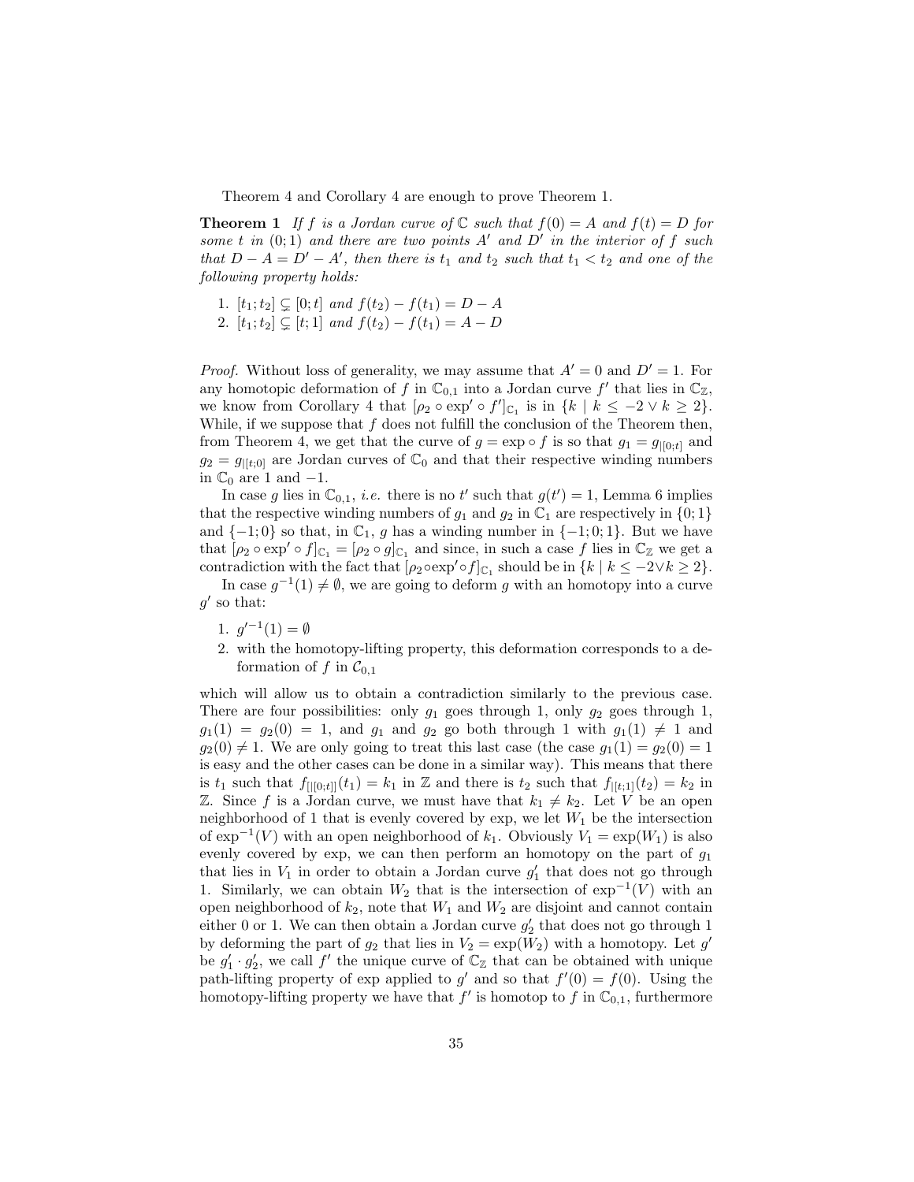Theorem 4 and Corollary 4 are enough to prove Theorem 1.

**Theorem 1** *If $f$ is a Jordan curve of $\mathbb{C}$ such that $f(0) = A$ and $f(t) = D$ for some $t$ in $(0;1)$ and there are two points $A'$ and $D'$ in the interior of $f$ such that $D - A = D' - A'$, then there is $t_1$ and $t_2$ such that $t_1 < t_2$ and one of the following property holds:*

1. *$[t_1;t_2] \subsetneq [0;t]$ and $f(t_2) - f(t_1) = D - A$*
2. *$[t_1;t_2] \subsetneq [t;1]$ and $f(t_2) - f(t_1) = A - D$*

*Proof.* Without loss of generality, we may assume that $A' = 0$ and $D' = 1$. For any homotopic deformation of $f$ in $\mathbb{C}_{0,1}$ into a Jordan curve $f'$ that lies in $\mathbb{C}_{\mathbb{Z}}$, we know from Corollary 4 that $[\rho_2 \circ \exp' \circ f']_{\mathbb{C}_1}$ is in $\{k \mid k \leq -2 \vee k \geq 2\}$. While, if we suppose that $f$ does not fulfill the conclusion of the Theorem then, from Theorem 4, we get that the curve of $g = \exp \circ f$ is so that $g_1 = g_{|[0;t]}$ and $g_2 = g_{|[t;0]}$ are Jordan curves of $\mathbb{C}_0$ and that their respective winding numbers in $\mathbb{C}_0$ are 1 and $-1$.

In case $g$ lies in $\mathbb{C}_{0,1}$, *i.e.* there is no $t'$ such that $g(t') = 1$, Lemma 6 implies that the respective winding numbers of $g_1$ and $g_2$ in $\mathbb{C}_1$ are respectively in $\{0;1\}$ and $\{-1;0\}$ so that, in $\mathbb{C}_1$, $g$ has a winding number in $\{-1;0;1\}$. But we have that $[\rho_2 \circ \exp' \circ f]_{\mathbb{C}_1} = [\rho_2 \circ g]_{\mathbb{C}_1}$ and since, in such a case $f$ lies in $\mathbb{C}_{\mathbb{Z}}$ we get a contradiction with the fact that $[\rho_2 \circ \exp' \circ f]_{\mathbb{C}_1}$ should be in $\{k \mid k \leq -2 \vee k \geq 2\}$.

In case $g^{-1}(1) \neq \emptyset$, we are going to deform $g$ with an homotopy into a curve $g'$ so that:

1. $g'^{-1}(1) = \emptyset$
2. with the homotopy-lifting property, this deformation corresponds to a deformation of $f$ in $\mathcal{C}_{0,1}$

which will allow us to obtain a contradiction similarly to the previous case. There are four possibilities: only $g_1$ goes through 1, only $g_2$ goes through 1, $g_1(1) = g_2(0) = 1$, and $g_1$ and $g_2$ go both through 1 with $g_1(1) \neq 1$ and $g_2(0) \neq 1$. We are only going to treat this last case (the case $g_1(1) = g_2(0) = 1$ is easy and the other cases can be done in a similar way). This means that there is $t_1$ such that $f_{[|[0;t]]}(t_1) = k_1$ in $\mathbb{Z}$ and there is $t_2$ such that $f_{|[t;1]}(t_2) = k_2$ in $\mathbb{Z}$. Since $f$ is a Jordan curve, we must have that $k_1 \neq k_2$. Let $V$ be an open neighborhood of 1 that is evenly covered by exp, we let $W_1$ be the intersection of $\exp^{-1}(V)$ with an open neighborhood of $k_1$. Obviously $V_1 = \exp(W_1)$ is also evenly covered by exp, we can then perform an homotopy on the part of $g_1$ that lies in $V_1$ in order to obtain a Jordan curve $g'_1$ that does not go through 1. Similarly, we can obtain $W_2$ that is the intersection of $\exp^{-1}(V)$ with an open neighborhood of $k_2$, note that $W_1$ and $W_2$ are disjoint and cannot contain either 0 or 1. We can then obtain a Jordan curve $g'_2$ that does not go through 1 by deforming the part of $g_2$ that lies in $V_2 = \exp(W_2)$ with a homotopy. Let $g'$ be $g'_1 \cdot g'_2$, we call $f'$ the unique curve of $\mathbb{C}_{\mathbb{Z}}$ that can be obtained with unique path-lifting property of exp applied to $g'$ and so that $f'(0) = f(0)$. Using the homotopy-lifting property we have that $f'$ is homotop to $f$ in $\mathbb{C}_{0,1}$, furthermore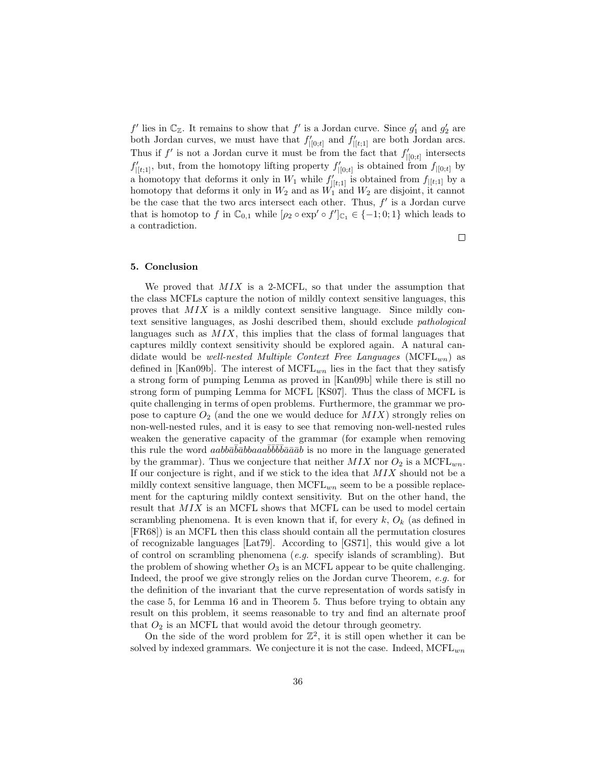$f'$ lies in $\mathbb{C}_{\mathbb{Z}}$. It remains to show that $f'$ is a Jordan curve. Since $g'_1$ and $g'_2$ are both Jordan curves, we must have that $f'_{|[0;t]}$ and $f'_{|[t;1]}$ are both Jordan arcs. Thus if $f'$ is not a Jordan curve it must be from the fact that $f'_{|[0;t]}$ intersects $f'_{|[t;1]}$, but, from the homotopy lifting property $f'_{|[0;t]}$ is obtained from $f_{|[0;t]}$ by a homotopy that deforms it only in $W_1$ while $f'_{|[t;1]}$ is obtained from $f_{|[t;1]}$ by a homotopy that deforms it only in $W_2$ and as $W_1$ and $W_2$ are disjoint, it cannot be the case that the two arcs intersect each other. Thus, $f'$ is a Jordan curve that is homotop to $f$ in $\mathbb{C}_{0,1}$ while $[\rho_2 \circ \exp' \circ f']_{\mathbb{C}_1} \in \{-1; 0; 1\}$ which leads to a contradiction.

□

## 5. Conclusion

We proved that $MIX$ is a 2-MCFL, so that under the assumption that the class MCFLs capture the notion of mildly context sensitive languages, this proves that $MIX$ is a mildly context sensitive language. Since mildly context sensitive languages, as Joshi described them, should exclude *pathological* languages such as $MIX$, this implies that the class of formal languages that captures mildly context sensitivity should be explored again. A natural candidate would be *well-nested Multiple Context Free Languages* ($\mathrm{MCFL}_{wn}$) as defined in [Kan09b]. The interest of $\mathrm{MCFL}_{wn}$ lies in the fact that they satisfy a strong form of pumping Lemma as proved in [Kan09b] while there is still no strong form of pumping Lemma for MCFL [KS07]. Thus the class of MCFL is quite challenging in terms of open problems. Furthermore, the grammar we propose to capture $O_2$ (and the one we would deduce for $MIX$) strongly relies on non-well-nested rules, and it is easy to see that removing non-well-nested rules weaken the generative capacity of the grammar (for example when removing this rule the word $aabb\bar{a}\bar{b}\bar{a}bbaaa\bar{b}\bar{b}\bar{b}\bar{b}\bar{a}\bar{a}\bar{a}b$ is no more in the language generated by the grammar). Thus we conjecture that neither $MIX$ nor $O_2$ is a $\mathrm{MCFL}_{wn}$. If our conjecture is right, and if we stick to the idea that $MIX$ should not be a mildly context sensitive language, then $\mathrm{MCFL}_{wn}$ seem to be a possible replacement for the capturing mildly context sensitivity. But on the other hand, the result that $MIX$ is an MCFL shows that MCFL can be used to model certain scrambling phenomena. It is even known that if, for every $k$, $O_k$ (as defined in [FR68]) is an MCFL then this class should contain all the permutation closures of recognizable languages [Lat79]. According to [GS71], this would give a lot of control on scrambling phenomena (*e.g.* specify islands of scrambling). But the problem of showing whether $O_3$ is an MCFL appear to be quite challenging. Indeed, the proof we give strongly relies on the Jordan curve Theorem, *e.g.* for the definition of the invariant that the curve representation of words satisfy in the case 5, for Lemma 16 and in Theorem 5. Thus before trying to obtain any result on this problem, it seems reasonable to try and find an alternate proof that $O_2$ is an MCFL that would avoid the detour through geometry.

On the side of the word problem for $\mathbb{Z}^2$, it is still open whether it can be solved by indexed grammars. We conjecture it is not the case. Indeed, $\mathrm{MCFL}_{wn}$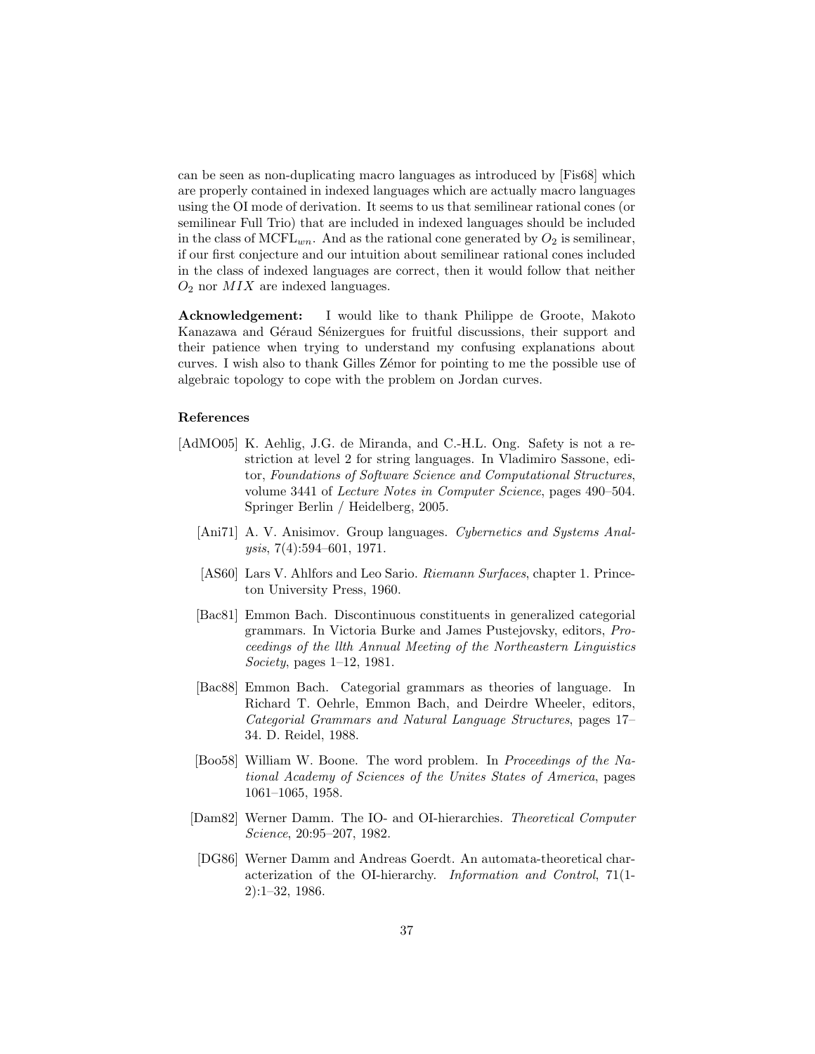can be seen as non-duplicating macro languages as introduced by [Fis68] which are properly contained in indexed languages which are actually macro languages using the OI mode of derivation. It seems to us that semilinear rational cones (or semilinear Full Trio) that are included in indexed languages should be included in the class of $\mathrm{MCFL}_{wn}$. And as the rational cone generated by $O_2$ is semilinear, if our first conjecture and our intuition about semilinear rational cones included in the class of indexed languages are correct, then it would follow that neither $O_2$ nor $MIX$ are indexed languages.

**Acknowledgement:** I would like to thank Philippe de Groote, Makoto Kanazawa and Géraud Sénizergues for fruitful discussions, their support and their patience when trying to understand my confusing explanations about curves. I wish also to thank Gilles Zémor for pointing to me the possible use of algebraic topology to cope with the problem on Jordan curves.

### References

[AdMO05] K. Aehlig, J.G. de Miranda, and C.-H.L. Ong. Safety is not a restriction at level 2 for string languages. In Vladimiro Sassone, editor, *Foundations of Software Science and Computational Structures*, volume 3441 of *Lecture Notes in Computer Science*, pages 490–504. Springer Berlin / Heidelberg, 2005.

[Ani71] A. V. Anisimov. Group languages. *Cybernetics and Systems Analysis*, 7(4):594–601, 1971.

[AS60] Lars V. Ahlfors and Leo Sario. *Riemann Surfaces*, chapter 1. Princeton University Press, 1960.

[Bac81] Emmon Bach. Discontinuous constituents in generalized categorial grammars. In Victoria Burke and James Pustejovsky, editors, *Proceedings of the llth Annual Meeting of the Northeastern Linguistics Society*, pages 1–12, 1981.

[Bac88] Emmon Bach. Categorial grammars as theories of language. In Richard T. Oehrle, Emmon Bach, and Deirdre Wheeler, editors, *Categorial Grammars and Natural Language Structures*, pages 17–34. D. Reidel, 1988.

[Boo58] William W. Boone. The word problem. In *Proceedings of the National Academy of Sciences of the Unites States of America*, pages 1061–1065, 1958.

[Dam82] Werner Damm. The IO- and OI-hierarchies. *Theoretical Computer Science*, 20:95–207, 1982.

[DG86] Werner Damm and Andreas Goerdt. An automata-theoretical characterization of the OI-hierarchy. *Information and Control*, 71(1-2):1–32, 1986.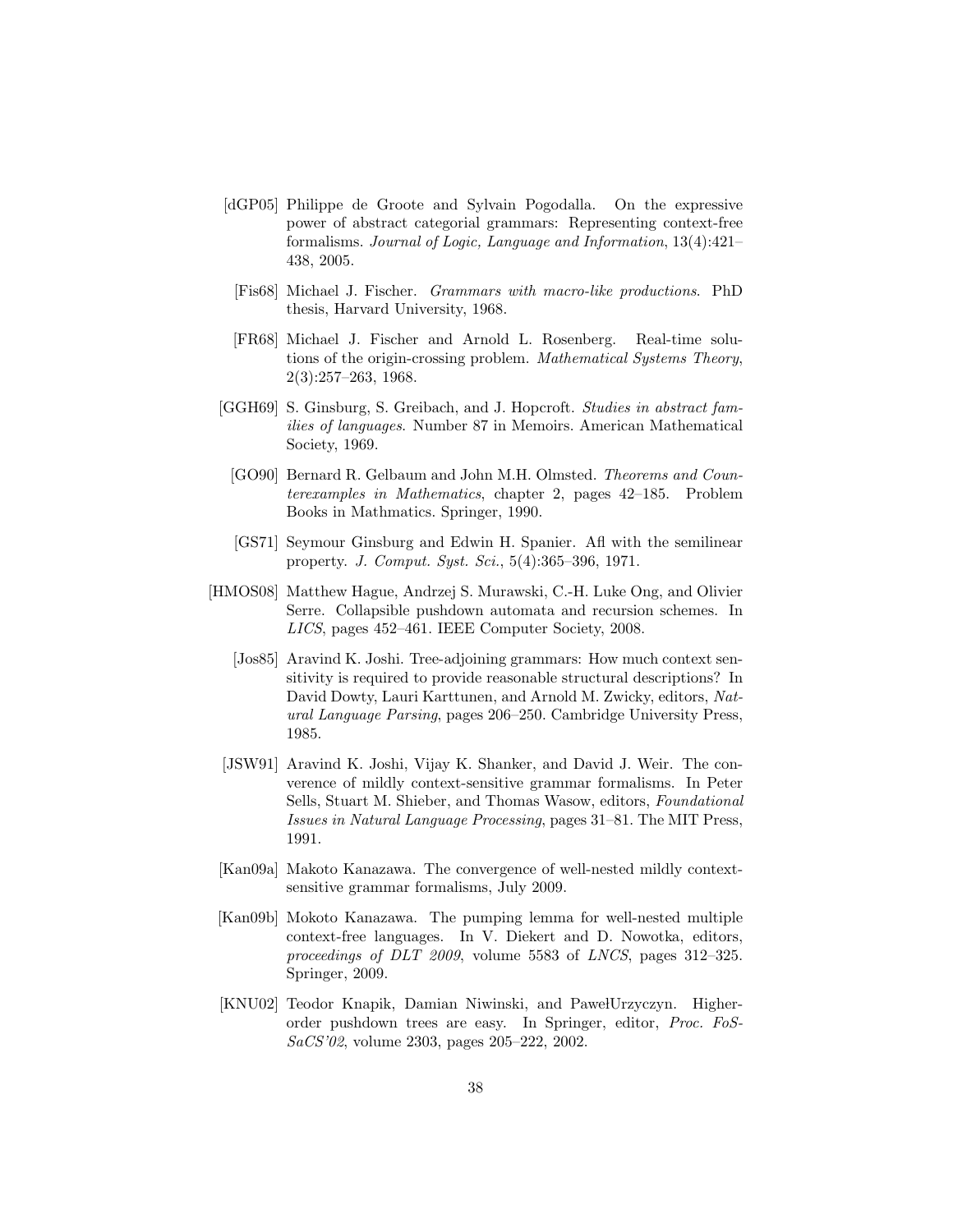[dGP05] Philippe de Groote and Sylvain Pogodalla. On the expressive power of abstract categorial grammars: Representing context-free formalisms. *Journal of Logic, Language and Information*, 13(4):421–438, 2005.

[Fis68] Michael J. Fischer. *Grammars with macro-like productions*. PhD thesis, Harvard University, 1968.

[FR68] Michael J. Fischer and Arnold L. Rosenberg. Real-time solutions of the origin-crossing problem. *Mathematical Systems Theory*, 2(3):257–263, 1968.

[GGH69] S. Ginsburg, S. Greibach, and J. Hopcroft. *Studies in abstract families of languages*. Number 87 in Memoirs. American Mathematical Society, 1969.

[GO90] Bernard R. Gelbaum and John M.H. Olmsted. *Theorems and Counterexamples in Mathematics*, chapter 2, pages 42–185. Problem Books in Mathmatics. Springer, 1990.

[GS71] Seymour Ginsburg and Edwin H. Spanier. Afl with the semilinear property. *J. Comput. Syst. Sci.*, 5(4):365–396, 1971.

[HMOS08] Matthew Hague, Andrzej S. Murawski, C.-H. Luke Ong, and Olivier Serre. Collapsible pushdown automata and recursion schemes. In *LICS*, pages 452–461. IEEE Computer Society, 2008.

[Jos85] Aravind K. Joshi. Tree-adjoining grammars: How much context sensitivity is required to provide reasonable structural descriptions? In David Dowty, Lauri Karttunen, and Arnold M. Zwicky, editors, *Natural Language Parsing*, pages 206–250. Cambridge University Press, 1985.

[JSW91] Aravind K. Joshi, Vijay K. Shanker, and David J. Weir. The converence of mildly context-sensitive grammar formalisms. In Peter Sells, Stuart M. Shieber, and Thomas Wasow, editors, *Foundational Issues in Natural Language Processing*, pages 31–81. The MIT Press, 1991.

[Kan09a] Makoto Kanazawa. The convergence of well-nested mildly context-sensitive grammar formalisms, July 2009.

[Kan09b] Mokoto Kanazawa. The pumping lemma for well-nested multiple context-free languages. In V. Diekert and D. Nowotka, editors, *proceedings of DLT 2009*, volume 5583 of *LNCS*, pages 312–325. Springer, 2009.

[KNU02] Teodor Knapik, Damian Niwinski, and PawełUrzyczyn. Higher-order pushdown trees are easy. In Springer, editor, *Proc. FoSSaCS'02*, volume 2303, pages 205–222, 2002.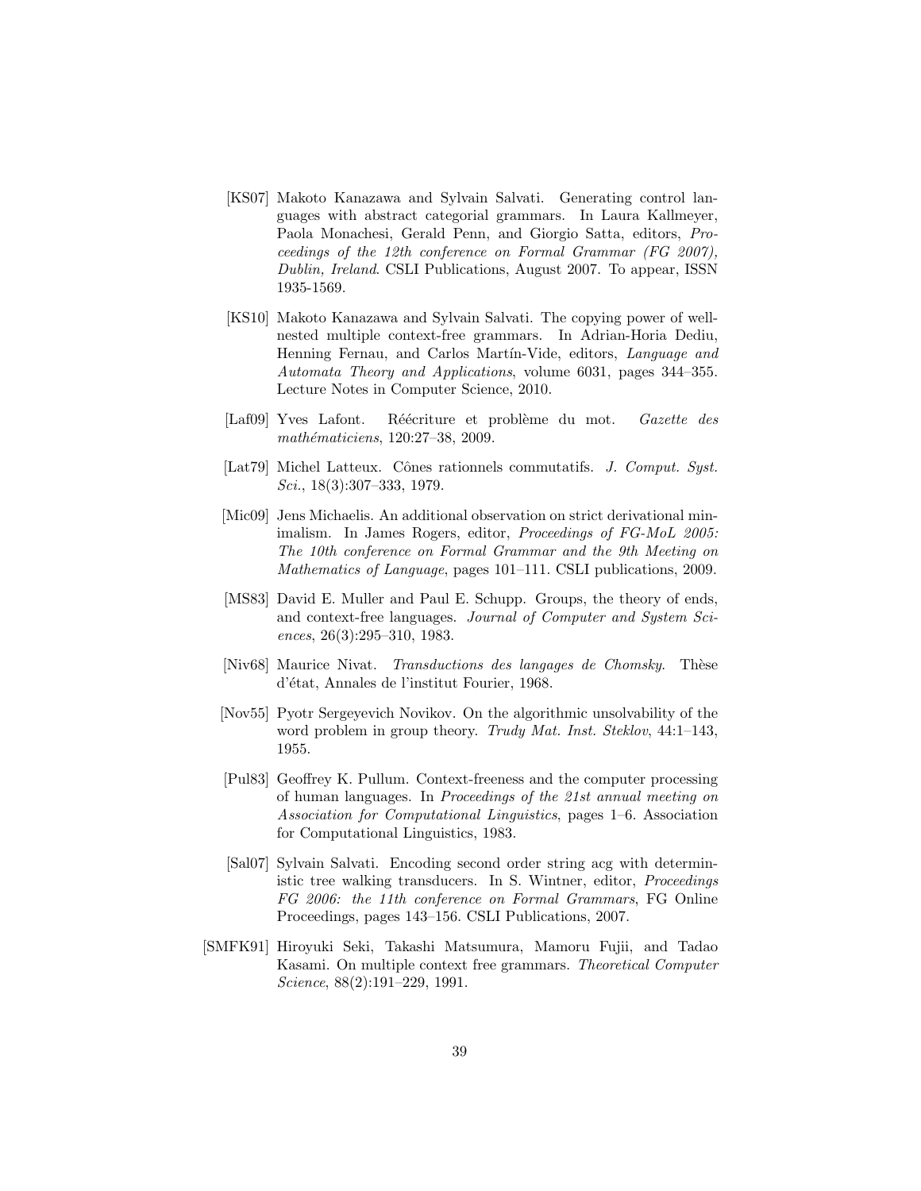[KS07] Makoto Kanazawa and Sylvain Salvati. Generating control languages with abstract categorial grammars. In Laura Kallmeyer, Paola Monachesi, Gerald Penn, and Giorgio Satta, editors, *Proceedings of the 12th conference on Formal Grammar (FG 2007), Dublin, Ireland*. CSLI Publications, August 2007. To appear, ISSN 1935-1569.

[KS10] Makoto Kanazawa and Sylvain Salvati. The copying power of well-nested multiple context-free grammars. In Adrian-Horia Dediu, Henning Fernau, and Carlos Martín-Vide, editors, *Language and Automata Theory and Applications*, volume 6031, pages 344–355. Lecture Notes in Computer Science, 2010.

[Laf09] Yves Lafont. Réécriture et problème du mot. *Gazette des mathématiciens*, 120:27–38, 2009.

[Lat79] Michel Latteux. Cônes rationnels commutatifs. *J. Comput. Syst. Sci.*, 18(3):307–333, 1979.

[Mic09] Jens Michaelis. An additional observation on strict derivational minimalism. In James Rogers, editor, *Proceedings of FG-MoL 2005: The 10th conference on Formal Grammar and the 9th Meeting on Mathematics of Language*, pages 101–111. CSLI publications, 2009.

[MS83] David E. Muller and Paul E. Schupp. Groups, the theory of ends, and context-free languages. *Journal of Computer and System Sciences*, 26(3):295–310, 1983.

[Niv68] Maurice Nivat. *Transductions des langages de Chomsky*. Thèse d'état, Annales de l'institut Fourier, 1968.

[Nov55] Pyotr Sergeyevich Novikov. On the algorithmic unsolvability of the word problem in group theory. *Trudy Mat. Inst. Steklov*, 44:1–143, 1955.

[Pul83] Geoffrey K. Pullum. Context-freeness and the computer processing of human languages. In *Proceedings of the 21st annual meeting on Association for Computational Linguistics*, pages 1–6. Association for Computational Linguistics, 1983.

[Sal07] Sylvain Salvati. Encoding second order string acg with deterministic tree walking transducers. In S. Wintner, editor, *Proceedings FG 2006: the 11th conference on Formal Grammars*, FG Online Proceedings, pages 143–156. CSLI Publications, 2007.

[SMFK91] Hiroyuki Seki, Takashi Matsumura, Mamoru Fujii, and Tadao Kasami. On multiple context free grammars. *Theoretical Computer Science*, 88(2):191–229, 1991.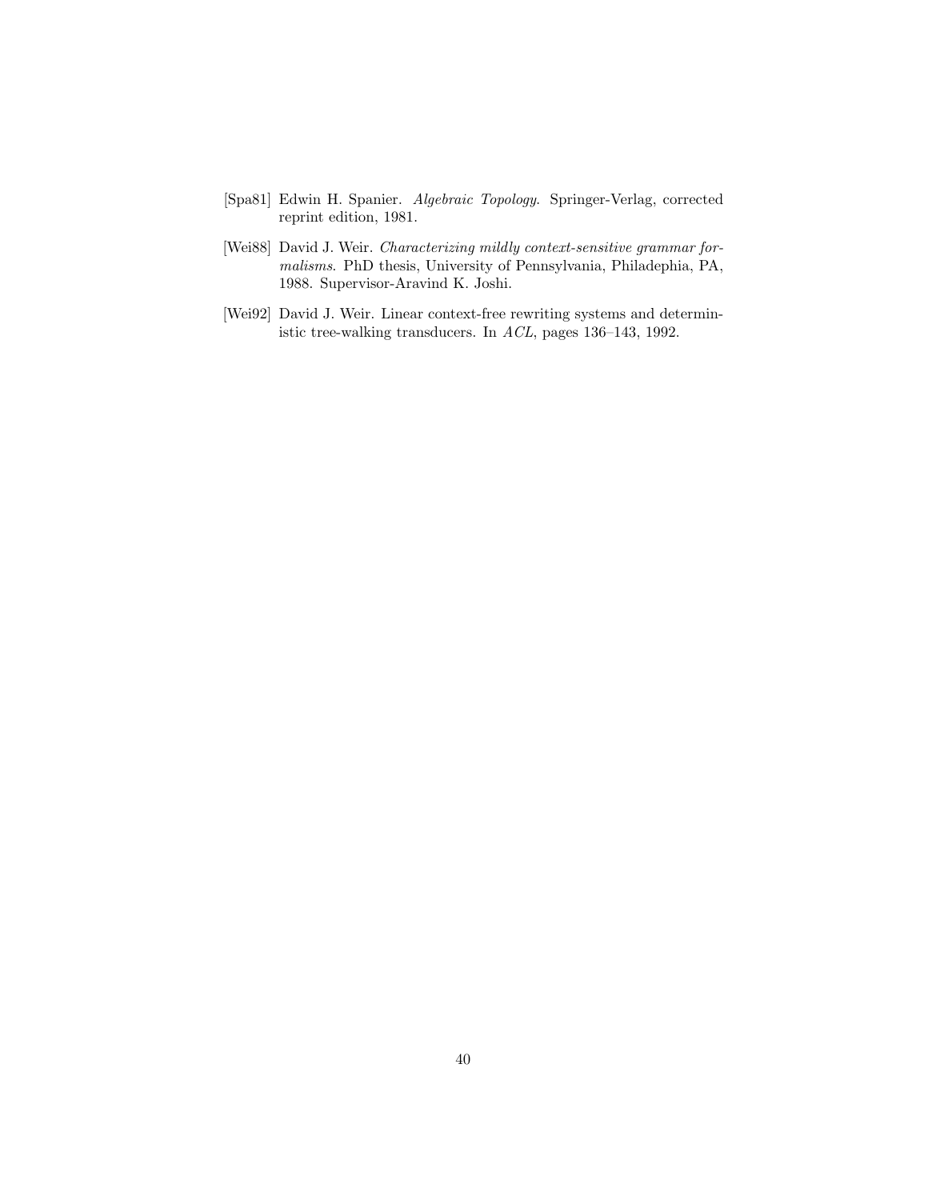[Spa81] Edwin H. Spanier. *Algebraic Topology*. Springer-Verlag, corrected reprint edition, 1981.

[Wei88] David J. Weir. *Characterizing mildly context-sensitive grammar formalisms*. PhD thesis, University of Pennsylvania, Philadephia, PA, 1988. Supervisor-Aravind K. Joshi.

[Wei92] David J. Weir. Linear context-free rewriting systems and deterministic tree-walking transducers. In *ACL*, pages 136–143, 1992.